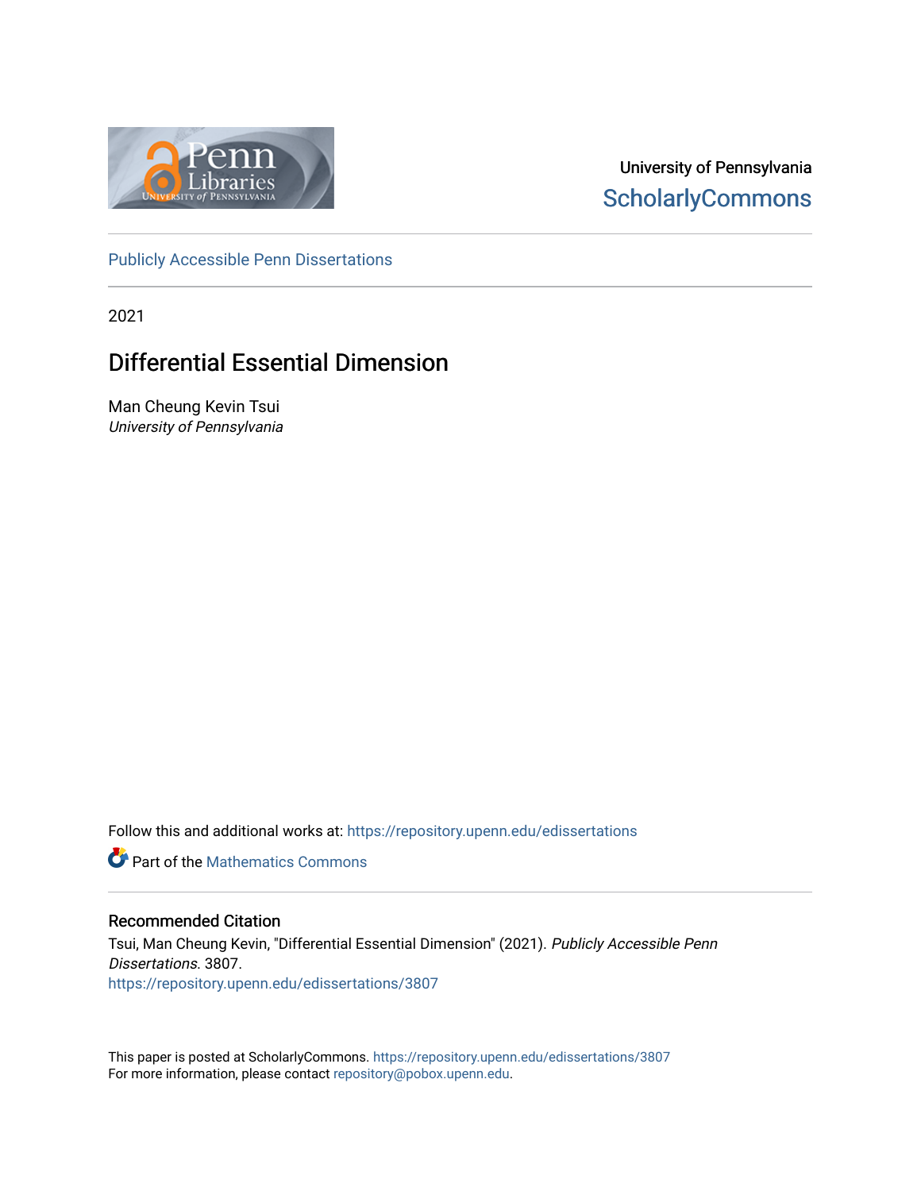University of Pennsylvania
ScholarlyCommons

Publicly Accessible Penn Dissertations

2021

# Differential Essential Dimension

Man Cheung Kevin Tsui
*University of Pennsylvania*

Follow this and additional works at: https://repository.upenn.edu/edissertations

Part of the Mathematics Commons

## Recommended Citation

Tsui, Man Cheung Kevin, "Differential Essential Dimension" (2021). *Publicly Accessible Penn Dissertations*. 3807.
https://repository.upenn.edu/edissertations/3807

This paper is posted at ScholarlyCommons. https://repository.upenn.edu/edissertations/3807
For more information, please contact repository@pobox.upenn.edu.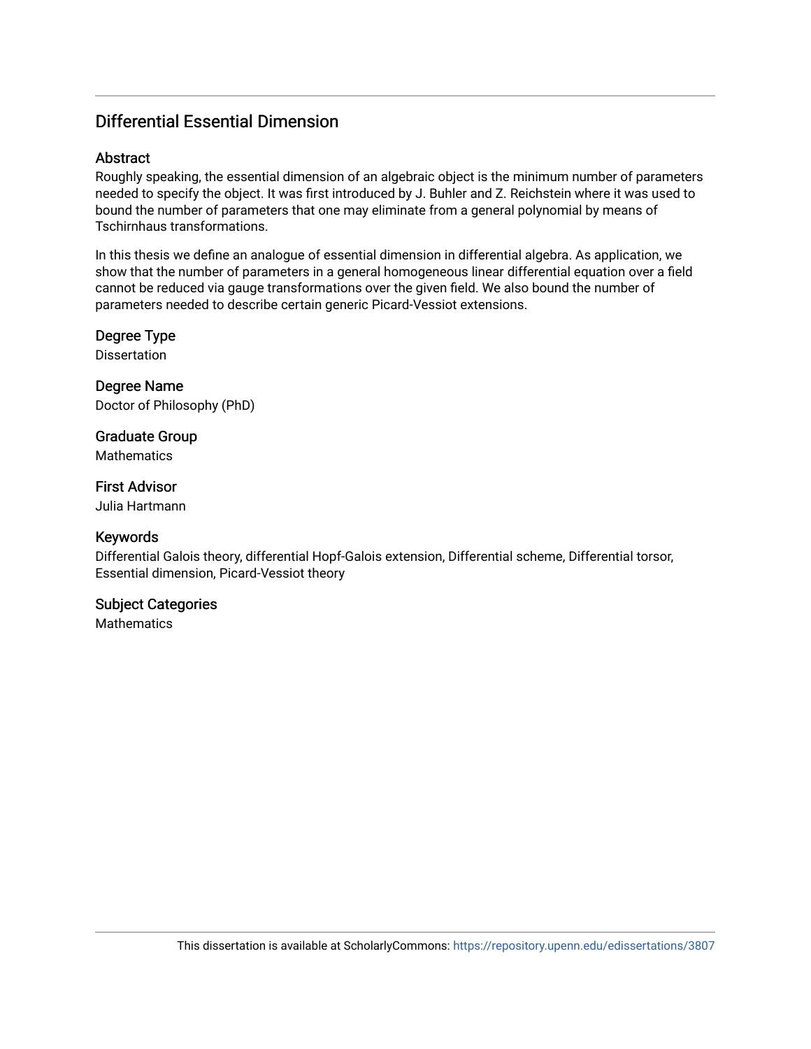## Differential Essential Dimension

### Abstract

Roughly speaking, the essential dimension of an algebraic object is the minimum number of parameters needed to specify the object. It was first introduced by J. Buhler and Z. Reichstein where it was used to bound the number of parameters that one may eliminate from a general polynomial by means of Tschirnhaus transformations.

In this thesis we define an analogue of essential dimension in differential algebra. As application, we show that the number of parameters in a general homogeneous linear differential equation over a field cannot be reduced via gauge transformations over the given field. We also bound the number of parameters needed to describe certain generic Picard-Vessiot extensions.

### Degree Type

Dissertation

### Degree Name

Doctor of Philosophy (PhD)

### Graduate Group

Mathematics

### First Advisor

Julia Hartmann

### Keywords

Differential Galois theory, differential Hopf-Galois extension, Differential scheme, Differential torsor, Essential dimension, Picard-Vessiot theory

### Subject Categories

Mathematics

This dissertation is available at ScholarlyCommons: https://repository.upenn.edu/edissertations/3807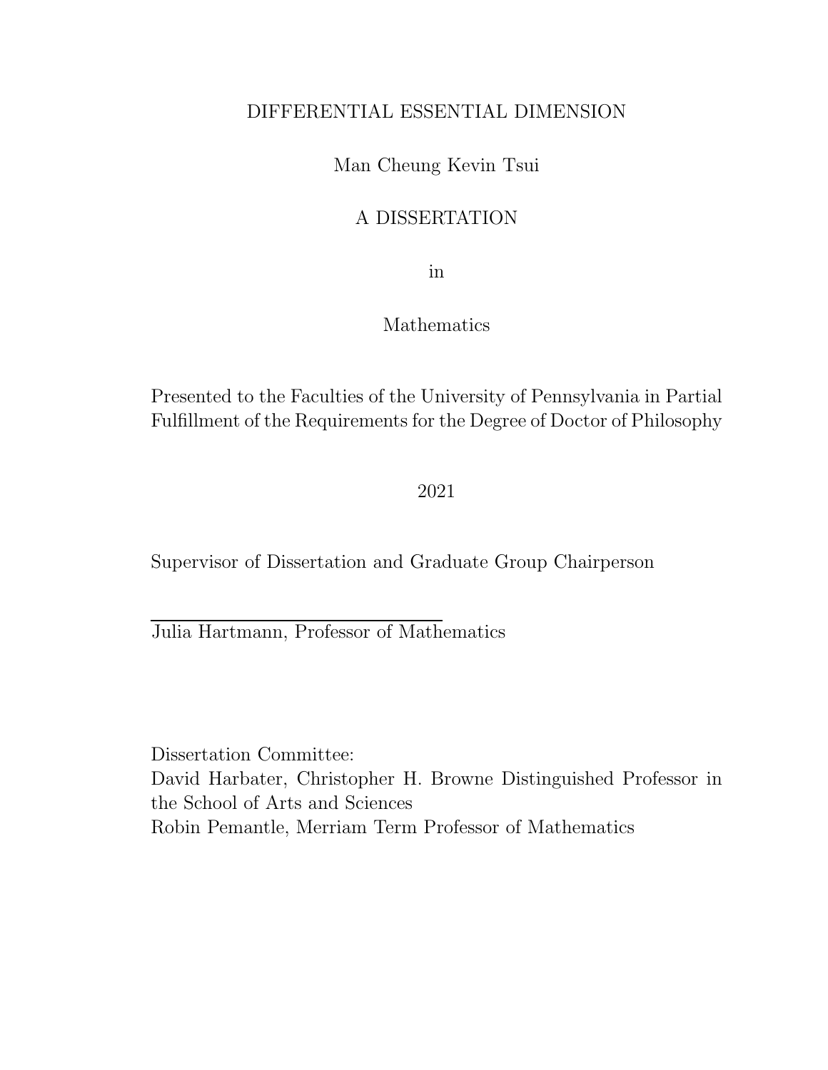DIFFERENTIAL ESSENTIAL DIMENSION

Man Cheung Kevin Tsui

A DISSERTATION

in

Mathematics

Presented to the Faculties of the University of Pennsylvania in Partial Fulfillment of the Requirements for the Degree of Doctor of Philosophy

2021

Supervisor of Dissertation and Graduate Group Chairperson

Julia Hartmann, Professor of Mathematics

Dissertation Committee:
David Harbater, Christopher H. Browne Distinguished Professor in the School of Arts and Sciences
Robin Pemantle, Merriam Term Professor of Mathematics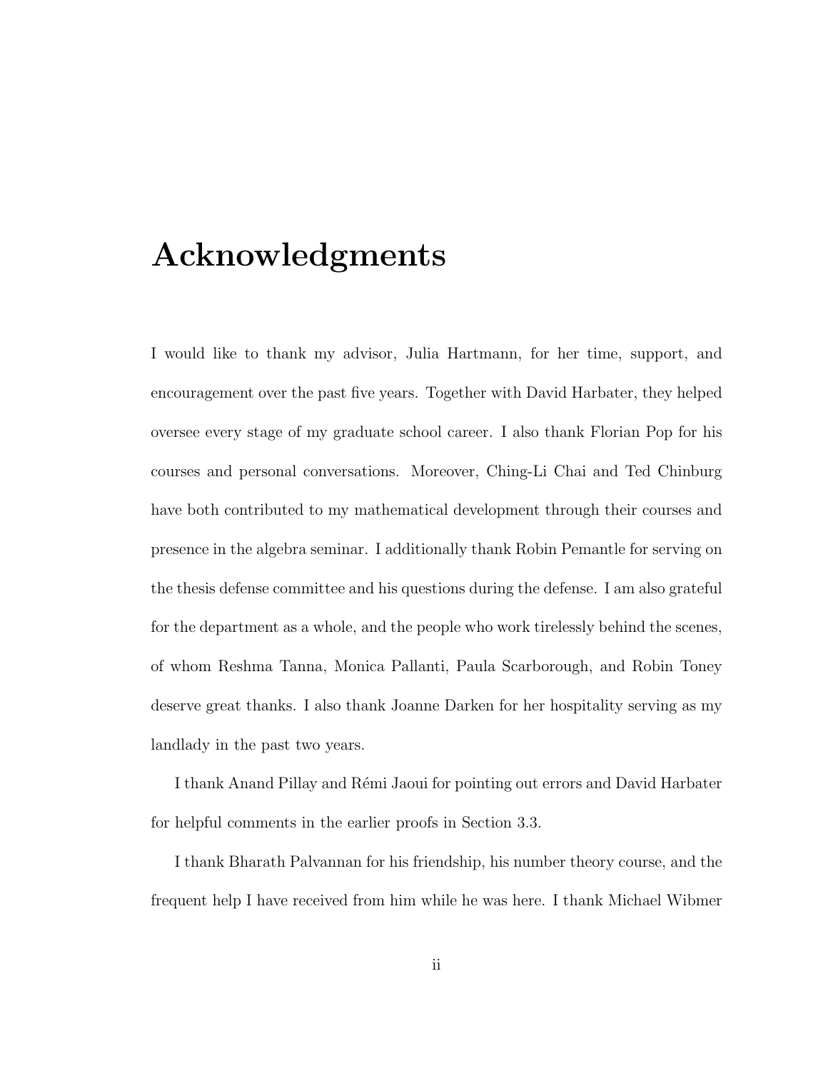# Acknowledgments

I would like to thank my advisor, Julia Hartmann, for her time, support, and encouragement over the past five years. Together with David Harbater, they helped oversee every stage of my graduate school career. I also thank Florian Pop for his courses and personal conversations. Moreover, Ching-Li Chai and Ted Chinburg have both contributed to my mathematical development through their courses and presence in the algebra seminar. I additionally thank Robin Pemantle for serving on the thesis defense committee and his questions during the defense. I am also grateful for the department as a whole, and the people who work tirelessly behind the scenes, of whom Reshma Tanna, Monica Pallanti, Paula Scarborough, and Robin Toney deserve great thanks. I also thank Joanne Darken for her hospitality serving as my landlady in the past two years.

I thank Anand Pillay and Rémi Jaoui for pointing out errors and David Harbater for helpful comments in the earlier proofs in Section 3.3.

I thank Bharath Palvannan for his friendship, his number theory course, and the frequent help I have received from him while he was here. I thank Michael Wibmer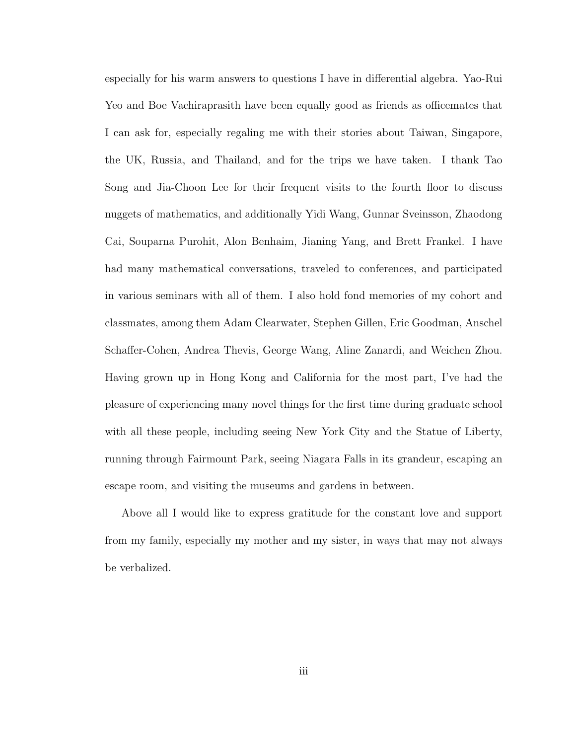especially for his warm answers to questions I have in differential algebra. Yao-Rui Yeo and Boe Vachiraprasith have been equally good as friends as officemates that I can ask for, especially regaling me with their stories about Taiwan, Singapore, the UK, Russia, and Thailand, and for the trips we have taken. I thank Tao Song and Jia-Choon Lee for their frequent visits to the fourth floor to discuss nuggets of mathematics, and additionally Yidi Wang, Gunnar Sveinsson, Zhaodong Cai, Souparna Purohit, Alon Benhaim, Jianing Yang, and Brett Frankel. I have had many mathematical conversations, traveled to conferences, and participated in various seminars with all of them. I also hold fond memories of my cohort and classmates, among them Adam Clearwater, Stephen Gillen, Eric Goodman, Anschel Schaffer-Cohen, Andrea Thevis, George Wang, Aline Zanardi, and Weichen Zhou. Having grown up in Hong Kong and California for the most part, I've had the pleasure of experiencing many novel things for the first time during graduate school with all these people, including seeing New York City and the Statue of Liberty, running through Fairmount Park, seeing Niagara Falls in its grandeur, escaping an escape room, and visiting the museums and gardens in between.

Above all I would like to express gratitude for the constant love and support from my family, especially my mother and my sister, in ways that may not always be verbalized.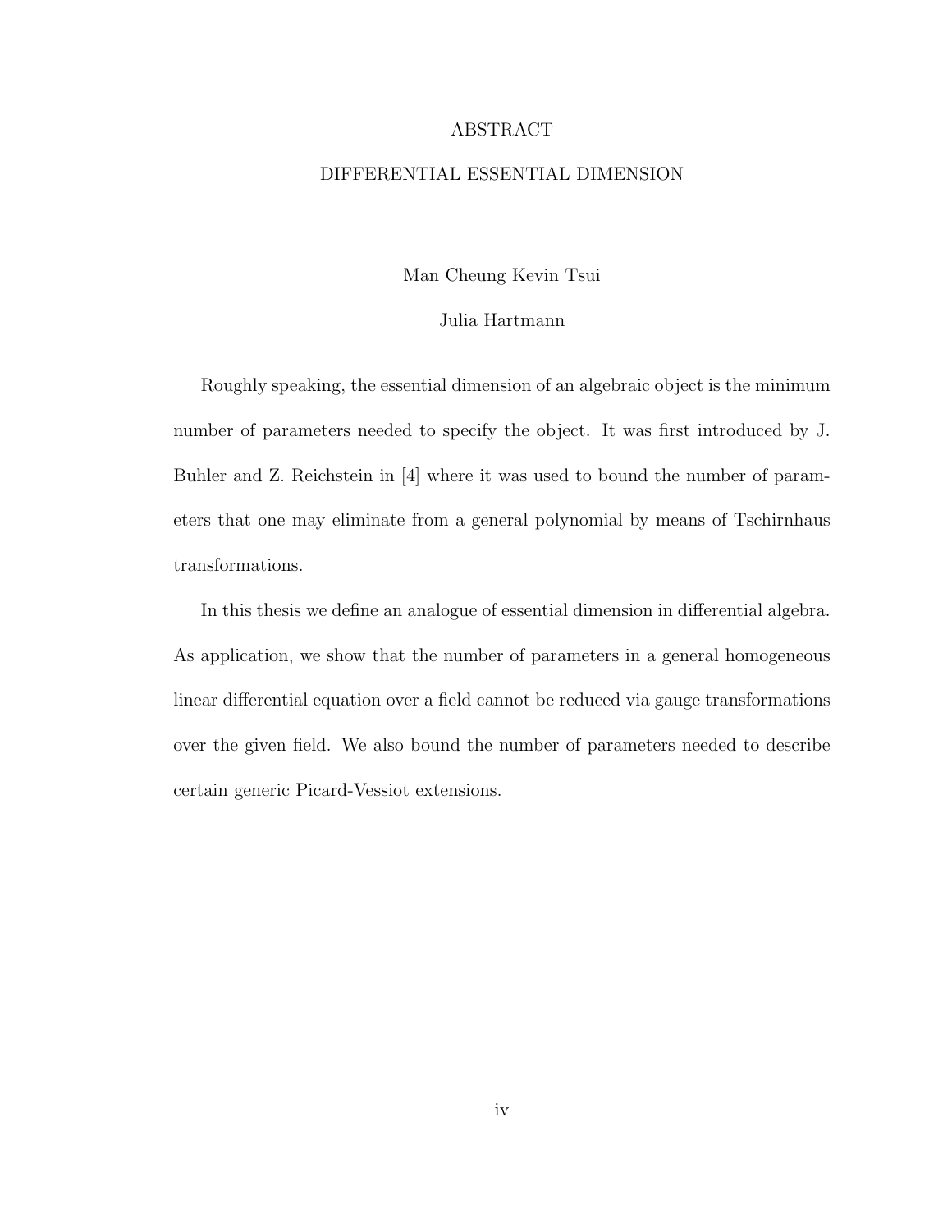# ABSTRACT

## DIFFERENTIAL ESSENTIAL DIMENSION

Man Cheung Kevin Tsui

Julia Hartmann

Roughly speaking, the essential dimension of an algebraic object is the minimum number of parameters needed to specify the object. It was first introduced by J. Buhler and Z. Reichstein in [4] where it was used to bound the number of parameters that one may eliminate from a general polynomial by means of Tschirnhaus transformations.

In this thesis we define an analogue of essential dimension in differential algebra. As application, we show that the number of parameters in a general homogeneous linear differential equation over a field cannot be reduced via gauge transformations over the given field. We also bound the number of parameters needed to describe certain generic Picard-Vessiot extensions.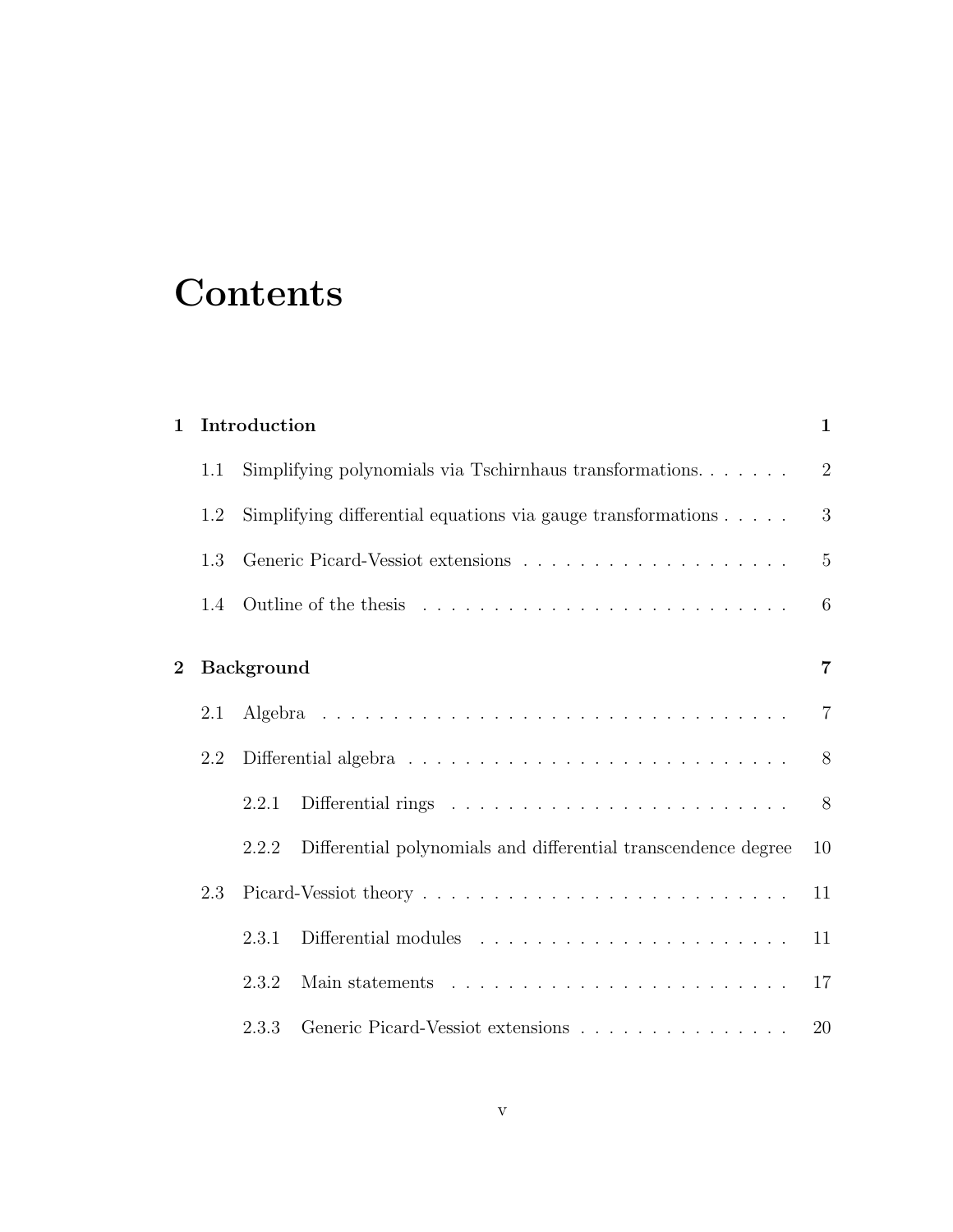# Contents

**1 Introduction** **1**

- 1.1 Simplifying polynomials via Tschirnhaus transformations. . . . . . . 2
- 1.2 Simplifying differential equations via gauge transformations . . . . . 3
- 1.3 Generic Picard-Vessiot extensions . . . . . . . . . . . . . . . . . . . . 5
- 1.4 Outline of the thesis . . . . . . . . . . . . . . . . . . . . . . . . . . 6

**2 Background** **7**

- 2.1 Algebra . . . . . . . . . . . . . . . . . . . . . . . . . . . . . . . . . 7
- 2.2 Differential algebra . . . . . . . . . . . . . . . . . . . . . . . . . . . 8
  - 2.2.1 Differential rings . . . . . . . . . . . . . . . . . . . . . . . . 8
  - 2.2.2 Differential polynomials and differential transcendence degree 10
- 2.3 Picard-Vessiot theory . . . . . . . . . . . . . . . . . . . . . . . . . . 11
  - 2.3.1 Differential modules . . . . . . . . . . . . . . . . . . . . . . 11
  - 2.3.2 Main statements . . . . . . . . . . . . . . . . . . . . . . . . 17
  - 2.3.3 Generic Picard-Vessiot extensions . . . . . . . . . . . . . . . 20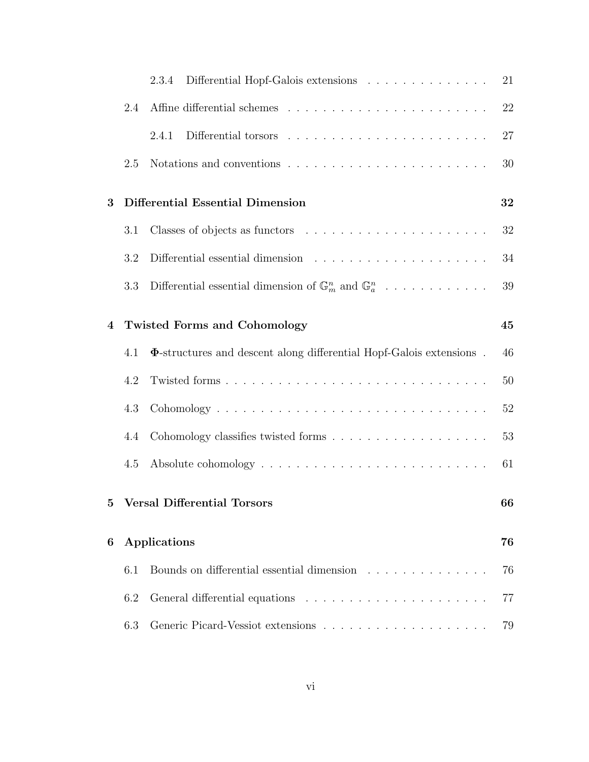2.3.4 Differential Hopf-Galois extensions . . . . . . . . . . . . . . 21

2.4 Affine differential schemes . . . . . . . . . . . . . . . . . . . . . . . 22

2.4.1 Differential torsors . . . . . . . . . . . . . . . . . . . . . . . 27

2.5 Notations and conventions . . . . . . . . . . . . . . . . . . . . . . . 30

**3 Differential Essential Dimension** **32**

3.1 Classes of objects as functors . . . . . . . . . . . . . . . . . . . . . 32

3.2 Differential essential dimension . . . . . . . . . . . . . . . . . . . . 34

3.3 Differential essential dimension of $\mathbb{G}_m^n$ and $\mathbb{G}_a^n$ . . . . . . . . . . . . 39

**4 Twisted Forms and Cohomology** **45**

4.1 $\mathbf{\Phi}$-structures and descent along differential Hopf-Galois extensions . 46

4.2 Twisted forms . . . . . . . . . . . . . . . . . . . . . . . . . . . . . . 50

4.3 Cohomology . . . . . . . . . . . . . . . . . . . . . . . . . . . . . . . 52

4.4 Cohomology classifies twisted forms . . . . . . . . . . . . . . . . . . 53

4.5 Absolute cohomology . . . . . . . . . . . . . . . . . . . . . . . . . . 61

**5 Versal Differential Torsors** **66**

**6 Applications** **76**

6.1 Bounds on differential essential dimension . . . . . . . . . . . . . . 76

6.2 General differential equations . . . . . . . . . . . . . . . . . . . . . 77

6.3 Generic Picard-Vessiot extensions . . . . . . . . . . . . . . . . . . . 79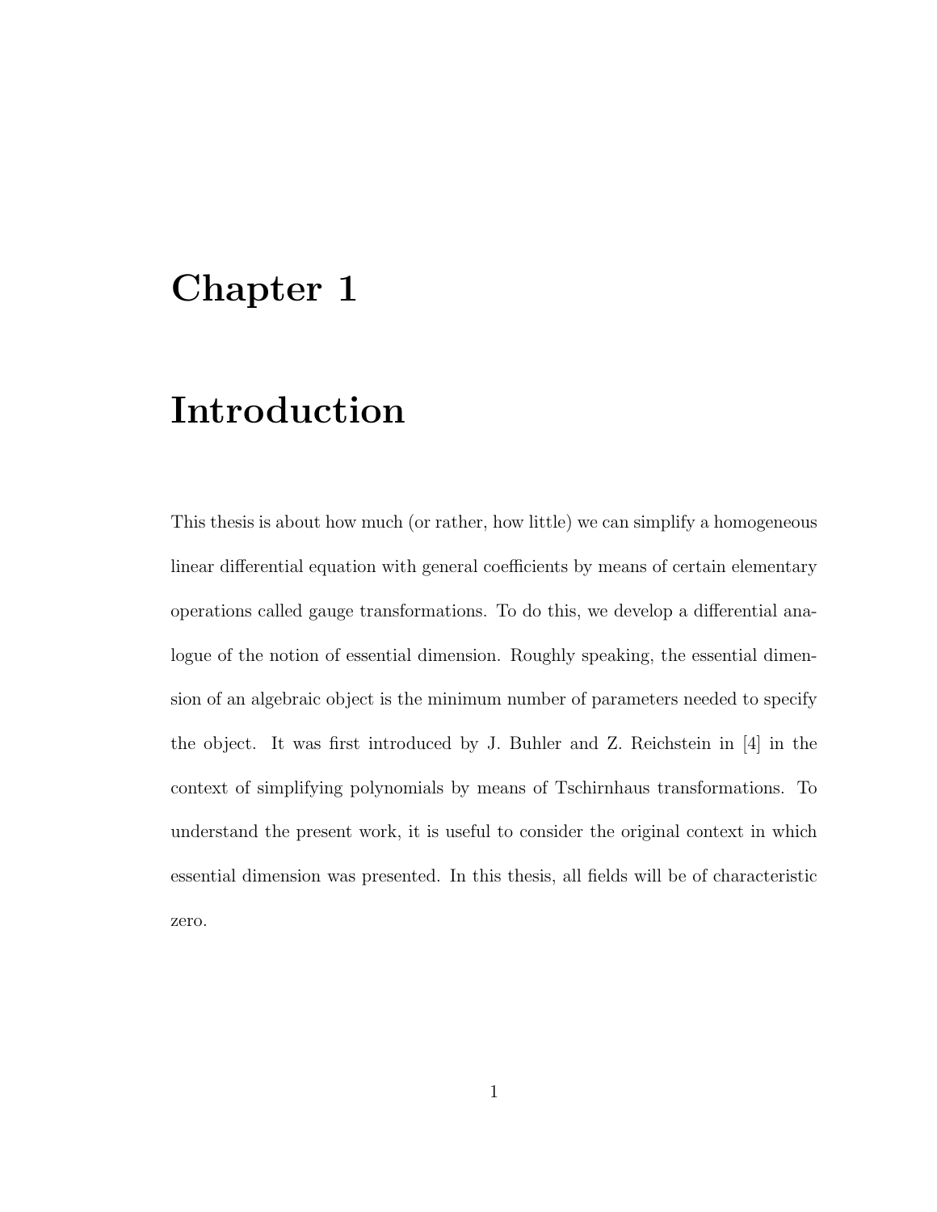# Chapter 1

# Introduction

This thesis is about how much (or rather, how little) we can simplify a homogeneous linear differential equation with general coefficients by means of certain elementary operations called gauge transformations. To do this, we develop a differential analogue of the notion of essential dimension. Roughly speaking, the essential dimension of an algebraic object is the minimum number of parameters needed to specify the object. It was first introduced by J. Buhler and Z. Reichstein in [4] in the context of simplifying polynomials by means of Tschirnhaus transformations. To understand the present work, it is useful to consider the original context in which essential dimension was presented. In this thesis, all fields will be of characteristic zero.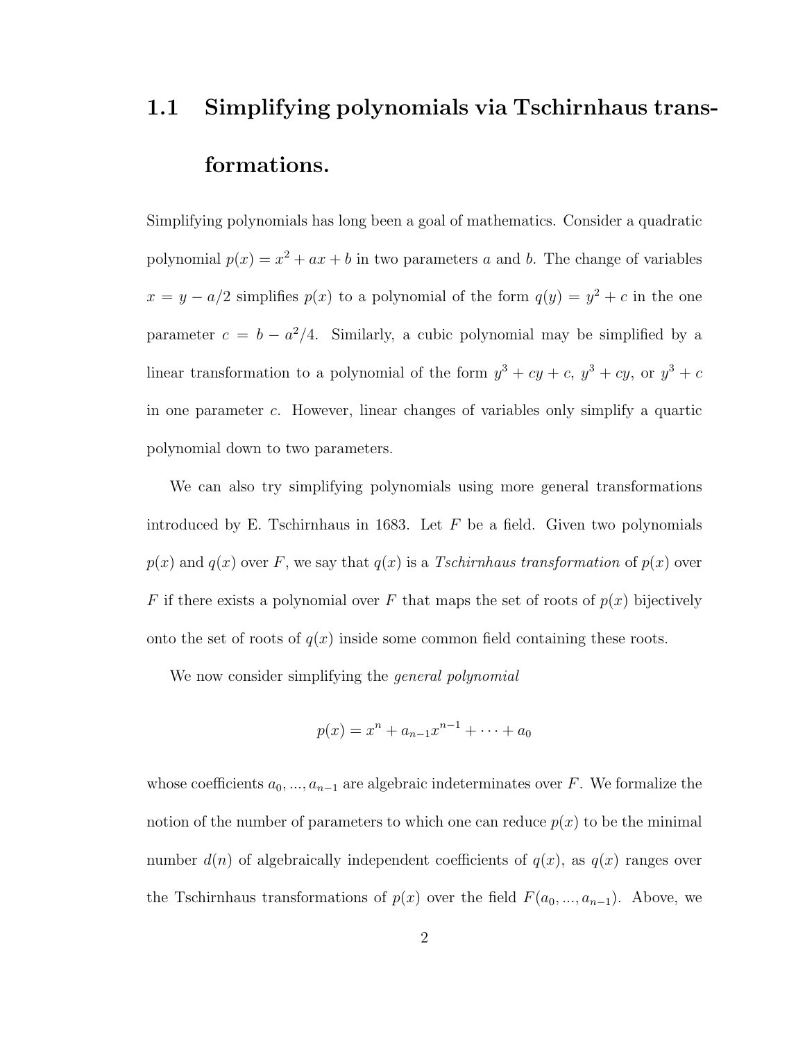## 1.1 Simplifying polynomials via Tschirnhaus transformations.

Simplifying polynomials has long been a goal of mathematics. Consider a quadratic polynomial $p(x) = x^2 + ax + b$ in two parameters $a$ and $b$. The change of variables $x = y - a/2$ simplifies $p(x)$ to a polynomial of the form $q(y) = y^2 + c$ in the one parameter $c = b - a^2/4$. Similarly, a cubic polynomial may be simplified by a linear transformation to a polynomial of the form $y^3 + cy + c$, $y^3 + cy$, or $y^3 + c$ in one parameter $c$. However, linear changes of variables only simplify a quartic polynomial down to two parameters.

We can also try simplifying polynomials using more general transformations introduced by E. Tschirnhaus in 1683. Let $F$ be a field. Given two polynomials $p(x)$ and $q(x)$ over $F$, we say that $q(x)$ is a *Tschirnhaus transformation* of $p(x)$ over $F$ if there exists a polynomial over $F$ that maps the set of roots of $p(x)$ bijectively onto the set of roots of $q(x)$ inside some common field containing these roots.

We now consider simplifying the *general polynomial*

$$p(x) = x^n + a_{n-1}x^{n-1} + \cdots + a_0$$

whose coefficients $a_0, ..., a_{n-1}$ are algebraic indeterminates over $F$. We formalize the notion of the number of parameters to which one can reduce $p(x)$ to be the minimal number $d(n)$ of algebraically independent coefficients of $q(x)$, as $q(x)$ ranges over the Tschirnhaus transformations of $p(x)$ over the field $F(a_0, ..., a_{n-1})$. Above, we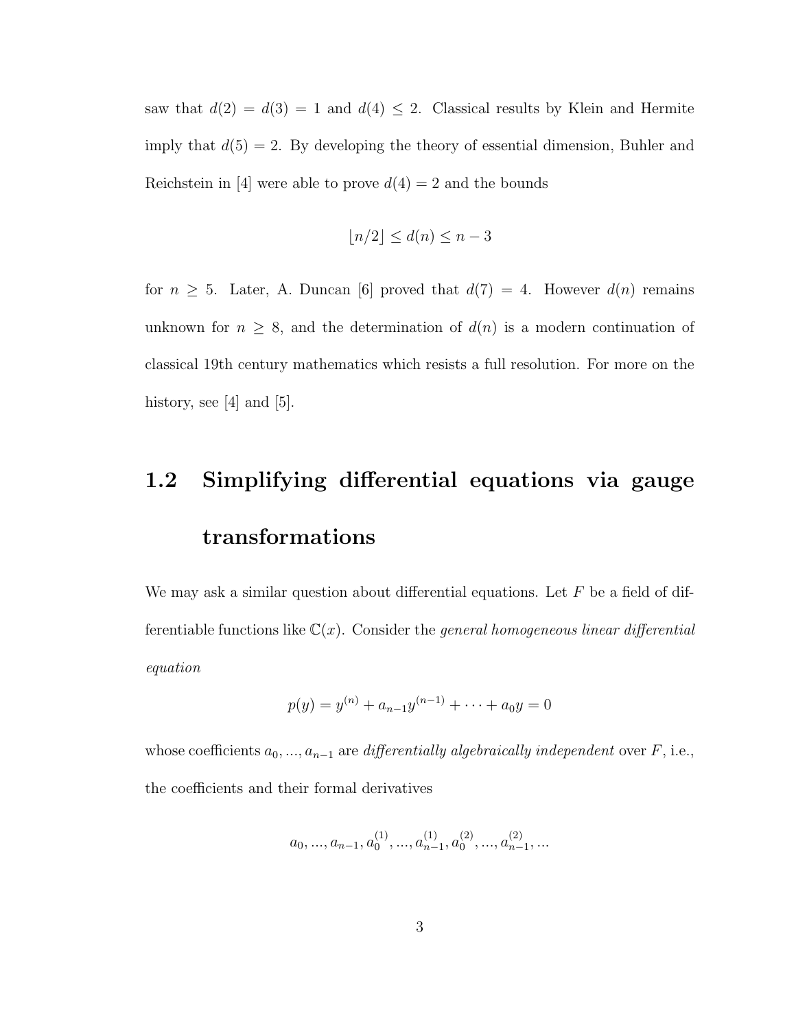saw that $d(2) = d(3) = 1$ and $d(4) \leq 2$. Classical results by Klein and Hermite imply that $d(5) = 2$. By developing the theory of essential dimension, Buhler and Reichstein in [4] were able to prove $d(4) = 2$ and the bounds

$$\lfloor n/2 \rfloor \leq d(n) \leq n - 3$$

for $n \geq 5$. Later, A. Duncan [6] proved that $d(7) = 4$. However $d(n)$ remains unknown for $n \geq 8$, and the determination of $d(n)$ is a modern continuation of classical 19th century mathematics which resists a full resolution. For more on the history, see [4] and [5].

## 1.2 Simplifying differential equations via gauge transformations

We may ask a similar question about differential equations. Let $F$ be a field of differentiable functions like $\mathbb{C}(x)$. Consider the *general homogeneous linear differential equation*

$$p(y) = y^{(n)} + a_{n-1}y^{(n-1)} + \cdots + a_0 y = 0$$

whose coefficients $a_0, ..., a_{n-1}$ are *differentially algebraically independent* over $F$, i.e., the coefficients and their formal derivatives

$$a_0, ..., a_{n-1}, a_0^{(1)}, ..., a_{n-1}^{(1)}, a_0^{(2)}, ..., a_{n-1}^{(2)}, ...$$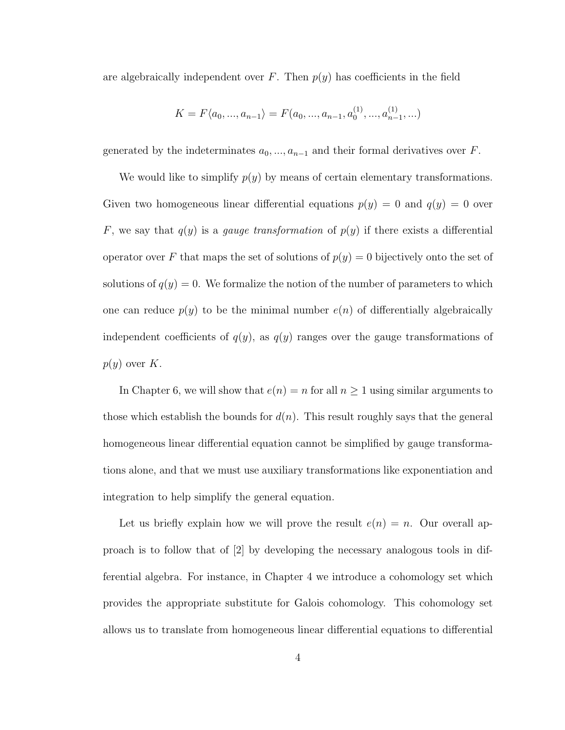are algebraically independent over $F$. Then $p(y)$ has coefficients in the field

$$K = F\langle a_0, ..., a_{n-1}\rangle = F(a_0, ..., a_{n-1}, a_0^{(1)}, ..., a_{n-1}^{(1)}, ...)$$

generated by the indeterminates $a_0, ..., a_{n-1}$ and their formal derivatives over $F$.

We would like to simplify $p(y)$ by means of certain elementary transformations. Given two homogeneous linear differential equations $p(y) = 0$ and $q(y) = 0$ over $F$, we say that $q(y)$ is a *gauge transformation* of $p(y)$ if there exists a differential operator over $F$ that maps the set of solutions of $p(y) = 0$ bijectively onto the set of solutions of $q(y) = 0$. We formalize the notion of the number of parameters to which one can reduce $p(y)$ to be the minimal number $e(n)$ of differentially algebraically independent coefficients of $q(y)$, as $q(y)$ ranges over the gauge transformations of $p(y)$ over $K$.

In Chapter 6, we will show that $e(n) = n$ for all $n \geq 1$ using similar arguments to those which establish the bounds for $d(n)$. This result roughly says that the general homogeneous linear differential equation cannot be simplified by gauge transformations alone, and that we must use auxiliary transformations like exponentiation and integration to help simplify the general equation.

Let us briefly explain how we will prove the result $e(n) = n$. Our overall approach is to follow that of [2] by developing the necessary analogous tools in differential algebra. For instance, in Chapter 4 we introduce a cohomology set which provides the appropriate substitute for Galois cohomology. This cohomology set allows us to translate from homogeneous linear differential equations to differential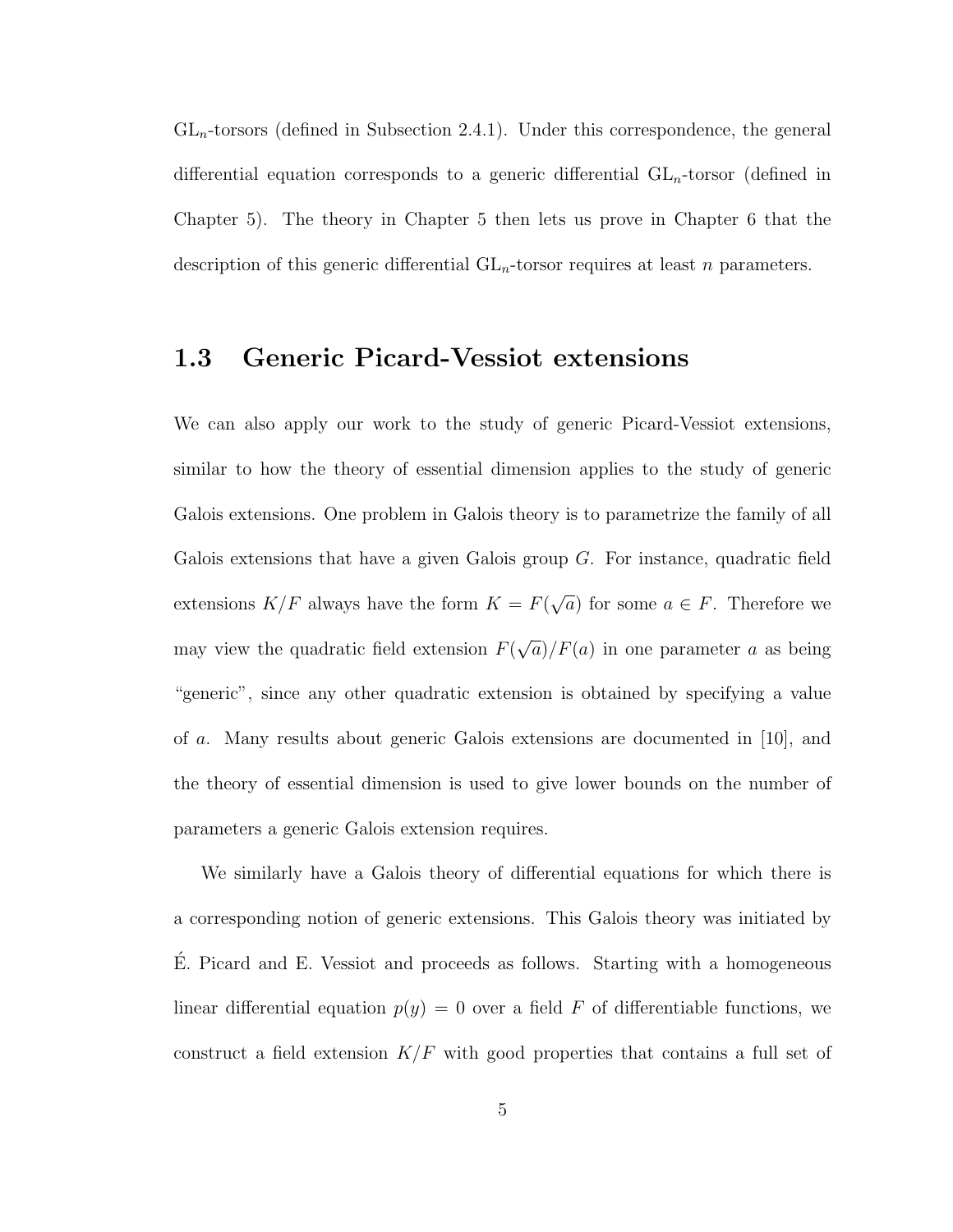$\mathrm{GL}_n$-torsors (defined in Subsection 2.4.1). Under this correspondence, the general differential equation corresponds to a generic differential $\mathrm{GL}_n$-torsor (defined in Chapter 5). The theory in Chapter 5 then lets us prove in Chapter 6 that the description of this generic differential $\mathrm{GL}_n$-torsor requires at least $n$ parameters.

## 1.3 Generic Picard-Vessiot extensions

We can also apply our work to the study of generic Picard-Vessiot extensions, similar to how the theory of essential dimension applies to the study of generic Galois extensions. One problem in Galois theory is to parametrize the family of all Galois extensions that have a given Galois group $G$. For instance, quadratic field extensions $K/F$ always have the form $K = F(\sqrt{a})$ for some $a \in F$. Therefore we may view the quadratic field extension $F(\sqrt{a})/F(a)$ in one parameter $a$ as being "generic", since any other quadratic extension is obtained by specifying a value of $a$. Many results about generic Galois extensions are documented in [10], and the theory of essential dimension is used to give lower bounds on the number of parameters a generic Galois extension requires.

We similarly have a Galois theory of differential equations for which there is a corresponding notion of generic extensions. This Galois theory was initiated by É. Picard and E. Vessiot and proceeds as follows. Starting with a homogeneous linear differential equation $p(y) = 0$ over a field $F$ of differentiable functions, we construct a field extension $K/F$ with good properties that contains a full set of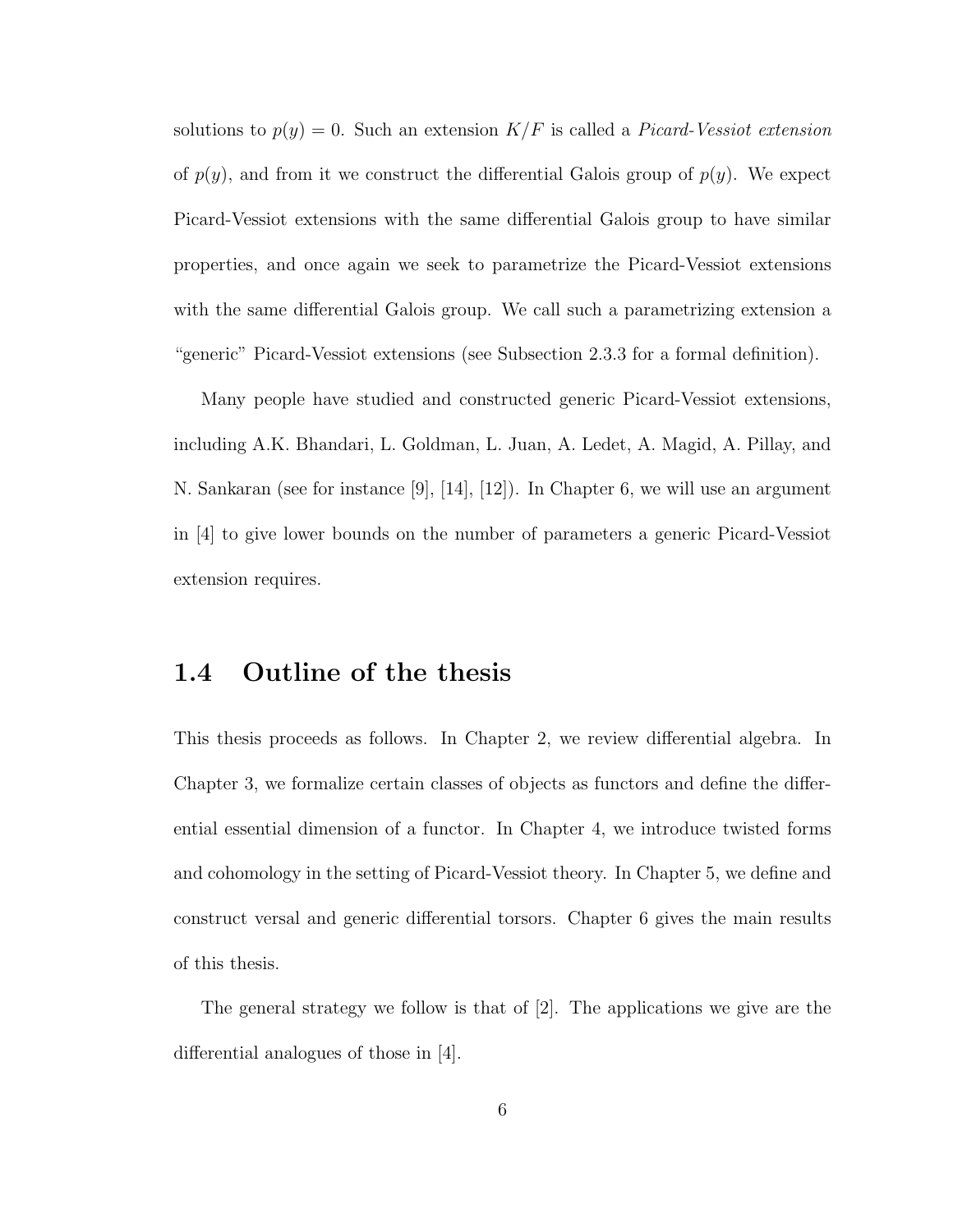solutions to $p(y) = 0$. Such an extension $K/F$ is called a *Picard-Vessiot extension* of $p(y)$, and from it we construct the differential Galois group of $p(y)$. We expect Picard-Vessiot extensions with the same differential Galois group to have similar properties, and once again we seek to parametrize the Picard-Vessiot extensions with the same differential Galois group. We call such a parametrizing extension a "generic" Picard-Vessiot extensions (see Subsection 2.3.3 for a formal definition).

Many people have studied and constructed generic Picard-Vessiot extensions, including A.K. Bhandari, L. Goldman, L. Juan, A. Ledet, A. Magid, A. Pillay, and N. Sankaran (see for instance [9], [14], [12]). In Chapter 6, we will use an argument in [4] to give lower bounds on the number of parameters a generic Picard-Vessiot extension requires.

## 1.4 Outline of the thesis

This thesis proceeds as follows. In Chapter 2, we review differential algebra. In Chapter 3, we formalize certain classes of objects as functors and define the differential essential dimension of a functor. In Chapter 4, we introduce twisted forms and cohomology in the setting of Picard-Vessiot theory. In Chapter 5, we define and construct versal and generic differential torsors. Chapter 6 gives the main results of this thesis.

The general strategy we follow is that of [2]. The applications we give are the differential analogues of those in [4].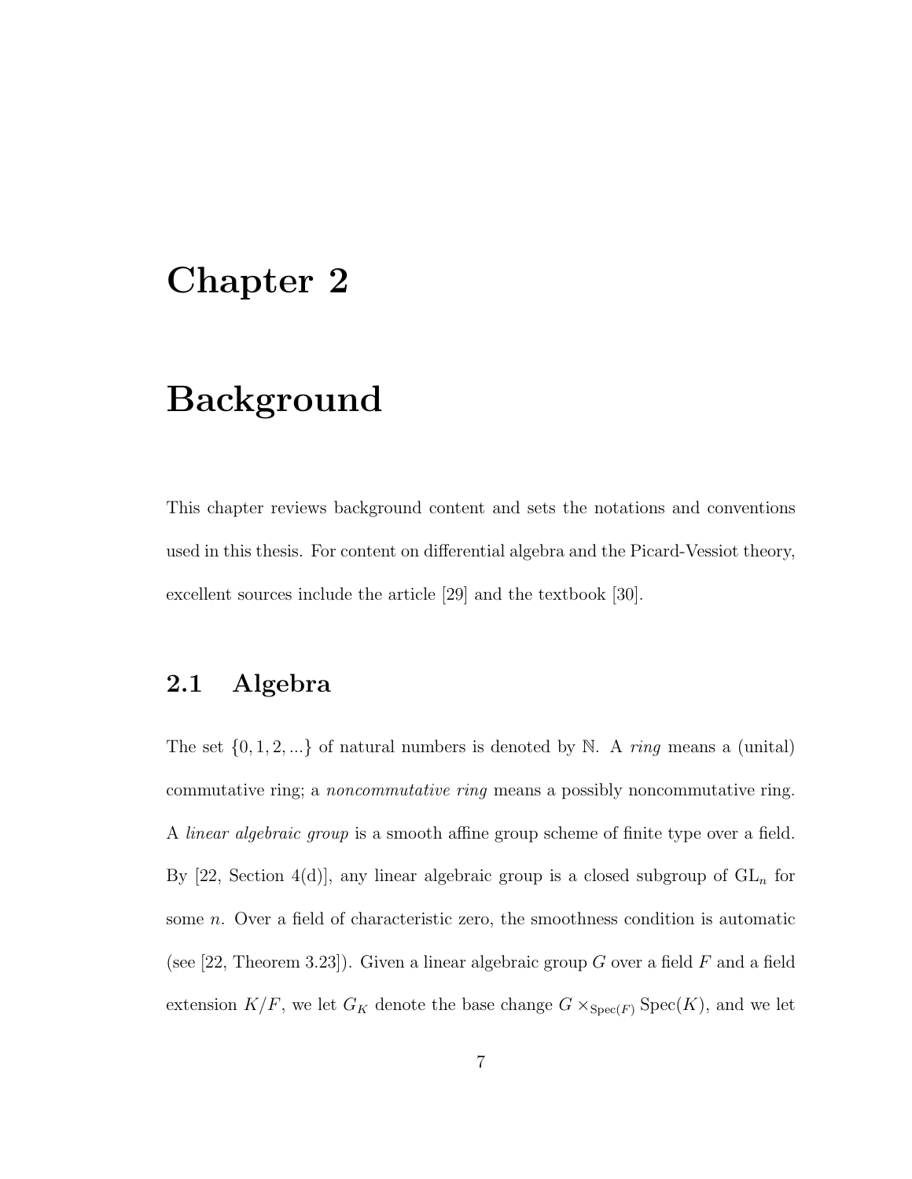# Chapter 2

# Background

This chapter reviews background content and sets the notations and conventions used in this thesis. For content on differential algebra and the Picard-Vessiot theory, excellent sources include the article [29] and the textbook [30].

## 2.1 Algebra

The set $\{0, 1, 2, ...\}$ of natural numbers is denoted by $\mathbb{N}$. A *ring* means a (unital) commutative ring; a *noncommutative ring* means a possibly noncommutative ring. A *linear algebraic group* is a smooth affine group scheme of finite type over a field. By [22, Section 4(d)], any linear algebraic group is a closed subgroup of $\mathrm{GL}_n$ for some $n$. Over a field of characteristic zero, the smoothness condition is automatic (see [22, Theorem 3.23]). Given a linear algebraic group $G$ over a field $F$ and a field extension $K/F$, we let $G_K$ denote the base change $G \times_{\mathrm{Spec}(F)} \mathrm{Spec}(K)$, and we let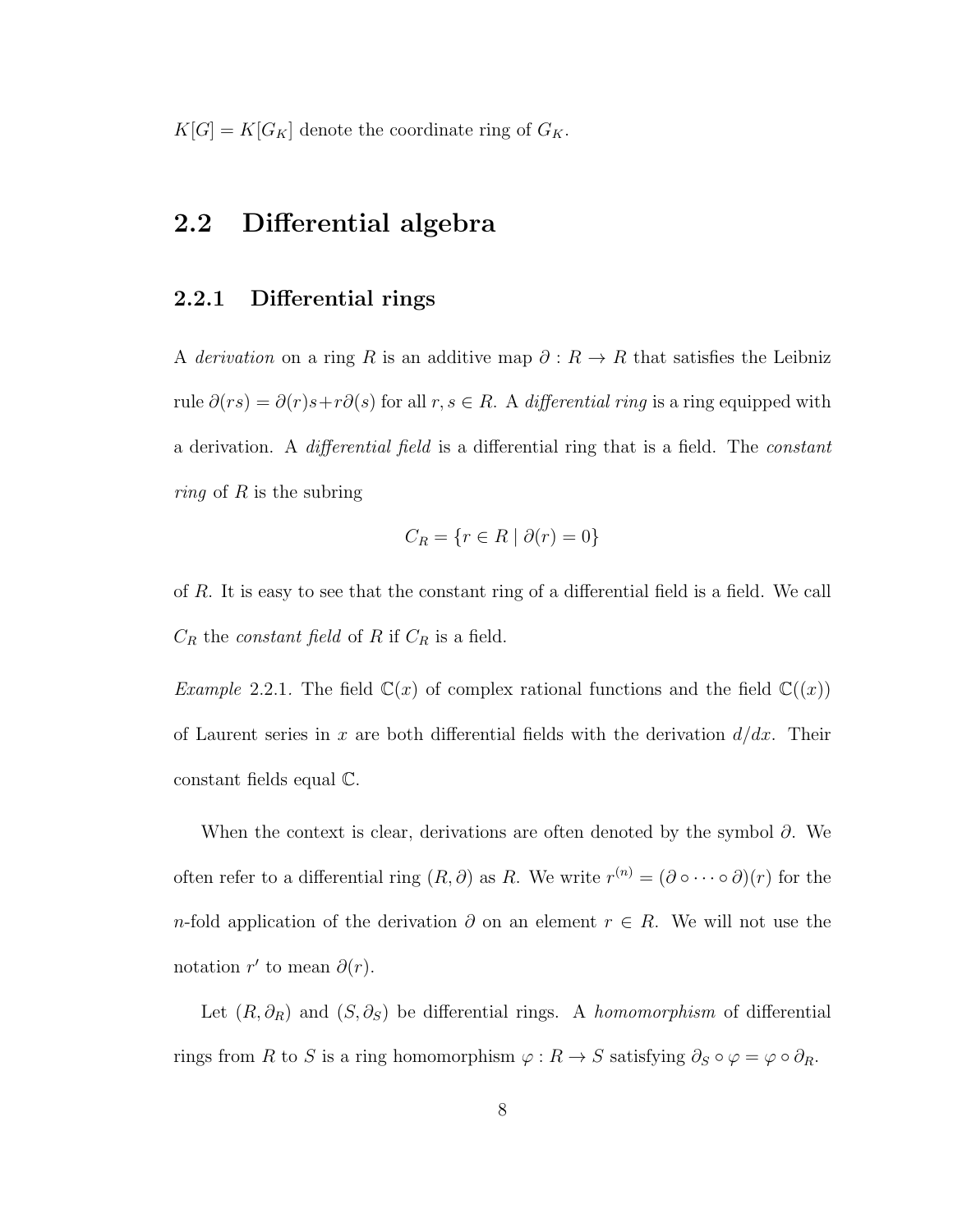$K[G] = K[G_K]$ denote the coordinate ring of $G_K$.

## 2.2 Differential algebra

### 2.2.1 Differential rings

A *derivation* on a ring $R$ is an additive map $\partial : R \to R$ that satisfies the Leibniz rule $\partial(rs) = \partial(r)s + r\partial(s)$ for all $r, s \in R$. A *differential ring* is a ring equipped with a derivation. A *differential field* is a differential ring that is a field. The *constant ring* of $R$ is the subring

$$C_R = \{r \in R \mid \partial(r) = 0\}$$

of $R$. It is easy to see that the constant ring of a differential field is a field. We call $C_R$ the *constant field* of $R$ if $C_R$ is a field.

*Example* 2.2.1. The field $\mathbb{C}(x)$ of complex rational functions and the field $\mathbb{C}((x))$ of Laurent series in $x$ are both differential fields with the derivation $d/dx$. Their constant fields equal $\mathbb{C}$.

When the context is clear, derivations are often denoted by the symbol $\partial$. We often refer to a differential ring $(R, \partial)$ as $R$. We write $r^{(n)} = (\partial \circ \cdots \circ \partial)(r)$ for the $n$-fold application of the derivation $\partial$ on an element $r \in R$. We will not use the notation $r'$ to mean $\partial(r)$.

Let $(R, \partial_R)$ and $(S, \partial_S)$ be differential rings. A *homomorphism* of differential rings from $R$ to $S$ is a ring homomorphism $\varphi : R \to S$ satisfying $\partial_S \circ \varphi = \varphi \circ \partial_R$.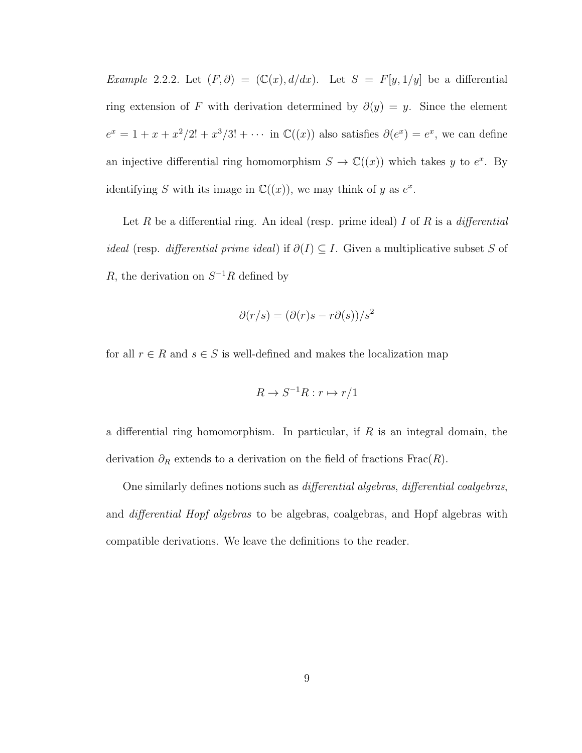*Example* 2.2.2. Let $(F, \partial) = (\mathbb{C}(x), d/dx)$. Let $S = F[y, 1/y]$ be a differential ring extension of $F$ with derivation determined by $\partial(y) = y$. Since the element $e^x = 1 + x + x^2/2! + x^3/3! + \cdots$ in $\mathbb{C}((x))$ also satisfies $\partial(e^x) = e^x$, we can define an injective differential ring homomorphism $S \to \mathbb{C}((x))$ which takes $y$ to $e^x$. By identifying $S$ with its image in $\mathbb{C}((x))$, we may think of $y$ as $e^x$.

Let $R$ be a differential ring. An ideal (resp. prime ideal) $I$ of $R$ is a *differential ideal* (resp. *differential prime ideal*) if $\partial(I) \subseteq I$. Given a multiplicative subset $S$ of $R$, the derivation on $S^{-1}R$ defined by

$$\partial(r/s) = (\partial(r)s - r\partial(s))/s^2$$

for all $r \in R$ and $s \in S$ is well-defined and makes the localization map

$$R \to S^{-1}R : r \mapsto r/1$$

a differential ring homomorphism. In particular, if $R$ is an integral domain, the derivation $\partial_R$ extends to a derivation on the field of fractions $\mathrm{Frac}(R)$.

One similarly defines notions such as *differential algebras*, *differential coalgebras*, and *differential Hopf algebras* to be algebras, coalgebras, and Hopf algebras with compatible derivations. We leave the definitions to the reader.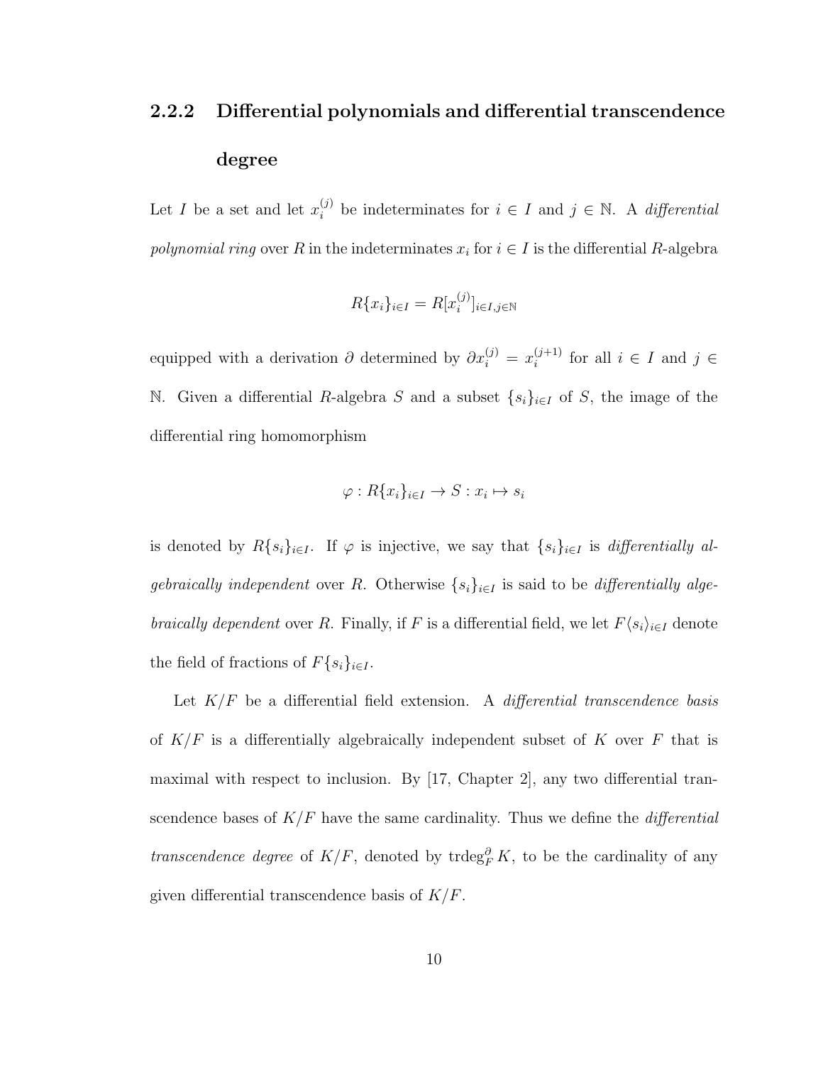### 2.2.2 Differential polynomials and differential transcendence degree

Let $I$ be a set and let $x_i^{(j)}$ be indeterminates for $i \in I$ and $j \in \mathbb{N}$. A *differential polynomial ring* over $R$ in the indeterminates $x_i$ for $i \in I$ is the differential $R$-algebra

$$R\{x_i\}_{i \in I} = R[x_i^{(j)}]_{i \in I, j \in \mathbb{N}}$$

equipped with a derivation $\partial$ determined by $\partial x_i^{(j)} = x_i^{(j+1)}$ for all $i \in I$ and $j \in \mathbb{N}$. Given a differential $R$-algebra $S$ and a subset $\{s_i\}_{i \in I}$ of $S$, the image of the differential ring homomorphism

$$\varphi : R\{x_i\}_{i \in I} \to S : x_i \mapsto s_i$$

is denoted by $R\{s_i\}_{i \in I}$. If $\varphi$ is injective, we say that $\{s_i\}_{i \in I}$ is *differentially algebraically independent* over $R$. Otherwise $\{s_i\}_{i \in I}$ is said to be *differentially algebraically dependent* over $R$. Finally, if $F$ is a differential field, we let $F\langle s_i \rangle_{i \in I}$ denote the field of fractions of $F\{s_i\}_{i \in I}$.

Let $K/F$ be a differential field extension. A *differential transcendence basis* of $K/F$ is a differentially algebraically independent subset of $K$ over $F$ that is maximal with respect to inclusion. By [17, Chapter 2], any two differential transcendence bases of $K/F$ have the same cardinality. Thus we define the *differential transcendence degree* of $K/F$, denoted by $\operatorname{trdeg}_F^{\partial} K$, to be the cardinality of any given differential transcendence basis of $K/F$.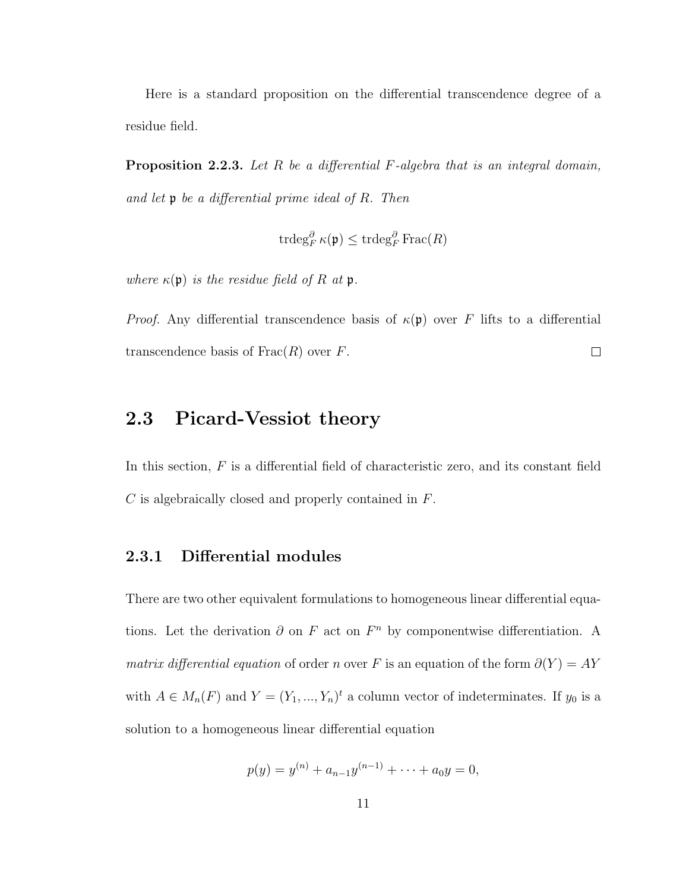Here is a standard proposition on the differential transcendence degree of a residue field.

**Proposition 2.2.3.** *Let $R$ be a differential $F$-algebra that is an integral domain, and let $\mathfrak{p}$ be a differential prime ideal of $R$. Then*

$$\operatorname{trdeg}_F^{\partial} \kappa(\mathfrak{p}) \leq \operatorname{trdeg}_F^{\partial} \operatorname{Frac}(R)$$

*where $\kappa(\mathfrak{p})$ is the residue field of $R$ at $\mathfrak{p}$.*

*Proof.* Any differential transcendence basis of $\kappa(\mathfrak{p})$ over $F$ lifts to a differential transcendence basis of $\operatorname{Frac}(R)$ over $F$. $\square$

## 2.3 Picard-Vessiot theory

In this section, $F$ is a differential field of characteristic zero, and its constant field $C$ is algebraically closed and properly contained in $F$.

### 2.3.1 Differential modules

There are two other equivalent formulations to homogeneous linear differential equations. Let the derivation $\partial$ on $F$ act on $F^n$ by componentwise differentiation. A *matrix differential equation* of order $n$ over $F$ is an equation of the form $\partial(Y) = AY$ with $A \in M_n(F)$ and $Y = (Y_1, ..., Y_n)^t$ a column vector of indeterminates. If $y_0$ is a solution to a homogeneous linear differential equation

$$p(y) = y^{(n)} + a_{n-1}y^{(n-1)} + \cdots + a_0 y = 0,$$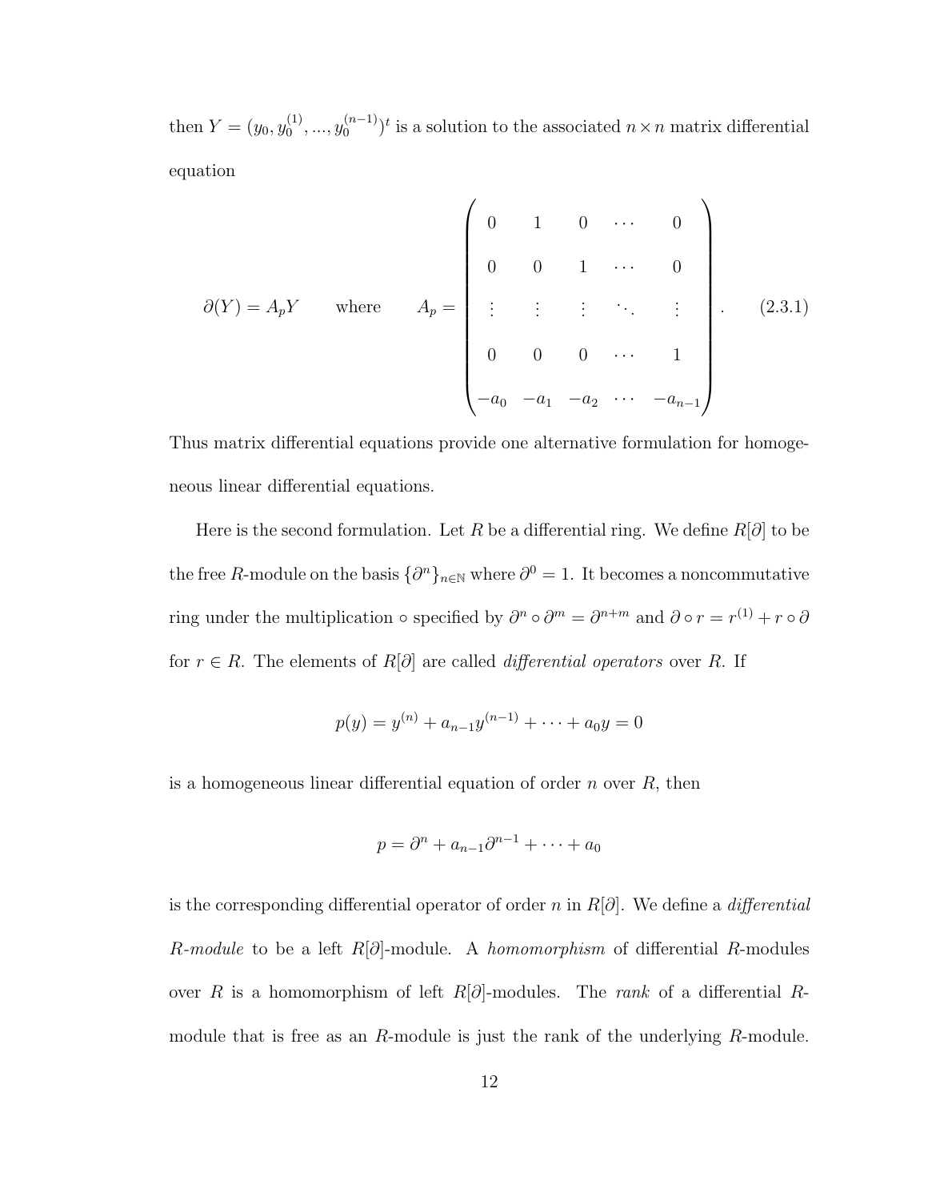then $Y = (y_0, y_0^{(1)}, ..., y_0^{(n-1)})^t$ is a solution to the associated $n \times n$ matrix differential equation

$$\partial(Y) = A_p Y \qquad \text{where} \qquad A_p = \begin{pmatrix} 0 & 1 & 0 & \cdots & 0 \\ 0 & 0 & 1 & \cdots & 0 \\ \vdots & \vdots & \vdots & \ddots & \vdots \\ 0 & 0 & 0 & \cdots & 1 \\ -a_0 & -a_1 & -a_2 & \cdots & -a_{n-1} \end{pmatrix}. \qquad (2.3.1)$$

Thus matrix differential equations provide one alternative formulation for homogeneous linear differential equations.

Here is the second formulation. Let $R$ be a differential ring. We define $R[\partial]$ to be the free $R$-module on the basis $\{\partial^n\}_{n \in \mathbb{N}}$ where $\partial^0 = 1$. It becomes a noncommutative ring under the multiplication $\circ$ specified by $\partial^n \circ \partial^m = \partial^{n+m}$ and $\partial \circ r = r^{(1)} + r \circ \partial$ for $r \in R$. The elements of $R[\partial]$ are called *differential operators* over $R$. If

$$p(y) = y^{(n)} + a_{n-1}y^{(n-1)} + \cdots + a_0 y = 0$$

is a homogeneous linear differential equation of order $n$ over $R$, then

$$p = \partial^n + a_{n-1}\partial^{n-1} + \cdots + a_0$$

is the corresponding differential operator of order $n$ in $R[\partial]$. We define a *differential $R$-module* to be a left $R[\partial]$-module. A *homomorphism* of differential $R$-modules over $R$ is a homomorphism of left $R[\partial]$-modules. The *rank* of a differential $R$-module that is free as an $R$-module is just the rank of the underlying $R$-module.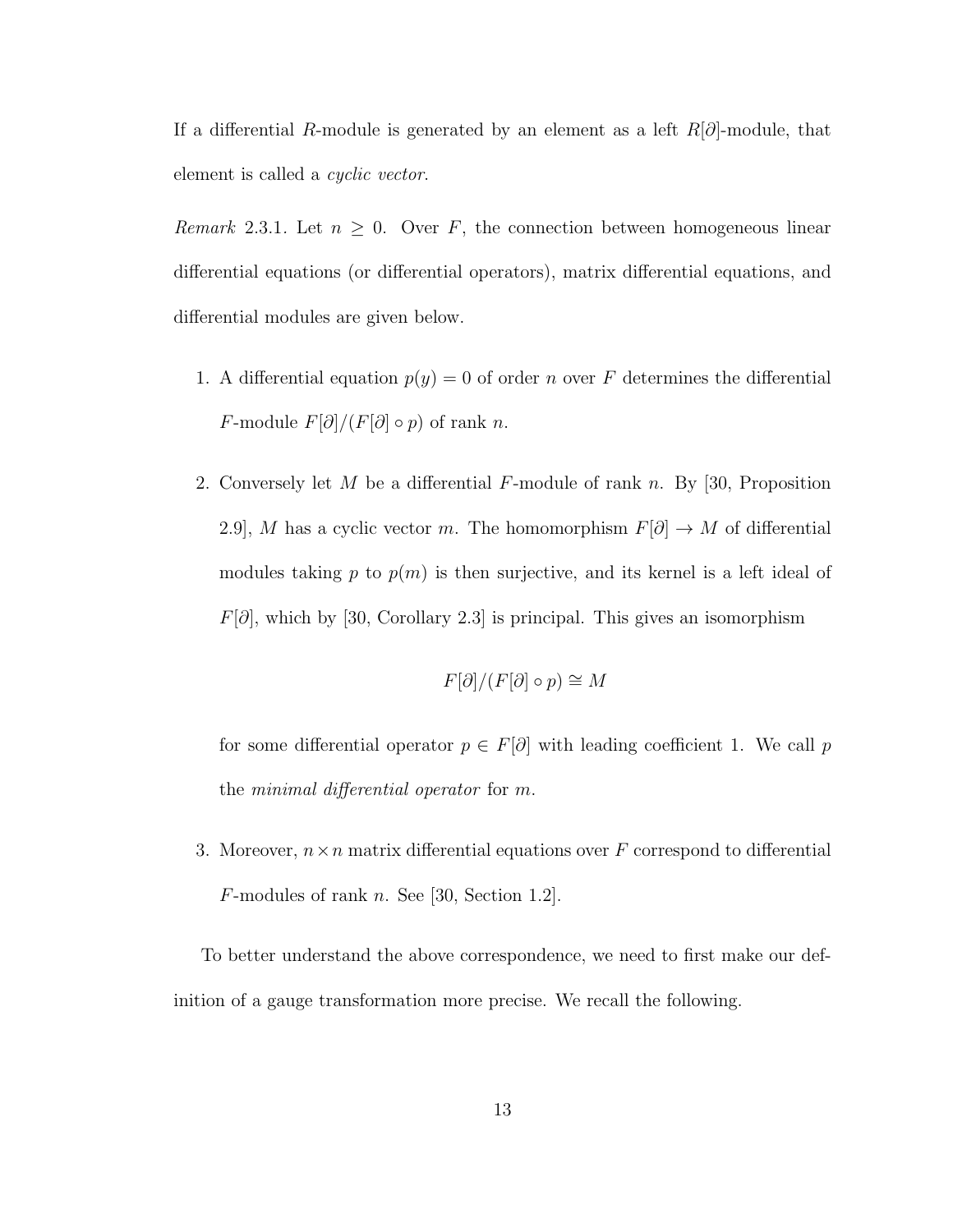If a differential $R$-module is generated by an element as a left $R[\partial]$-module, that element is called a *cyclic vector*.

*Remark* 2.3.1. Let $n \geq 0$. Over $F$, the connection between homogeneous linear differential equations (or differential operators), matrix differential equations, and differential modules are given below.

1. A differential equation $p(y) = 0$ of order $n$ over $F$ determines the differential $F$-module $F[\partial]/(F[\partial] \circ p)$ of rank $n$.

2. Conversely let $M$ be a differential $F$-module of rank $n$. By [30, Proposition 2.9], $M$ has a cyclic vector $m$. The homomorphism $F[\partial] \to M$ of differential modules taking $p$ to $p(m)$ is then surjective, and its kernel is a left ideal of $F[\partial]$, which by [30, Corollary 2.3] is principal. This gives an isomorphism

$$F[\partial]/(F[\partial] \circ p) \cong M$$

   for some differential operator $p \in F[\partial]$ with leading coefficient 1. We call $p$ the *minimal differential operator* for $m$.

3. Moreover, $n \times n$ matrix differential equations over $F$ correspond to differential $F$-modules of rank $n$. See [30, Section 1.2].

To better understand the above correspondence, we need to first make our definition of a gauge transformation more precise. We recall the following.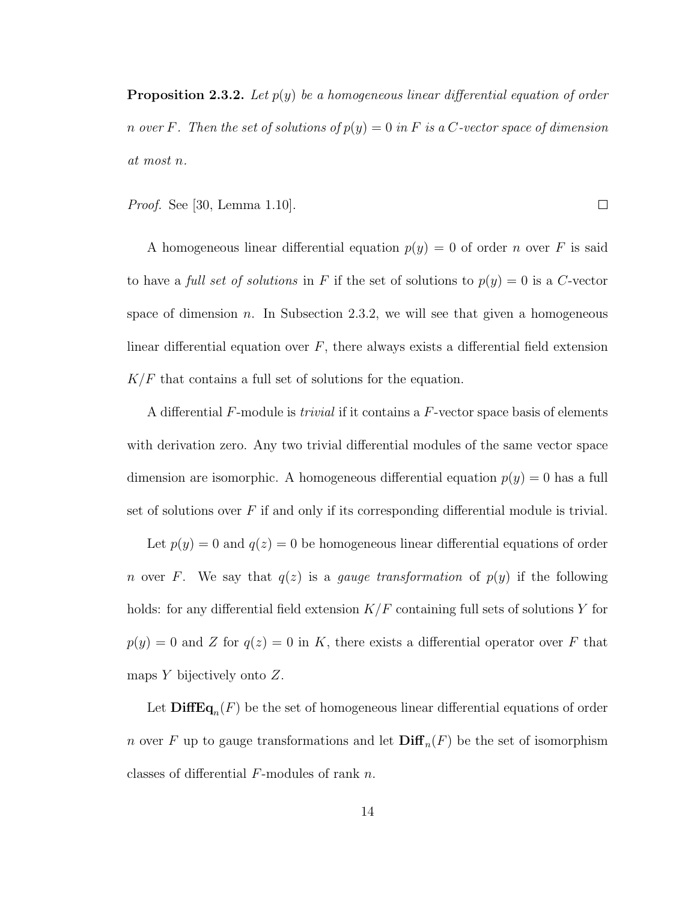**Proposition 2.3.2.** *Let $p(y)$ be a homogeneous linear differential equation of order $n$ over $F$. Then the set of solutions of $p(y) = 0$ in $F$ is a $C$-vector space of dimension at most $n$.*

*Proof.* See [30, Lemma 1.10]. □

A homogeneous linear differential equation $p(y) = 0$ of order $n$ over $F$ is said to have a *full set of solutions* in $F$ if the set of solutions to $p(y) = 0$ is a $C$-vector space of dimension $n$. In Subsection 2.3.2, we will see that given a homogeneous linear differential equation over $F$, there always exists a differential field extension $K/F$ that contains a full set of solutions for the equation.

A differential $F$-module is *trivial* if it contains a $F$-vector space basis of elements with derivation zero. Any two trivial differential modules of the same vector space dimension are isomorphic. A homogeneous differential equation $p(y) = 0$ has a full set of solutions over $F$ if and only if its corresponding differential module is trivial.

Let $p(y) = 0$ and $q(z) = 0$ be homogeneous linear differential equations of order $n$ over $F$. We say that $q(z)$ is a *gauge transformation* of $p(y)$ if the following holds: for any differential field extension $K/F$ containing full sets of solutions $Y$ for $p(y) = 0$ and $Z$ for $q(z) = 0$ in $K$, there exists a differential operator over $F$ that maps $Y$ bijectively onto $Z$.

Let $\mathbf{DiffEq}_n(F)$ be the set of homogeneous linear differential equations of order $n$ over $F$ up to gauge transformations and let $\mathbf{Diff}_n(F)$ be the set of isomorphism classes of differential $F$-modules of rank $n$.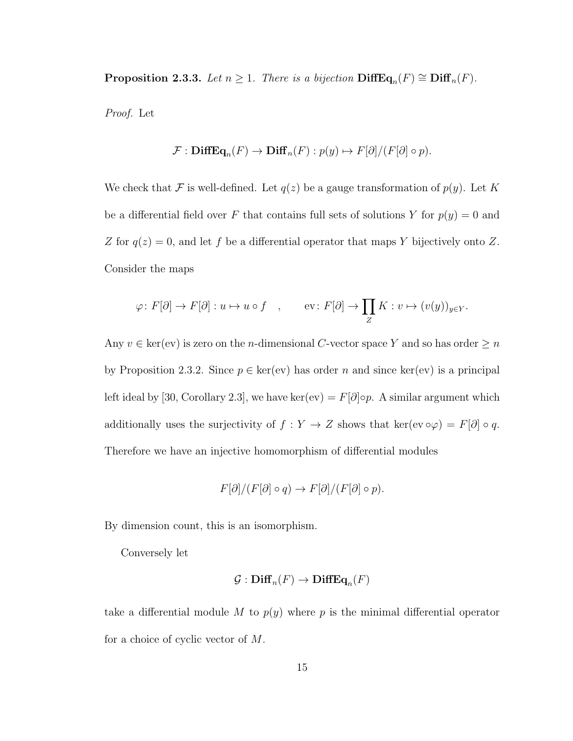**Proposition 2.3.3.** *Let $n \geq 1$. There is a bijection $\mathbf{DiffEq}_n(F) \cong \mathbf{Diff}_n(F)$.*

*Proof.* Let

$$\mathcal{F} : \mathbf{DiffEq}_n(F) \to \mathbf{Diff}_n(F) : p(y) \mapsto F[\partial]/(F[\partial] \circ p).$$

We check that $\mathcal{F}$ is well-defined. Let $q(z)$ be a gauge transformation of $p(y)$. Let $K$ be a differential field over $F$ that contains full sets of solutions $Y$ for $p(y) = 0$ and $Z$ for $q(z) = 0$, and let $f$ be a differential operator that maps $Y$ bijectively onto $Z$. Consider the maps

$$\varphi \colon F[\partial] \to F[\partial] : u \mapsto u \circ f \quad , \qquad \mathrm{ev} \colon F[\partial] \to \prod_Z K : v \mapsto (v(y))_{y \in Y}.$$

Any $v \in \ker(\mathrm{ev})$ is zero on the $n$-dimensional $C$-vector space $Y$ and so has order $\geq n$ by Proposition 2.3.2. Since $p \in \ker(\mathrm{ev})$ has order $n$ and since $\ker(\mathrm{ev})$ is a principal left ideal by [30, Corollary 2.3], we have $\ker(\mathrm{ev}) = F[\partial] \circ p$. A similar argument which additionally uses the surjectivity of $f : Y \to Z$ shows that $\ker(\mathrm{ev} \circ \varphi) = F[\partial] \circ q$. Therefore we have an injective homomorphism of differential modules

$$F[\partial]/(F[\partial] \circ q) \to F[\partial]/(F[\partial] \circ p).$$

By dimension count, this is an isomorphism.

Conversely let

$$\mathcal{G} : \mathbf{Diff}_n(F) \to \mathbf{DiffEq}_n(F)$$

take a differential module $M$ to $p(y)$ where $p$ is the minimal differential operator for a choice of cyclic vector of $M$.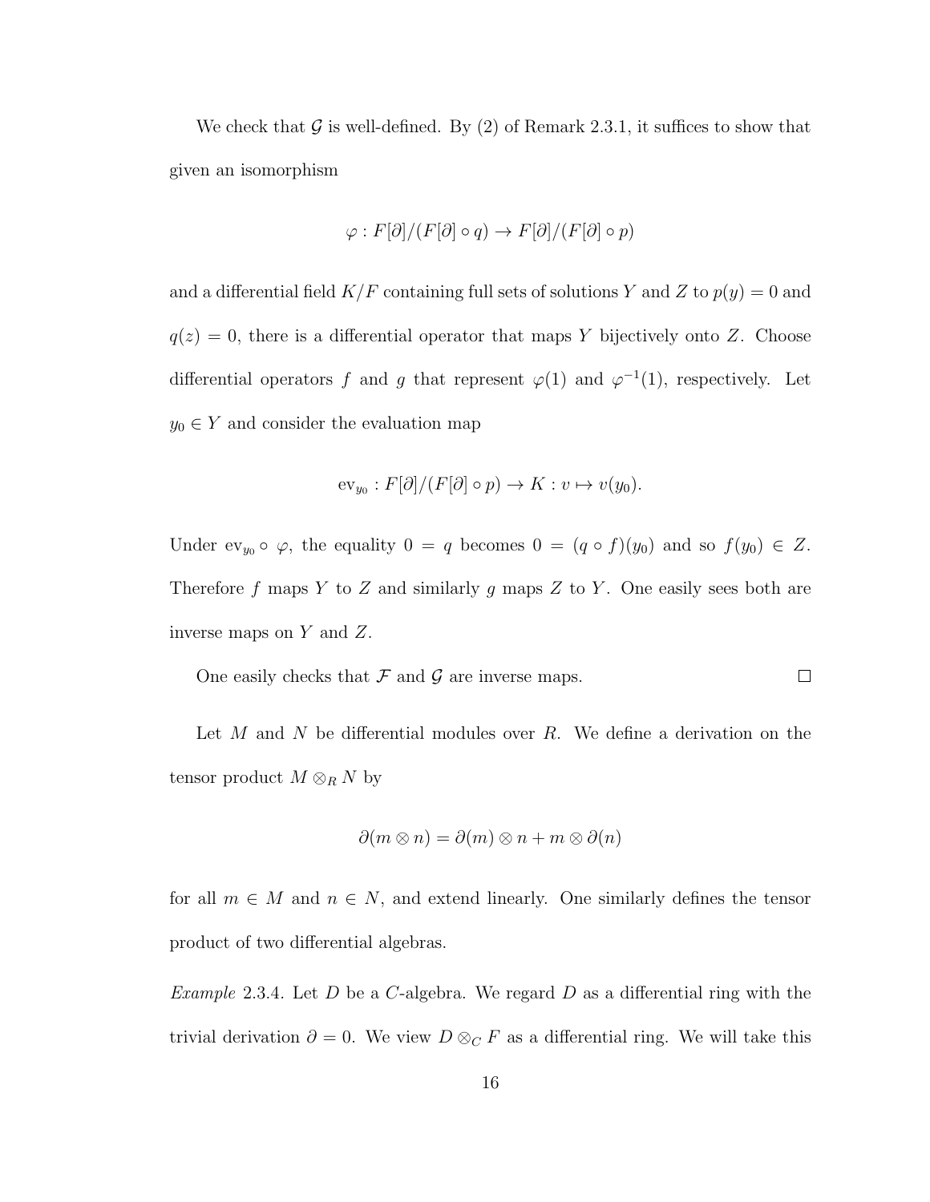We check that $\mathcal{G}$ is well-defined. By (2) of Remark 2.3.1, it suffices to show that given an isomorphism

$$\varphi : F[\partial]/(F[\partial] \circ q) \to F[\partial]/(F[\partial] \circ p)$$

and a differential field $K/F$ containing full sets of solutions $Y$ and $Z$ to $p(y) = 0$ and $q(z) = 0$, there is a differential operator that maps $Y$ bijectively onto $Z$. Choose differential operators $f$ and $g$ that represent $\varphi(1)$ and $\varphi^{-1}(1)$, respectively. Let $y_0 \in Y$ and consider the evaluation map

$$\mathrm{ev}_{y_0} : F[\partial]/(F[\partial] \circ p) \to K : v \mapsto v(y_0).$$

Under $\mathrm{ev}_{y_0} \circ \varphi$, the equality $0 = q$ becomes $0 = (q \circ f)(y_0)$ and so $f(y_0) \in Z$. Therefore $f$ maps $Y$ to $Z$ and similarly $g$ maps $Z$ to $Y$. One easily sees both are inverse maps on $Y$ and $Z$.

One easily checks that $\mathcal{F}$ and $\mathcal{G}$ are inverse maps. □

Let $M$ and $N$ be differential modules over $R$. We define a derivation on the tensor product $M \otimes_R N$ by

$$\partial(m \otimes n) = \partial(m) \otimes n + m \otimes \partial(n)$$

for all $m \in M$ and $n \in N$, and extend linearly. One similarly defines the tensor product of two differential algebras.

*Example* 2.3.4. Let $D$ be a $C$-algebra. We regard $D$ as a differential ring with the trivial derivation $\partial = 0$. We view $D \otimes_C F$ as a differential ring. We will take this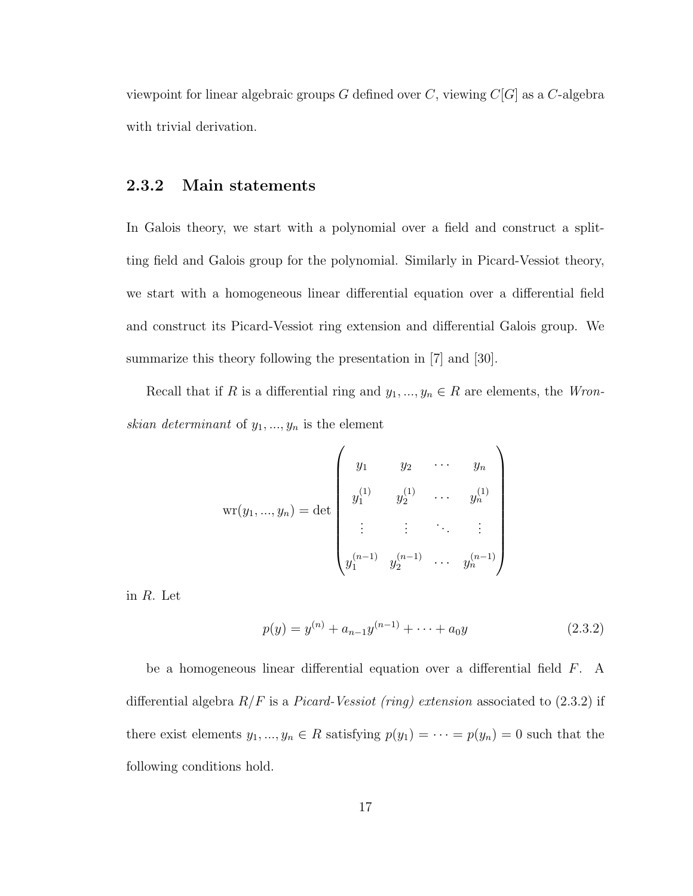viewpoint for linear algebraic groups $G$ defined over $C$, viewing $C[G]$ as a $C$-algebra with trivial derivation.

### 2.3.2 Main statements

In Galois theory, we start with a polynomial over a field and construct a splitting field and Galois group for the polynomial. Similarly in Picard-Vessiot theory, we start with a homogeneous linear differential equation over a differential field and construct its Picard-Vessiot ring extension and differential Galois group. We summarize this theory following the presentation in [7] and [30].

Recall that if $R$ is a differential ring and $y_1, ..., y_n \in R$ are elements, the *Wronskian determinant* of $y_1, ..., y_n$ is the element

$$\mathrm{wr}(y_1, ..., y_n) = \det \begin{pmatrix} y_1 & y_2 & \cdots & y_n \\ y_1^{(1)} & y_2^{(1)} & \cdots & y_n^{(1)} \\ \vdots & \vdots & \ddots & \vdots \\ y_1^{(n-1)} & y_2^{(n-1)} & \cdots & y_n^{(n-1)} \end{pmatrix}$$

in $R$. Let

$$p(y) = y^{(n)} + a_{n-1}y^{(n-1)} + \cdots + a_0 y \tag{2.3.2}$$

be a homogeneous linear differential equation over a differential field $F$. A differential algebra $R/F$ is a *Picard-Vessiot (ring) extension* associated to (2.3.2) if there exist elements $y_1, ..., y_n \in R$ satisfying $p(y_1) = \cdots = p(y_n) = 0$ such that the following conditions hold.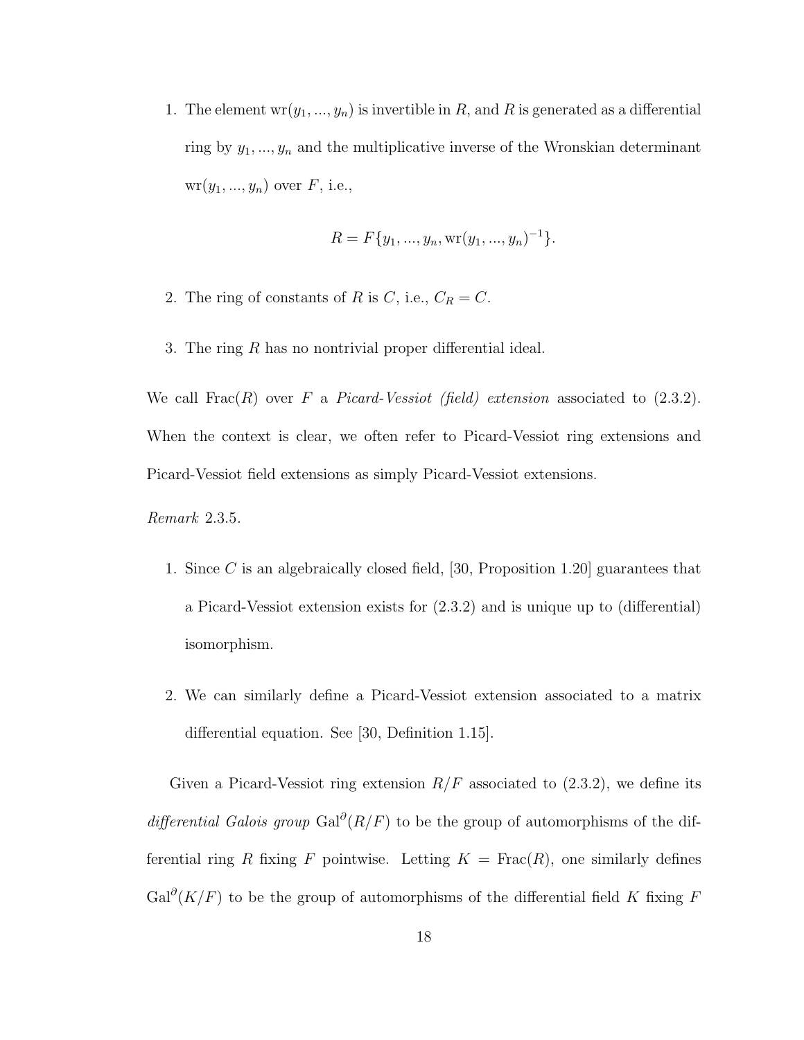1. The element $\mathrm{wr}(y_1, ..., y_n)$ is invertible in $R$, and $R$ is generated as a differential ring by $y_1, ..., y_n$ and the multiplicative inverse of the Wronskian determinant $\mathrm{wr}(y_1, ..., y_n)$ over $F$, i.e.,

$$R = F\{y_1, ..., y_n, \mathrm{wr}(y_1, ..., y_n)^{-1}\}.$$

2. The ring of constants of $R$ is $C$, i.e., $C_R = C$.

3. The ring $R$ has no nontrivial proper differential ideal.

We call $\mathrm{Frac}(R)$ over $F$ a *Picard-Vessiot (field) extension* associated to (2.3.2). When the context is clear, we often refer to Picard-Vessiot ring extensions and Picard-Vessiot field extensions as simply Picard-Vessiot extensions.

*Remark* 2.3.5.

1. Since $C$ is an algebraically closed field, [30, Proposition 1.20] guarantees that a Picard-Vessiot extension exists for (2.3.2) and is unique up to (differential) isomorphism.

2. We can similarly define a Picard-Vessiot extension associated to a matrix differential equation. See [30, Definition 1.15].

Given a Picard-Vessiot ring extension $R/F$ associated to (2.3.2), we define its *differential Galois group* $\mathrm{Gal}^{\partial}(R/F)$ to be the group of automorphisms of the differential ring $R$ fixing $F$ pointwise. Letting $K = \mathrm{Frac}(R)$, one similarly defines $\mathrm{Gal}^{\partial}(K/F)$ to be the group of automorphisms of the differential field $K$ fixing $F$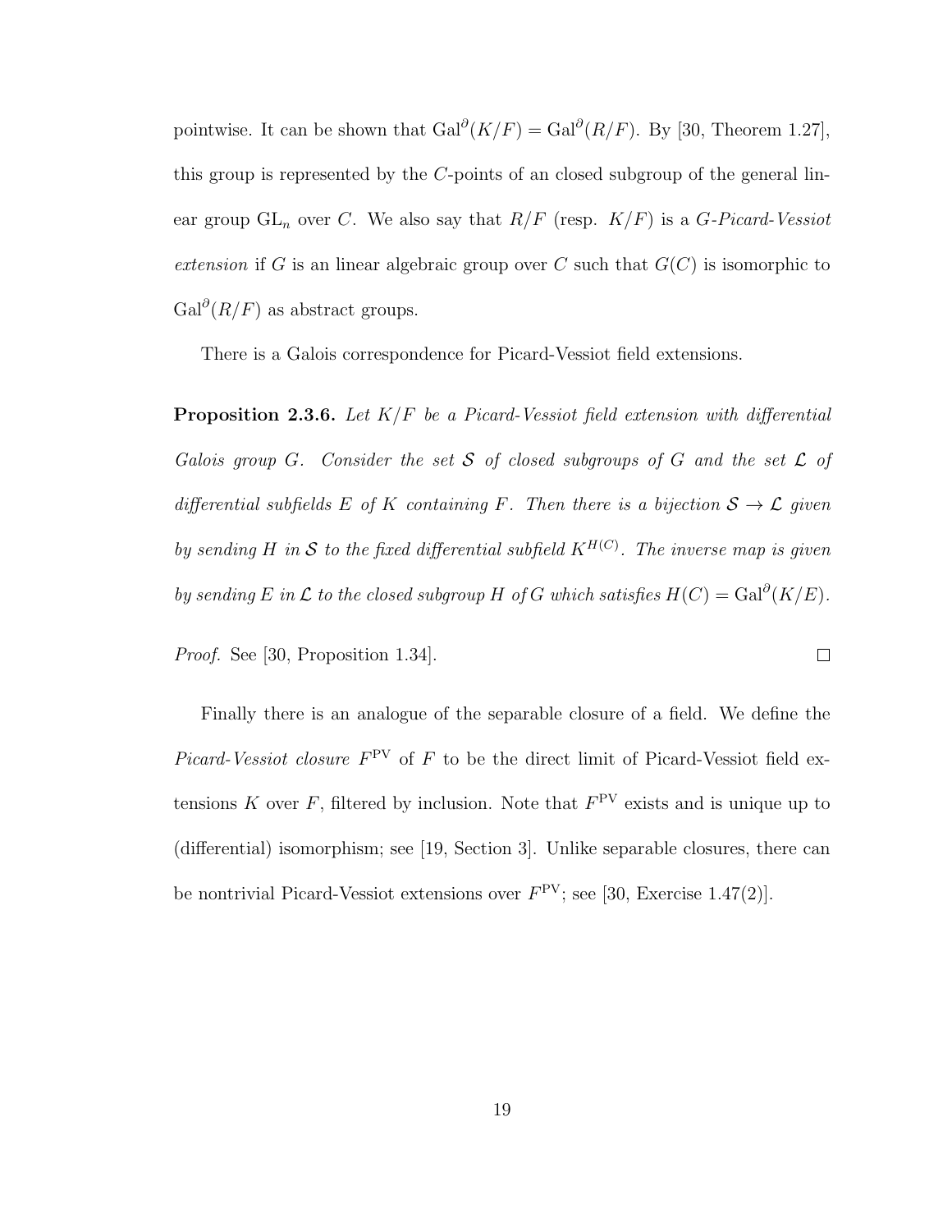pointwise. It can be shown that $\mathrm{Gal}^{\partial}(K/F) = \mathrm{Gal}^{\partial}(R/F)$. By [30, Theorem 1.27], this group is represented by the $C$-points of an closed subgroup of the general linear group $\mathrm{GL}_n$ over $C$. We also say that $R/F$ (resp. $K/F$) is a *$G$-Picard-Vessiot extension* if $G$ is an linear algebraic group over $C$ such that $G(C)$ is isomorphic to $\mathrm{Gal}^{\partial}(R/F)$ as abstract groups.

There is a Galois correspondence for Picard-Vessiot field extensions.

**Proposition 2.3.6.** *Let $K/F$ be a Picard-Vessiot field extension with differential Galois group $G$. Consider the set $\mathcal{S}$ of closed subgroups of $G$ and the set $\mathcal{L}$ of differential subfields $E$ of $K$ containing $F$. Then there is a bijection $\mathcal{S} \to \mathcal{L}$ given by sending $H$ in $\mathcal{S}$ to the fixed differential subfield $K^{H(C)}$. The inverse map is given by sending $E$ in $\mathcal{L}$ to the closed subgroup $H$ of $G$ which satisfies $H(C) = \mathrm{Gal}^{\partial}(K/E)$.*

*Proof.* See [30, Proposition 1.34]. $\square$

Finally there is an analogue of the separable closure of a field. We define the *Picard-Vessiot closure* $F^{\mathrm{PV}}$ of $F$ to be the direct limit of Picard-Vessiot field extensions $K$ over $F$, filtered by inclusion. Note that $F^{\mathrm{PV}}$ exists and is unique up to (differential) isomorphism; see [19, Section 3]. Unlike separable closures, there can be nontrivial Picard-Vessiot extensions over $F^{\mathrm{PV}}$; see [30, Exercise 1.47(2)].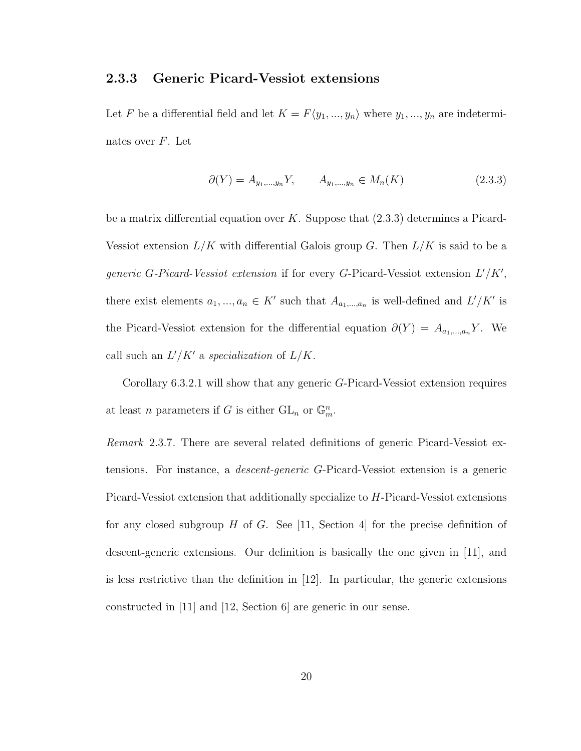### 2.3.3 Generic Picard-Vessiot extensions

Let $F$ be a differential field and let $K = F\langle y_1, ..., y_n \rangle$ where $y_1, ..., y_n$ are indeterminates over $F$. Let

$$\partial(Y) = A_{y_1,...,y_n} Y, \qquad A_{y_1,...,y_n} \in M_n(K) \tag{2.3.3}$$

be a matrix differential equation over $K$. Suppose that (2.3.3) determines a Picard-Vessiot extension $L/K$ with differential Galois group $G$. Then $L/K$ is said to be a *generic $G$-Picard-Vessiot extension* if for every $G$-Picard-Vessiot extension $L'/K'$, there exist elements $a_1, ..., a_n \in K'$ such that $A_{a_1,...,a_n}$ is well-defined and $L'/K'$ is the Picard-Vessiot extension for the differential equation $\partial(Y) = A_{a_1,...,a_n} Y$. We call such an $L'/K'$ a *specialization* of $L/K$.

Corollary 6.3.2.1 will show that any generic $G$-Picard-Vessiot extension requires at least $n$ parameters if $G$ is either $\mathrm{GL}_n$ or $\mathbb{G}_m^n$.

*Remark* 2.3.7. There are several related definitions of generic Picard-Vessiot extensions. For instance, a *descent-generic* $G$-Picard-Vessiot extension is a generic Picard-Vessiot extension that additionally specialize to $H$-Picard-Vessiot extensions for any closed subgroup $H$ of $G$. See [11, Section 4] for the precise definition of descent-generic extensions. Our definition is basically the one given in [11], and is less restrictive than the definition in [12]. In particular, the generic extensions constructed in [11] and [12, Section 6] are generic in our sense.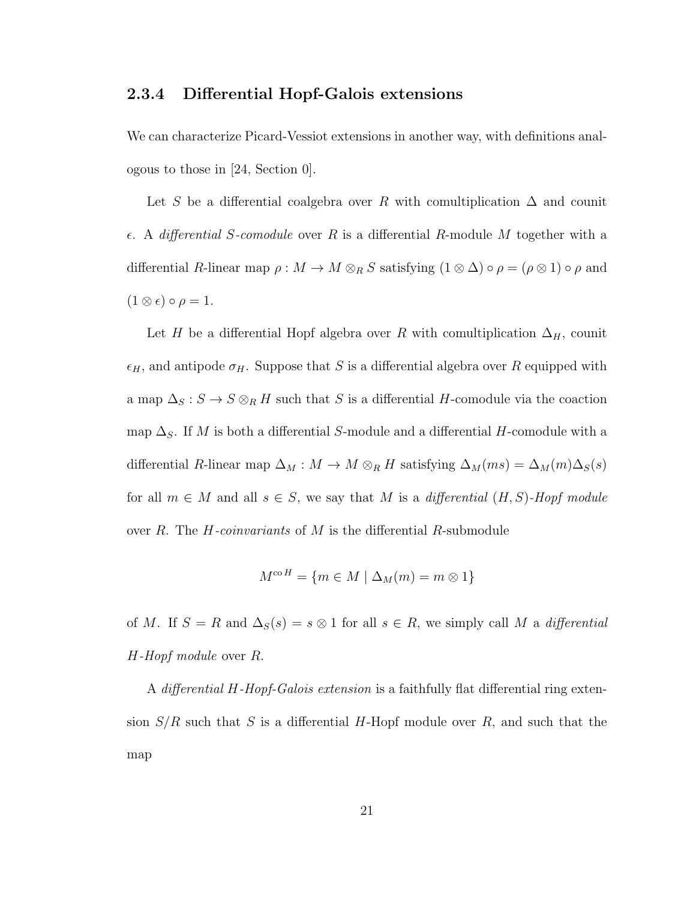### 2.3.4 Differential Hopf-Galois extensions

We can characterize Picard-Vessiot extensions in another way, with definitions analogous to those in [24, Section 0].

Let $S$ be a differential coalgebra over $R$ with comultiplication $\Delta$ and counit $\epsilon$. A *differential $S$-comodule* over $R$ is a differential $R$-module $M$ together with a differential $R$-linear map $\rho : M \to M \otimes_R S$ satisfying $(1 \otimes \Delta) \circ \rho = (\rho \otimes 1) \circ \rho$ and $(1 \otimes \epsilon) \circ \rho = 1$.

Let $H$ be a differential Hopf algebra over $R$ with comultiplication $\Delta_H$, counit $\epsilon_H$, and antipode $\sigma_H$. Suppose that $S$ is a differential algebra over $R$ equipped with a map $\Delta_S : S \to S \otimes_R H$ such that $S$ is a differential $H$-comodule via the coaction map $\Delta_S$. If $M$ is both a differential $S$-module and a differential $H$-comodule with a differential $R$-linear map $\Delta_M : M \to M \otimes_R H$ satisfying $\Delta_M(ms) = \Delta_M(m)\Delta_S(s)$ for all $m \in M$ and all $s \in S$, we say that $M$ is a *differential $(H, S)$-Hopf module* over $R$. The *$H$-coinvariants* of $M$ is the differential $R$-submodule

$$M^{\mathrm{co}\, H} = \{m \in M \mid \Delta_M(m) = m \otimes 1\}$$

of $M$. If $S = R$ and $\Delta_S(s) = s \otimes 1$ for all $s \in R$, we simply call $M$ a *differential $H$-Hopf module* over $R$.

A *differential $H$-Hopf-Galois extension* is a faithfully flat differential ring extension $S/R$ such that $S$ is a differential $H$-Hopf module over $R$, and such that the map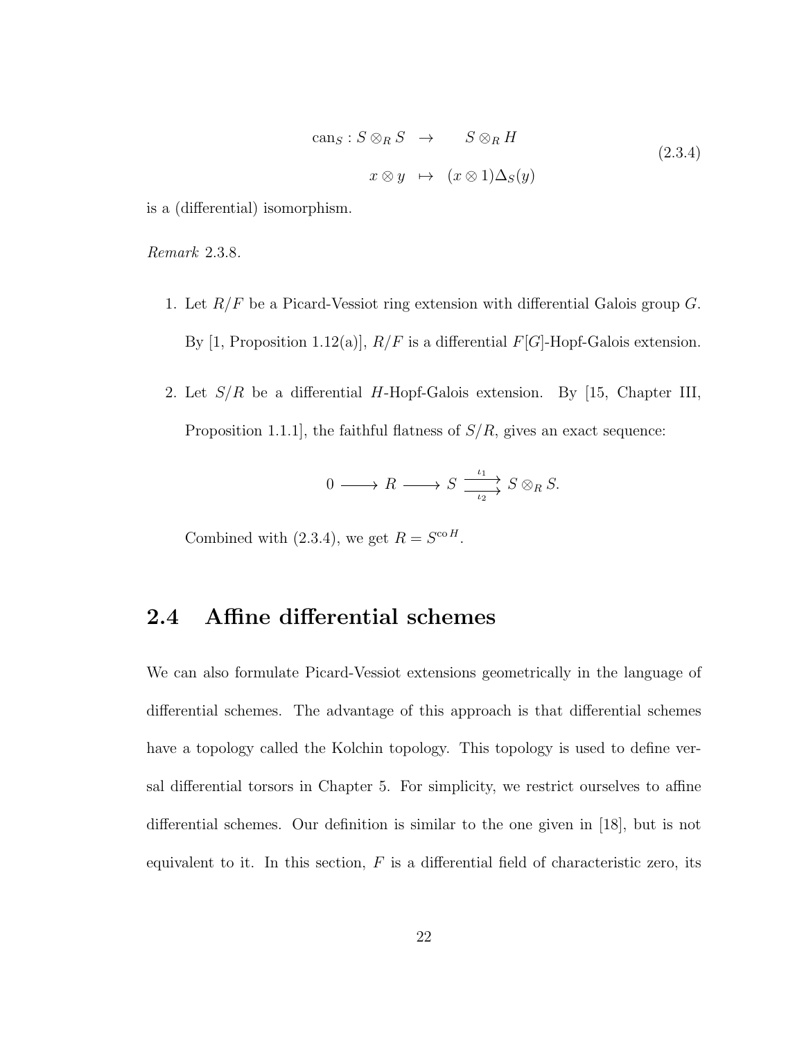$$
\begin{aligned}
\mathrm{can}_S : S \otimes_R S &\to S \otimes_R H \\
x \otimes y &\mapsto (x \otimes 1)\Delta_S(y)
\end{aligned}
\tag{2.3.4}
$$

is a (differential) isomorphism.

*Remark* 2.3.8.

1. Let $R/F$ be a Picard-Vessiot ring extension with differential Galois group $G$. By [1, Proposition 1.12(a)], $R/F$ is a differential $F[G]$-Hopf-Galois extension.

2. Let $S/R$ be a differential $H$-Hopf-Galois extension. By [15, Chapter III, Proposition 1.1.1], the faithful flatness of $S/R$, gives an exact sequence:

$$
0 \longrightarrow R \longrightarrow S \underset{\iota_2}{\overset{\iota_1}{\rightrightarrows}} S \otimes_R S.
$$

   Combined with (2.3.4), we get $R = S^{\mathrm{co}\,H}$.

## 2.4 Affine differential schemes

We can also formulate Picard-Vessiot extensions geometrically in the language of differential schemes. The advantage of this approach is that differential schemes have a topology called the Kolchin topology. This topology is used to define versal differential torsors in Chapter 5. For simplicity, we restrict ourselves to affine differential schemes. Our definition is similar to the one given in [18], but is not equivalent to it. In this section, $F$ is a differential field of characteristic zero, its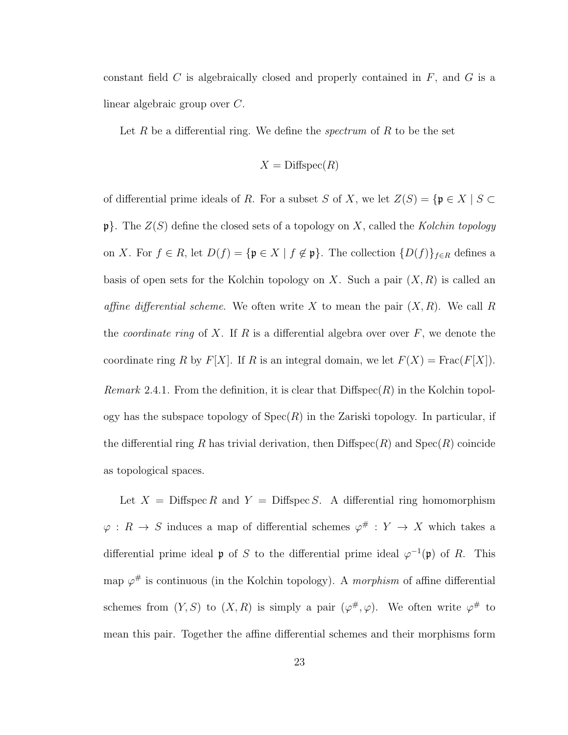constant field $C$ is algebraically closed and properly contained in $F$, and $G$ is a linear algebraic group over $C$.

Let $R$ be a differential ring. We define the *spectrum* of $R$ to be the set

$$X = \mathrm{Diffspec}(R)$$

of differential prime ideals of $R$. For a subset $S$ of $X$, we let $Z(S) = \{\mathfrak{p} \in X \mid S \subset \mathfrak{p}\}$. The $Z(S)$ define the closed sets of a topology on $X$, called the *Kolchin topology* on $X$. For $f \in R$, let $D(f) = \{\mathfrak{p} \in X \mid f \notin \mathfrak{p}\}$. The collection $\{D(f)\}_{f \in R}$ defines a basis of open sets for the Kolchin topology on $X$. Such a pair $(X, R)$ is called an *affine differential scheme*. We often write $X$ to mean the pair $(X, R)$. We call $R$ the *coordinate ring* of $X$. If $R$ is a differential algebra over over $F$, we denote the coordinate ring $R$ by $F[X]$. If $R$ is an integral domain, we let $F(X) = \mathrm{Frac}(F[X])$.

*Remark* 2.4.1. From the definition, it is clear that $\mathrm{Diffspec}(R)$ in the Kolchin topology has the subspace topology of $\mathrm{Spec}(R)$ in the Zariski topology. In particular, if the differential ring $R$ has trivial derivation, then $\mathrm{Diffspec}(R)$ and $\mathrm{Spec}(R)$ coincide as topological spaces.

Let $X = \mathrm{Diffspec}\, R$ and $Y = \mathrm{Diffspec}\, S$. A differential ring homomorphism $\varphi : R \to S$ induces a map of differential schemes $\varphi^{\#} : Y \to X$ which takes a differential prime ideal $\mathfrak{p}$ of $S$ to the differential prime ideal $\varphi^{-1}(\mathfrak{p})$ of $R$. This map $\varphi^{\#}$ is continuous (in the Kolchin topology). A *morphism* of affine differential schemes from $(Y, S)$ to $(X, R)$ is simply a pair $(\varphi^{\#}, \varphi)$. We often write $\varphi^{\#}$ to mean this pair. Together the affine differential schemes and their morphisms form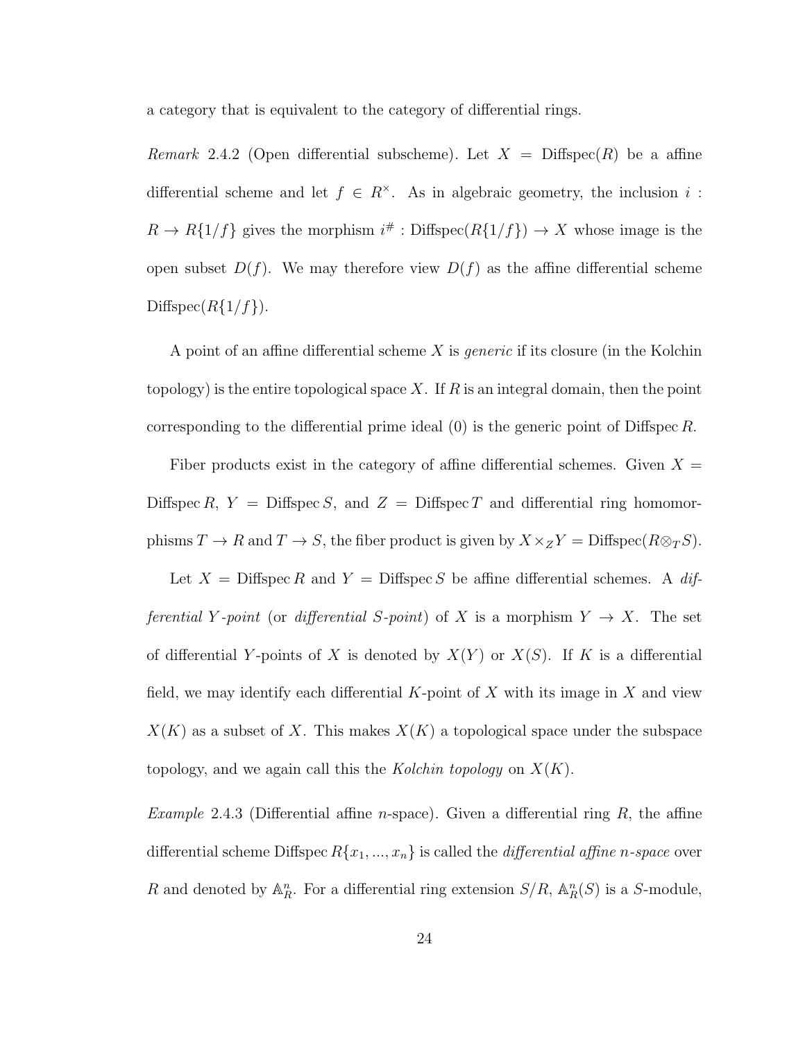a category that is equivalent to the category of differential rings.

*Remark* 2.4.2 (Open differential subscheme). Let $X = \text{Diffspec}(R)$ be a affine differential scheme and let $f \in R^{\times}$. As in algebraic geometry, the inclusion $i : R \to R\{1/f\}$ gives the morphism $i^{\#} : \text{Diffspec}(R\{1/f\}) \to X$ whose image is the open subset $D(f)$. We may therefore view $D(f)$ as the affine differential scheme $\text{Diffspec}(R\{1/f\})$.

A point of an affine differential scheme $X$ is *generic* if its closure (in the Kolchin topology) is the entire topological space $X$. If $R$ is an integral domain, then the point corresponding to the differential prime ideal $(0)$ is the generic point of $\text{Diffspec}\, R$.

Fiber products exist in the category of affine differential schemes. Given $X = \text{Diffspec}\, R$, $Y = \text{Diffspec}\, S$, and $Z = \text{Diffspec}\, T$ and differential ring homomorphisms $T \to R$ and $T \to S$, the fiber product is given by $X \times_Z Y = \text{Diffspec}(R \otimes_T S)$.

Let $X = \text{Diffspec}\, R$ and $Y = \text{Diffspec}\, S$ be affine differential schemes. A *differential $Y$-point* (or *differential $S$-point*) of $X$ is a morphism $Y \to X$. The set of differential $Y$-points of $X$ is denoted by $X(Y)$ or $X(S)$. If $K$ is a differential field, we may identify each differential $K$-point of $X$ with its image in $X$ and view $X(K)$ as a subset of $X$. This makes $X(K)$ a topological space under the subspace topology, and we again call this the *Kolchin topology* on $X(K)$.

*Example* 2.4.3 (Differential affine $n$-space). Given a differential ring $R$, the affine differential scheme $\text{Diffspec}\, R\{x_1, ..., x_n\}$ is called the *differential affine $n$-space* over $R$ and denoted by $\mathbb{A}^n_R$. For a differential ring extension $S/R$, $\mathbb{A}^n_R(S)$ is a $S$-module,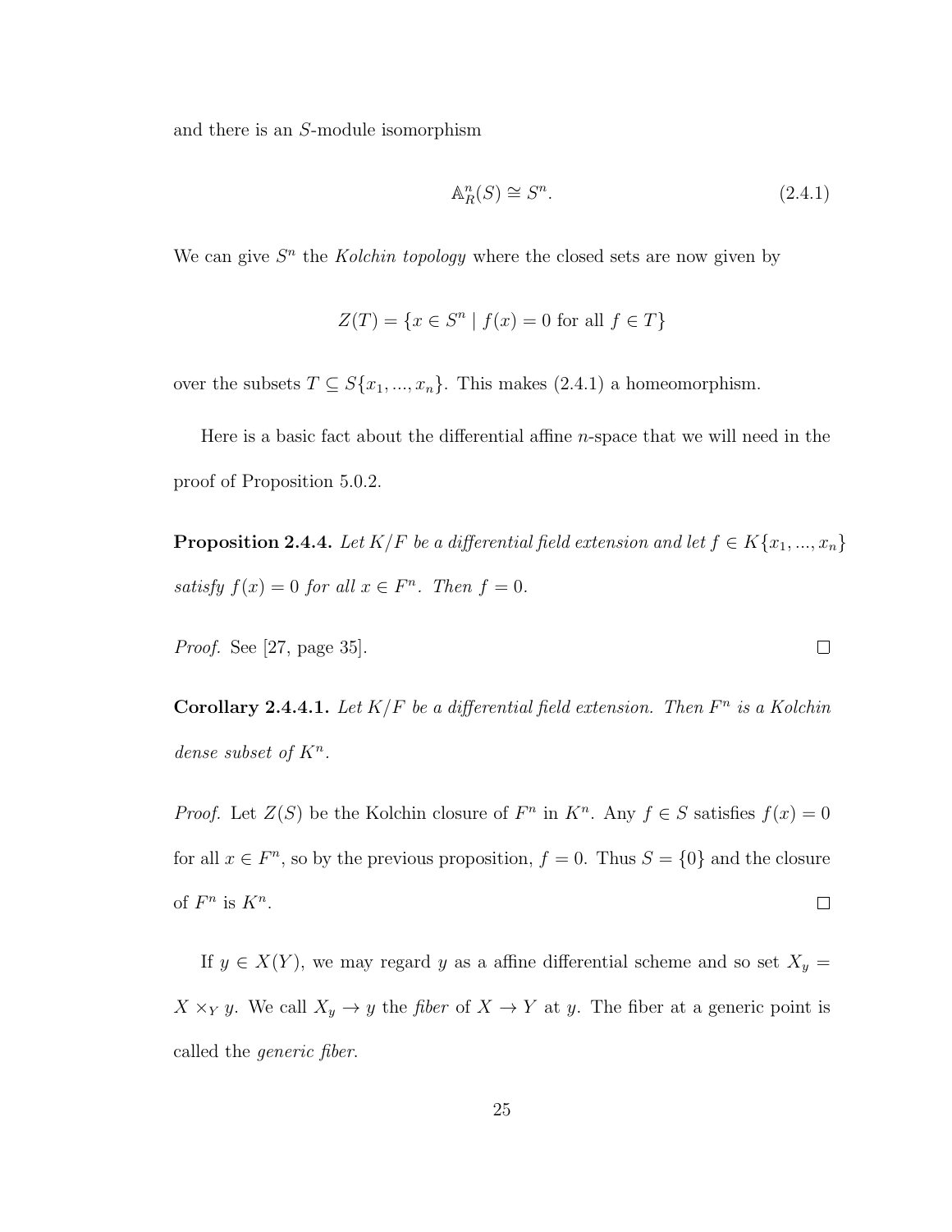and there is an $S$-module isomorphism

$$\mathbb{A}^n_R(S) \cong S^n. \tag{2.4.1}$$

We can give $S^n$ the *Kolchin topology* where the closed sets are now given by

$$Z(T) = \{x \in S^n \mid f(x) = 0 \text{ for all } f \in T\}$$

over the subsets $T \subseteq S\{x_1, ..., x_n\}$. This makes (2.4.1) a homeomorphism.

Here is a basic fact about the differential affine $n$-space that we will need in the proof of Proposition 5.0.2.

**Proposition 2.4.4.** *Let $K/F$ be a differential field extension and let $f \in K\{x_1, ..., x_n\}$ satisfy $f(x) = 0$ for all $x \in F^n$. Then $f = 0$.*

*Proof.* See [27, page 35]. □

**Corollary 2.4.4.1.** *Let $K/F$ be a differential field extension. Then $F^n$ is a Kolchin dense subset of $K^n$.*

*Proof.* Let $Z(S)$ be the Kolchin closure of $F^n$ in $K^n$. Any $f \in S$ satisfies $f(x) = 0$ for all $x \in F^n$, so by the previous proposition, $f = 0$. Thus $S = \{0\}$ and the closure of $F^n$ is $K^n$. □

If $y \in X(Y)$, we may regard $y$ as a affine differential scheme and so set $X_y = X \times_Y y$. We call $X_y \to y$ the *fiber* of $X \to Y$ at $y$. The fiber at a generic point is called the *generic fiber*.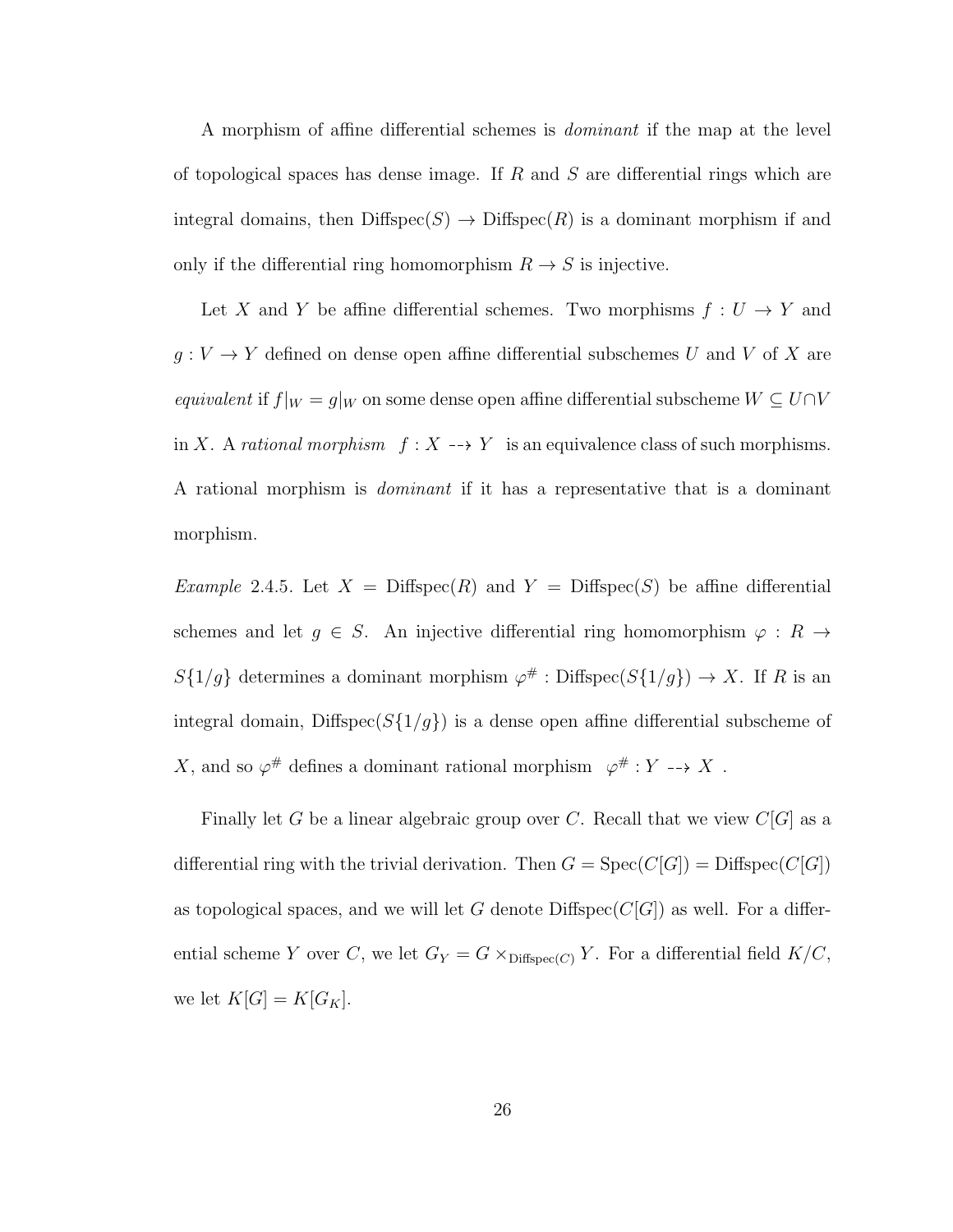A morphism of affine differential schemes is *dominant* if the map at the level of topological spaces has dense image. If $R$ and $S$ are differential rings which are integral domains, then $\operatorname{Diffspec}(S) \to \operatorname{Diffspec}(R)$ is a dominant morphism if and only if the differential ring homomorphism $R \to S$ is injective.

Let $X$ and $Y$ be affine differential schemes. Two morphisms $f : U \to Y$ and $g : V \to Y$ defined on dense open affine differential subschemes $U$ and $V$ of $X$ are *equivalent* if $f|_W = g|_W$ on some dense open affine differential subscheme $W \subseteq U \cap V$ in $X$. A *rational morphism* $f : X \dashrightarrow Y$ is an equivalence class of such morphisms. A rational morphism is *dominant* if it has a representative that is a dominant morphism.

*Example* 2.4.5. Let $X = \operatorname{Diffspec}(R)$ and $Y = \operatorname{Diffspec}(S)$ be affine differential schemes and let $g \in S$. An injective differential ring homomorphism $\varphi : R \to S\{1/g\}$ determines a dominant morphism $\varphi^{\#} : \operatorname{Diffspec}(S\{1/g\}) \to X$. If $R$ is an integral domain, $\operatorname{Diffspec}(S\{1/g\})$ is a dense open affine differential subscheme of $X$, and so $\varphi^{\#}$ defines a dominant rational morphism $\varphi^{\#} : Y \dashrightarrow X$.

Finally let $G$ be a linear algebraic group over $C$. Recall that we view $C[G]$ as a differential ring with the trivial derivation. Then $G = \operatorname{Spec}(C[G]) = \operatorname{Diffspec}(C[G])$ as topological spaces, and we will let $G$ denote $\operatorname{Diffspec}(C[G])$ as well. For a differential scheme $Y$ over $C$, we let $G_Y = G \times_{\operatorname{Diffspec}(C)} Y$. For a differential field $K/C$, we let $K[G] = K[G_K]$.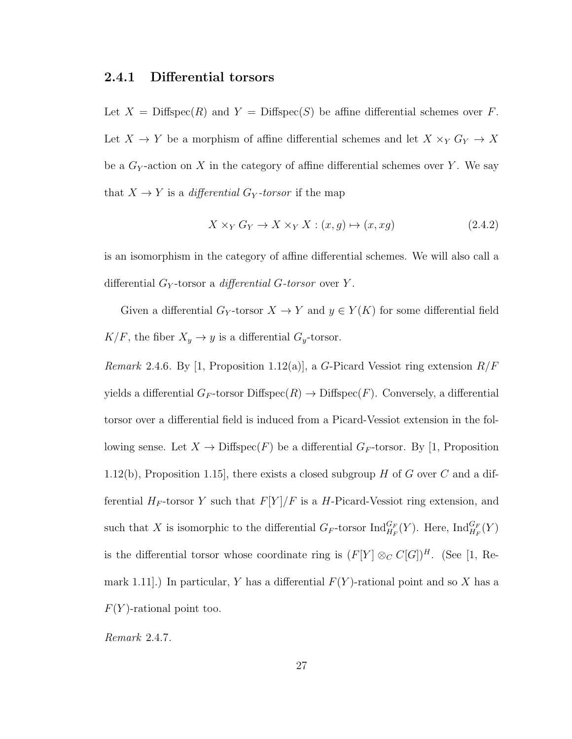### 2.4.1 Differential torsors

Let $X = \mathrm{Diffspec}(R)$ and $Y = \mathrm{Diffspec}(S)$ be affine differential schemes over $F$. Let $X \to Y$ be a morphism of affine differential schemes and let $X \times_Y G_Y \to X$ be a $G_Y$-action on $X$ in the category of affine differential schemes over $Y$. We say that $X \to Y$ is a *differential $G_Y$-torsor* if the map

$$X \times_Y G_Y \to X \times_Y X : (x, g) \mapsto (x, xg) \tag{2.4.2}$$

is an isomorphism in the category of affine differential schemes. We will also call a differential $G_Y$-torsor a *differential $G$-torsor* over $Y$.

Given a differential $G_Y$-torsor $X \to Y$ and $y \in Y(K)$ for some differential field $K/F$, the fiber $X_y \to y$ is a differential $G_y$-torsor.

*Remark* 2.4.6. By [1, Proposition 1.12(a)], a $G$-Picard Vessiot ring extension $R/F$ yields a differential $G_F$-torsor $\mathrm{Diffspec}(R) \to \mathrm{Diffspec}(F)$. Conversely, a differential torsor over a differential field is induced from a Picard-Vessiot extension in the following sense. Let $X \to \mathrm{Diffspec}(F)$ be a differential $G_F$-torsor. By [1, Proposition 1.12(b), Proposition 1.15], there exists a closed subgroup $H$ of $G$ over $C$ and a differential $H_F$-torsor $Y$ such that $F[Y]/F$ is a $H$-Picard-Vessiot ring extension, and such that $X$ is isomorphic to the differential $G_F$-torsor $\mathrm{Ind}_{H_F}^{G_F}(Y)$. Here, $\mathrm{Ind}_{H_F}^{G_F}(Y)$ is the differential torsor whose coordinate ring is $(F[Y] \otimes_C C[G])^H$. (See [1, Remark 1.11].) In particular, $Y$ has a differential $F(Y)$-rational point and so $X$ has a $F(Y)$-rational point too.

*Remark* 2.4.7.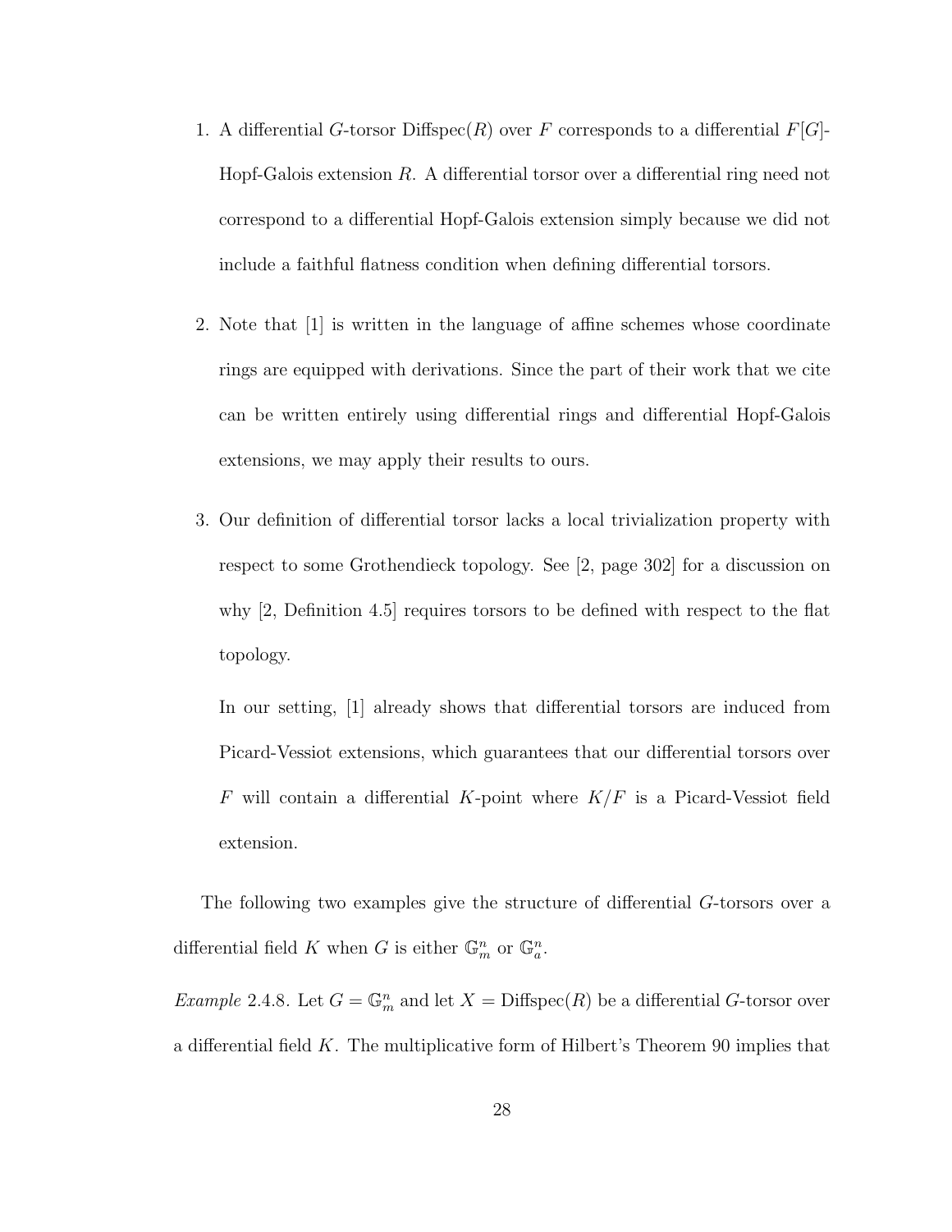1. A differential $G$-torsor $\text{Diffspec}(R)$ over $F$ corresponds to a differential $F[G]$-Hopf-Galois extension $R$. A differential torsor over a differential ring need not correspond to a differential Hopf-Galois extension simply because we did not include a faithful flatness condition when defining differential torsors.

2. Note that [1] is written in the language of affine schemes whose coordinate rings are equipped with derivations. Since the part of their work that we cite can be written entirely using differential rings and differential Hopf-Galois extensions, we may apply their results to ours.

3. Our definition of differential torsor lacks a local trivialization property with respect to some Grothendieck topology. See [2, page 302] for a discussion on why [2, Definition 4.5] requires torsors to be defined with respect to the flat topology.

   In our setting, [1] already shows that differential torsors are induced from Picard-Vessiot extensions, which guarantees that our differential torsors over $F$ will contain a differential $K$-point where $K/F$ is a Picard-Vessiot field extension.

The following two examples give the structure of differential $G$-torsors over a differential field $K$ when $G$ is either $\mathbb{G}_m^n$ or $\mathbb{G}_a^n$.

*Example* 2.4.8. Let $G = \mathbb{G}_m^n$ and let $X = \text{Diffspec}(R)$ be a differential $G$-torsor over a differential field $K$. The multiplicative form of Hilbert's Theorem 90 implies that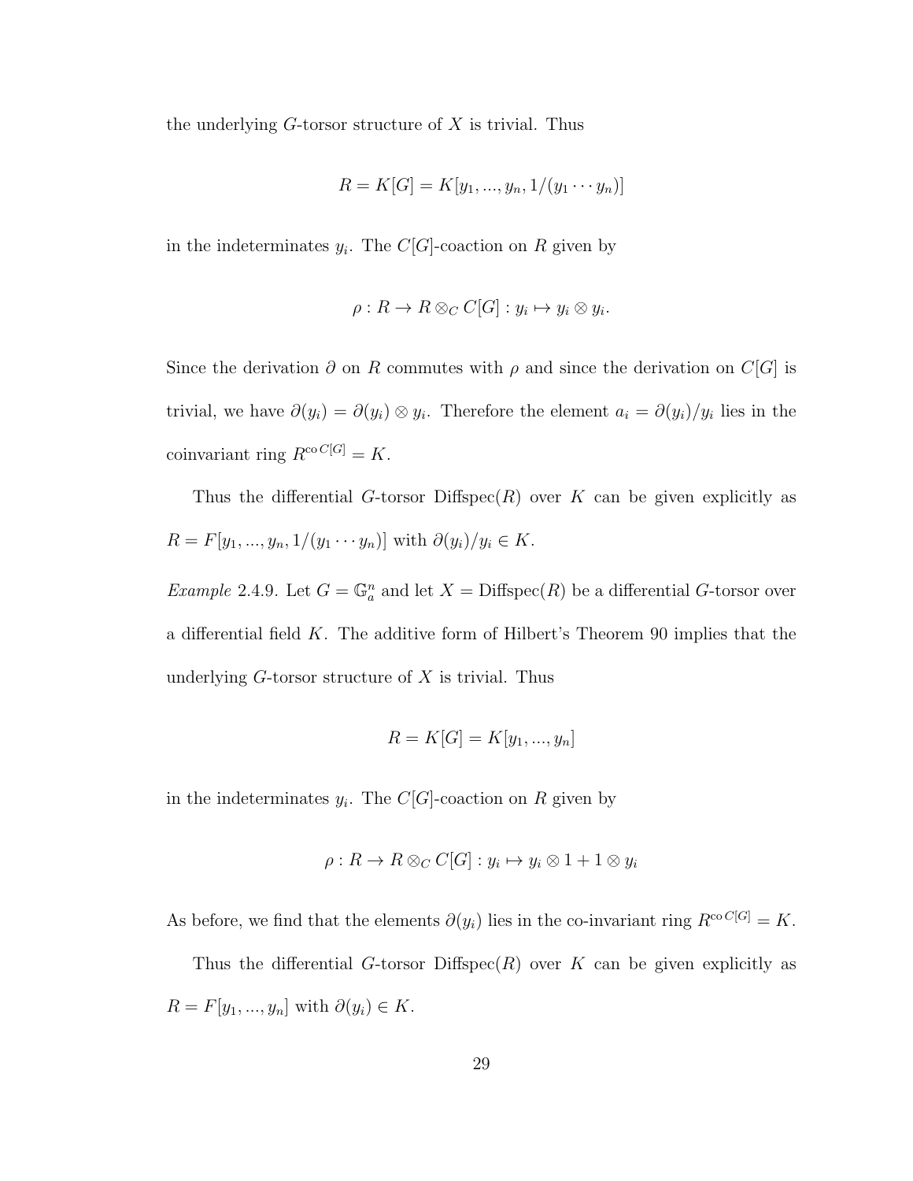the underlying $G$-torsor structure of $X$ is trivial. Thus

$$R = K[G] = K[y_1, ..., y_n, 1/(y_1 \cdots y_n)]$$

in the indeterminates $y_i$. The $C[G]$-coaction on $R$ given by

$$\rho : R \to R \otimes_C C[G] : y_i \mapsto y_i \otimes y_i.$$

Since the derivation $\partial$ on $R$ commutes with $\rho$ and since the derivation on $C[G]$ is trivial, we have $\partial(y_i) = \partial(y_i) \otimes y_i$. Therefore the element $a_i = \partial(y_i)/y_i$ lies in the coinvariant ring $R^{\mathrm{co}\, C[G]} = K$.

Thus the differential $G$-torsor $\mathrm{Diffspec}(R)$ over $K$ can be given explicitly as $R = F[y_1, ..., y_n, 1/(y_1 \cdots y_n)]$ with $\partial(y_i)/y_i \in K$.

*Example* 2.4.9. Let $G = \mathbb{G}_a^n$ and let $X = \mathrm{Diffspec}(R)$ be a differential $G$-torsor over a differential field $K$. The additive form of Hilbert's Theorem 90 implies that the underlying $G$-torsor structure of $X$ is trivial. Thus

$$R = K[G] = K[y_1, ..., y_n]$$

in the indeterminates $y_i$. The $C[G]$-coaction on $R$ given by

$$\rho : R \to R \otimes_C C[G] : y_i \mapsto y_i \otimes 1 + 1 \otimes y_i$$

As before, we find that the elements $\partial(y_i)$ lies in the co-invariant ring $R^{\mathrm{co}\, C[G]} = K$.

Thus the differential $G$-torsor $\mathrm{Diffspec}(R)$ over $K$ can be given explicitly as $R = F[y_1, ..., y_n]$ with $\partial(y_i) \in K$.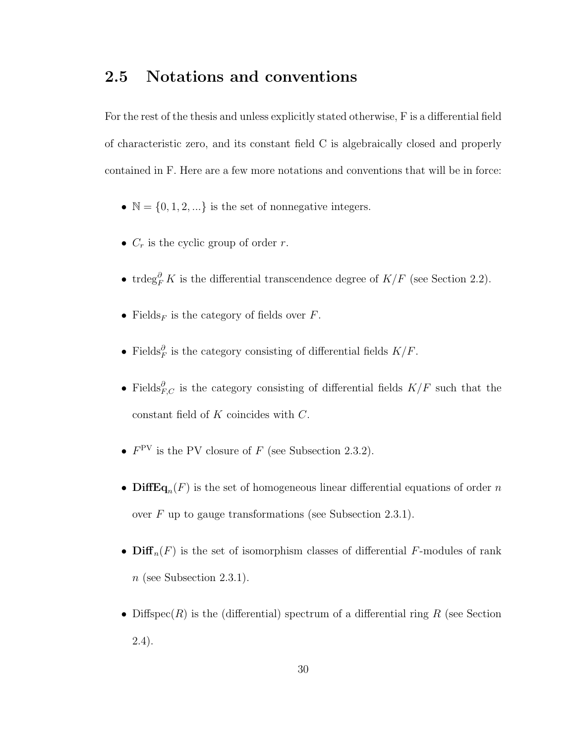## 2.5 Notations and conventions

For the rest of the thesis and unless explicitly stated otherwise, F is a differential field of characteristic zero, and its constant field C is algebraically closed and properly contained in F. Here are a few more notations and conventions that will be in force:

- $\mathbb{N} = \{0, 1, 2, ...\}$ is the set of nonnegative integers.
- $C_r$ is the cyclic group of order $r$.
- $\operatorname{trdeg}_F^{\partial} K$ is the differential transcendence degree of $K/F$ (see Section 2.2).
- $\text{Fields}_F$ is the category of fields over $F$.
- $\text{Fields}_F^{\partial}$ is the category consisting of differential fields $K/F$.
- $\text{Fields}_{F,C}^{\partial}$ is the category consisting of differential fields $K/F$ such that the constant field of $K$ coincides with $C$.
- $F^{\text{PV}}$ is the PV closure of $F$ (see Subsection 2.3.2).
- $\mathbf{DiffEq}_n(F)$ is the set of homogeneous linear differential equations of order $n$ over $F$ up to gauge transformations (see Subsection 2.3.1).
- $\mathbf{Diff}_n(F)$ is the set of isomorphism classes of differential $F$-modules of rank $n$ (see Subsection 2.3.1).
- $\text{Diffspec}(R)$ is the (differential) spectrum of a differential ring $R$ (see Section 2.4).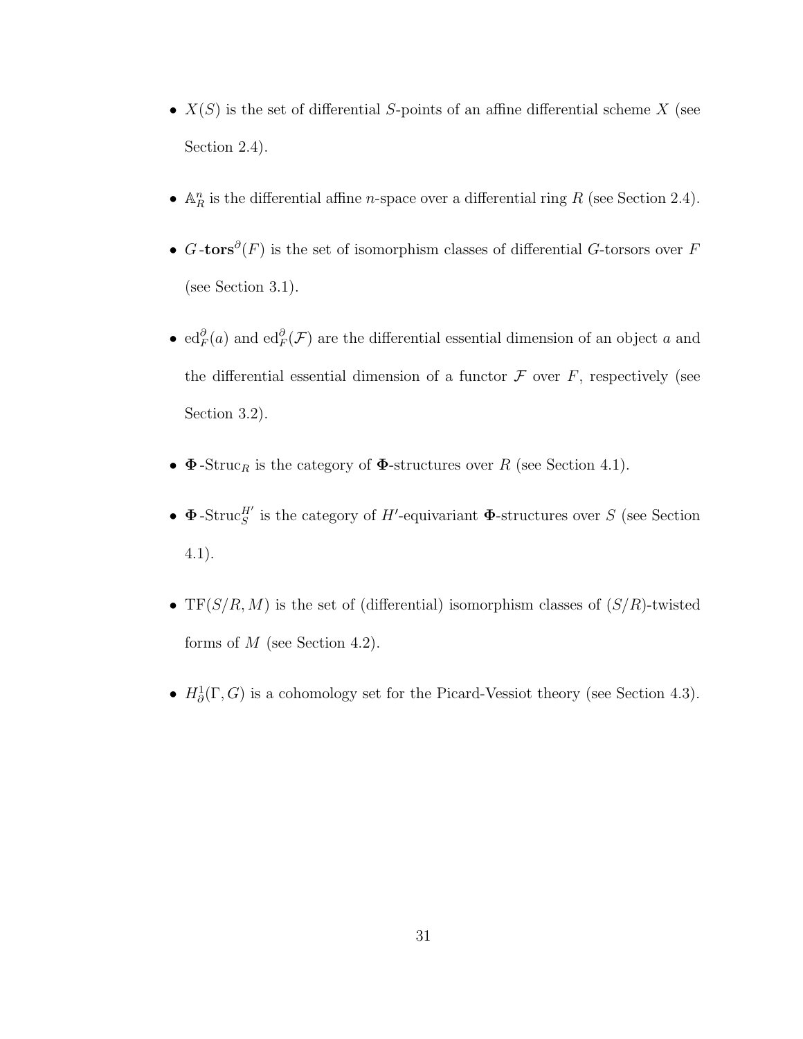- $X(S)$ is the set of differential $S$-points of an affine differential scheme $X$ (see Section 2.4).

- $\mathbb{A}^n_R$ is the differential affine $n$-space over a differential ring $R$ (see Section 2.4).

- $G$-$\mathbf{tors}^\partial(F)$ is the set of isomorphism classes of differential $G$-torsors over $F$ (see Section 3.1).

- $\mathrm{ed}^\partial_F(a)$ and $\mathrm{ed}^\partial_F(\mathcal{F})$ are the differential essential dimension of an object $a$ and the differential essential dimension of a functor $\mathcal{F}$ over $F$, respectively (see Section 3.2).

- $\mathbf{\Phi}$-$\mathrm{Struc}_R$ is the category of $\mathbf{\Phi}$-structures over $R$ (see Section 4.1).

- $\mathbf{\Phi}$-$\mathrm{Struc}^{H'}_S$ is the category of $H'$-equivariant $\mathbf{\Phi}$-structures over $S$ (see Section 4.1).

- $\mathrm{TF}(S/R, M)$ is the set of (differential) isomorphism classes of $(S/R)$-twisted forms of $M$ (see Section 4.2).

- $H^1_\partial(\Gamma, G)$ is a cohomology set for the Picard-Vessiot theory (see Section 4.3).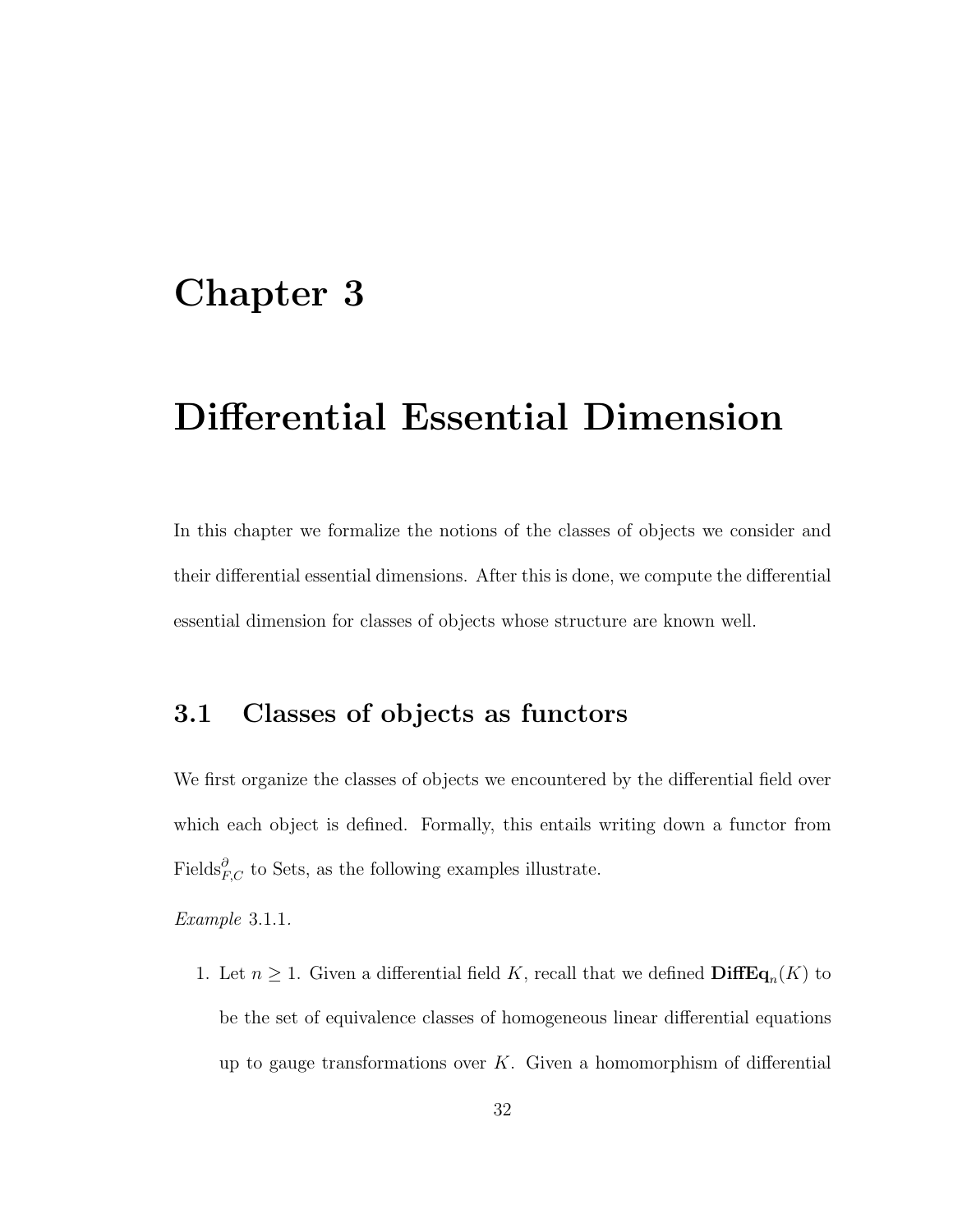# Chapter 3

# Differential Essential Dimension

In this chapter we formalize the notions of the classes of objects we consider and their differential essential dimensions. After this is done, we compute the differential essential dimension for classes of objects whose structure are known well.

## 3.1 Classes of objects as functors

We first organize the classes of objects we encountered by the differential field over which each object is defined. Formally, this entails writing down a functor from $\text{Fields}^{\partial}_{F,C}$ to Sets, as the following examples illustrate.

*Example* 3.1.1.

1. Let $n \geq 1$. Given a differential field $K$, recall that we defined $\mathbf{DiffEq}_n(K)$ to be the set of equivalence classes of homogeneous linear differential equations up to gauge transformations over $K$. Given a homomorphism of differential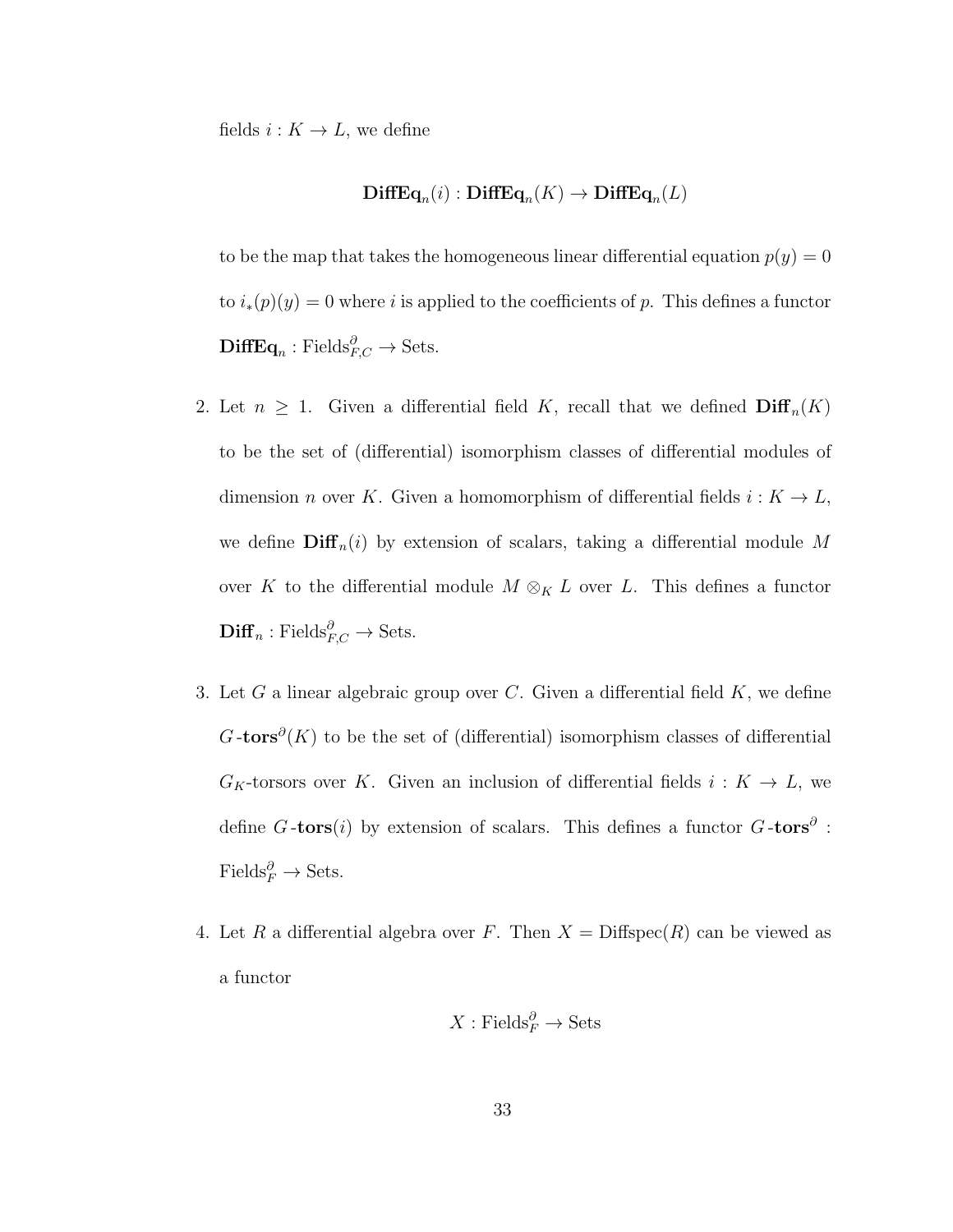fields $i : K \to L$, we define

$$\mathbf{DiffEq}_n(i) : \mathbf{DiffEq}_n(K) \to \mathbf{DiffEq}_n(L)$$

to be the map that takes the homogeneous linear differential equation $p(y) = 0$ to $i_*(p)(y) = 0$ where $i$ is applied to the coefficients of $p$. This defines a functor $\mathbf{DiffEq}_n : \text{Fields}^{\partial}_{F,C} \to \text{Sets}$.

2. Let $n \geq 1$. Given a differential field $K$, recall that we defined $\mathbf{Diff}_n(K)$ to be the set of (differential) isomorphism classes of differential modules of dimension $n$ over $K$. Given a homomorphism of differential fields $i : K \to L$, we define $\mathbf{Diff}_n(i)$ by extension of scalars, taking a differential module $M$ over $K$ to the differential module $M \otimes_K L$ over $L$. This defines a functor $\mathbf{Diff}_n : \text{Fields}^{\partial}_{F,C} \to \text{Sets}$.

3. Let $G$ a linear algebraic group over $C$. Given a differential field $K$, we define $G\text{-}\mathbf{tors}^{\partial}(K)$ to be the set of (differential) isomorphism classes of differential $G_K$-torsors over $K$. Given an inclusion of differential fields $i : K \to L$, we define $G\text{-}\mathbf{tors}(i)$ by extension of scalars. This defines a functor $G\text{-}\mathbf{tors}^{\partial} : \text{Fields}^{\partial}_F \to \text{Sets}$.

4. Let $R$ a differential algebra over $F$. Then $X = \text{Diffspec}(R)$ can be viewed as a functor

$$X : \text{Fields}^{\partial}_F \to \text{Sets}$$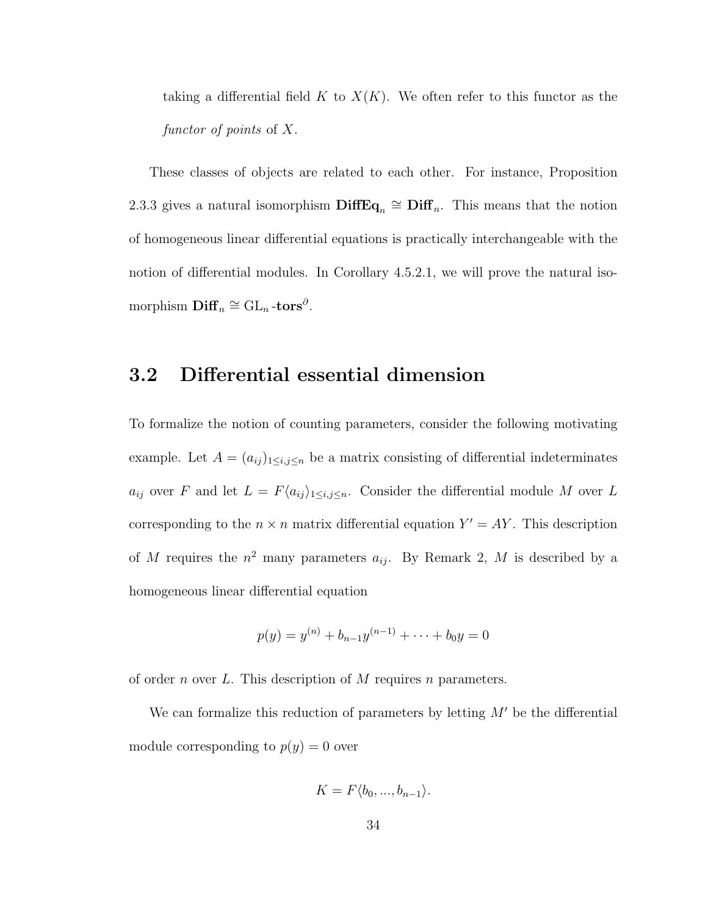taking a differential field $K$ to $X(K)$. We often refer to this functor as the *functor of points* of $X$.

These classes of objects are related to each other. For instance, Proposition 2.3.3 gives a natural isomorphism $\mathbf{DiffEq}_n \cong \mathbf{Diff}_n$. This means that the notion of homogeneous linear differential equations is practically interchangeable with the notion of differential modules. In Corollary 4.5.2.1, we will prove the natural isomorphism $\mathbf{Diff}_n \cong \mathrm{GL}_n\textbf{-tors}^{\partial}$.

## 3.2 Differential essential dimension

To formalize the notion of counting parameters, consider the following motivating example. Let $A = (a_{ij})_{1 \leq i,j \leq n}$ be a matrix consisting of differential indeterminates $a_{ij}$ over $F$ and let $L = F\langle a_{ij} \rangle_{1 \leq i,j \leq n}$. Consider the differential module $M$ over $L$ corresponding to the $n \times n$ matrix differential equation $Y' = AY$. This description of $M$ requires the $n^2$ many parameters $a_{ij}$. By Remark 2, $M$ is described by a homogeneous linear differential equation

$$p(y) = y^{(n)} + b_{n-1}y^{(n-1)} + \cdots + b_0 y = 0$$

of order $n$ over $L$. This description of $M$ requires $n$ parameters.

We can formalize this reduction of parameters by letting $M'$ be the differential module corresponding to $p(y) = 0$ over

$$K = F\langle b_0, ..., b_{n-1} \rangle.$$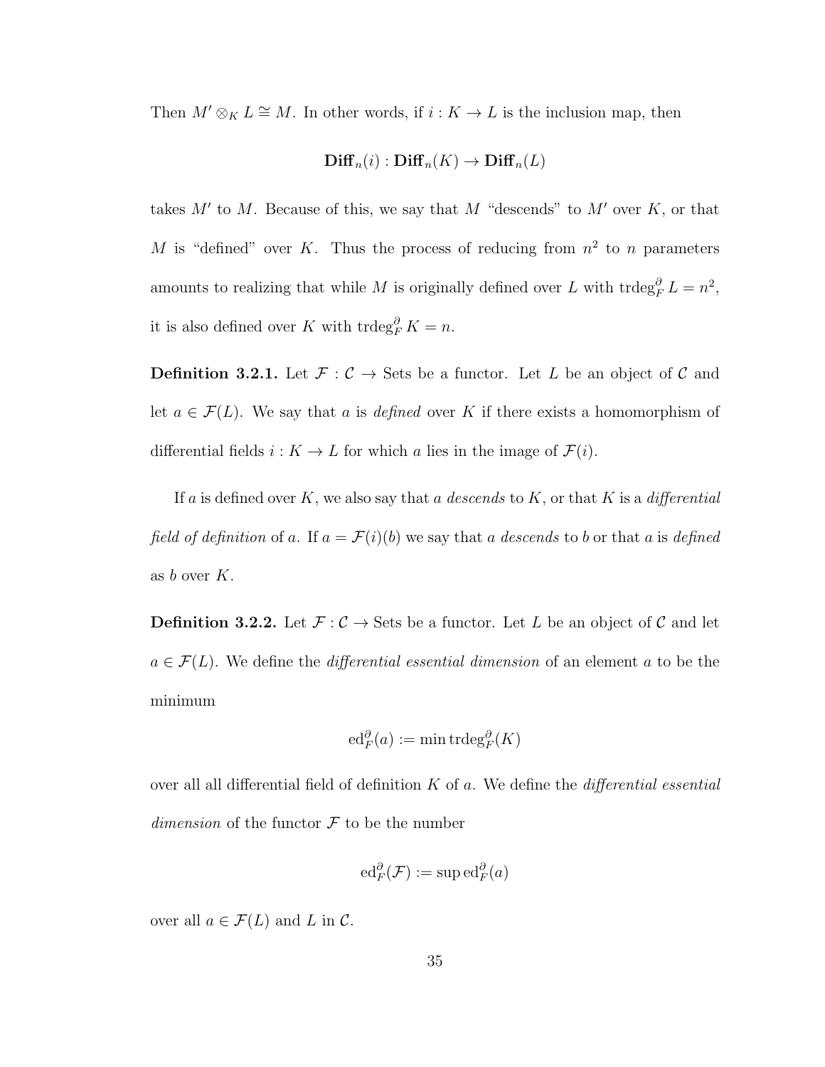Then $M' \otimes_K L \cong M$. In other words, if $i : K \to L$ is the inclusion map, then

$$\mathbf{Diff}_n(i) : \mathbf{Diff}_n(K) \to \mathbf{Diff}_n(L)$$

takes $M'$ to $M$. Because of this, we say that $M$ "descends" to $M'$ over $K$, or that $M$ is "defined" over $K$. Thus the process of reducing from $n^2$ to $n$ parameters amounts to realizing that while $M$ is originally defined over $L$ with $\operatorname{trdeg}_F^\partial L = n^2$, it is also defined over $K$ with $\operatorname{trdeg}_F^\partial K = n$.

**Definition 3.2.1.** Let $\mathcal{F} : \mathcal{C} \to \text{Sets}$ be a functor. Let $L$ be an object of $\mathcal{C}$ and let $a \in \mathcal{F}(L)$. We say that $a$ is *defined* over $K$ if there exists a homomorphism of differential fields $i : K \to L$ for which $a$ lies in the image of $\mathcal{F}(i)$.

If $a$ is defined over $K$, we also say that $a$ *descends* to $K$, or that $K$ is a *differential field of definition* of $a$. If $a = \mathcal{F}(i)(b)$ we say that $a$ *descends* to $b$ or that $a$ is *defined* as $b$ over $K$.

**Definition 3.2.2.** Let $\mathcal{F} : \mathcal{C} \to \text{Sets}$ be a functor. Let $L$ be an object of $\mathcal{C}$ and let $a \in \mathcal{F}(L)$. We define the *differential essential dimension* of an element $a$ to be the minimum

$$\operatorname{ed}_F^\partial(a) := \min \operatorname{trdeg}_F^\partial(K)$$

over all all differential field of definition $K$ of $a$. We define the *differential essential dimension* of the functor $\mathcal{F}$ to be the number

$$\operatorname{ed}_F^\partial(\mathcal{F}) := \sup \operatorname{ed}_F^\partial(a)$$

over all $a \in \mathcal{F}(L)$ and $L$ in $\mathcal{C}$.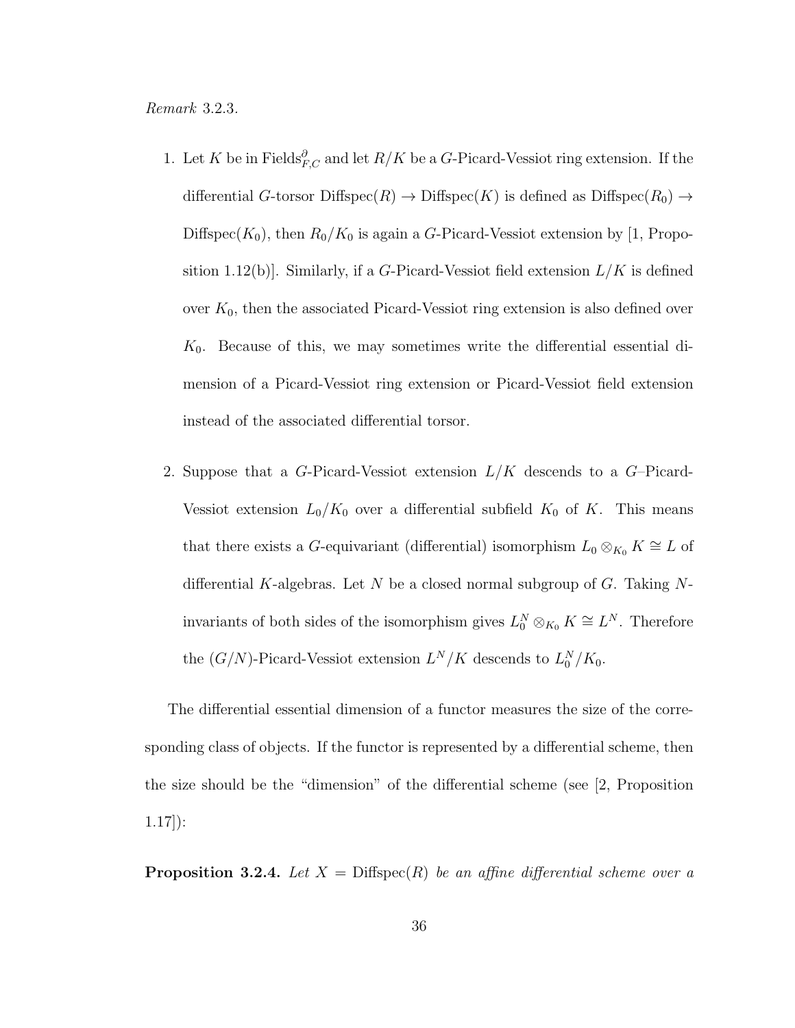*Remark* 3.2.3.

1. Let $K$ be in $\mathrm{Fields}^{\partial}_{F,C}$ and let $R/K$ be a $G$-Picard-Vessiot ring extension. If the differential $G$-torsor $\mathrm{Diffspec}(R) \to \mathrm{Diffspec}(K)$ is defined as $\mathrm{Diffspec}(R_0) \to \mathrm{Diffspec}(K_0)$, then $R_0/K_0$ is again a $G$-Picard-Vessiot extension by [1, Proposition 1.12(b)]. Similarly, if a $G$-Picard-Vessiot field extension $L/K$ is defined over $K_0$, then the associated Picard-Vessiot ring extension is also defined over $K_0$. Because of this, we may sometimes write the differential essential dimension of a Picard-Vessiot ring extension or Picard-Vessiot field extension instead of the associated differential torsor.

2. Suppose that a $G$-Picard-Vessiot extension $L/K$ descends to a $G$–Picard-Vessiot extension $L_0/K_0$ over a differential subfield $K_0$ of $K$. This means that there exists a $G$-equivariant (differential) isomorphism $L_0 \otimes_{K_0} K \cong L$ of differential $K$-algebras. Let $N$ be a closed normal subgroup of $G$. Taking $N$-invariants of both sides of the isomorphism gives $L_0^N \otimes_{K_0} K \cong L^N$. Therefore the $(G/N)$-Picard-Vessiot extension $L^N/K$ descends to $L_0^N/K_0$.

The differential essential dimension of a functor measures the size of the corresponding class of objects. If the functor is represented by a differential scheme, then the size should be the "dimension" of the differential scheme (see [2, Proposition 1.17]):

**Proposition 3.2.4.** *Let $X = \mathrm{Diffspec}(R)$ be an affine differential scheme over a*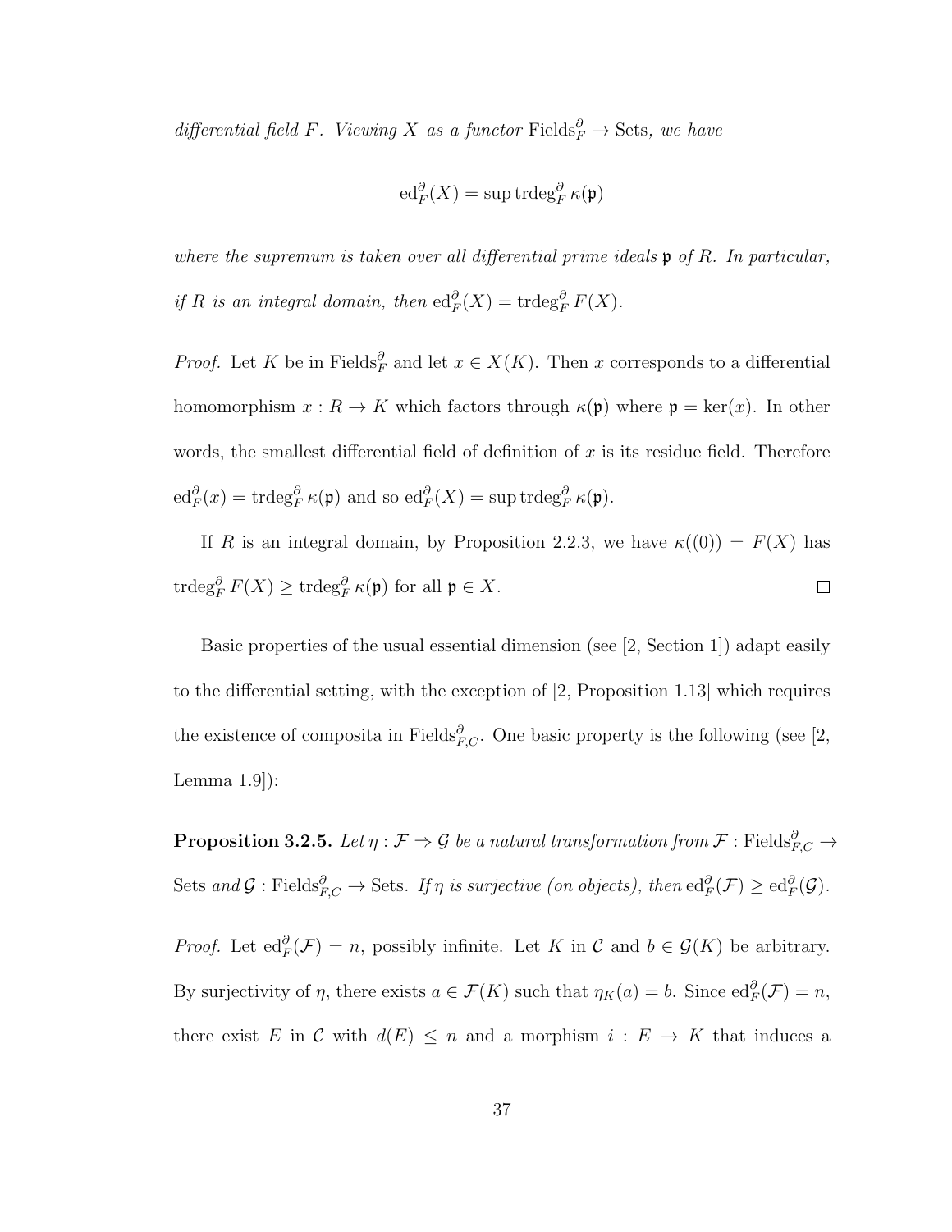*differential field $F$. Viewing $X$ as a functor $\text{Fields}^\partial_F \to \text{Sets}$, we have*

$$\text{ed}^\partial_F(X) = \sup \text{trdeg}^\partial_F \kappa(\mathfrak{p})$$

*where the supremum is taken over all differential prime ideals $\mathfrak{p}$ of $R$. In particular, if $R$ is an integral domain, then $\text{ed}^\partial_F(X) = \text{trdeg}^\partial_F F(X)$.*

*Proof.* Let $K$ be in $\text{Fields}^\partial_F$ and let $x \in X(K)$. Then $x$ corresponds to a differential homomorphism $x : R \to K$ which factors through $\kappa(\mathfrak{p})$ where $\mathfrak{p} = \ker(x)$. In other words, the smallest differential field of definition of $x$ is its residue field. Therefore $\text{ed}^\partial_F(x) = \text{trdeg}^\partial_F \kappa(\mathfrak{p})$ and so $\text{ed}^\partial_F(X) = \sup \text{trdeg}^\partial_F \kappa(\mathfrak{p})$.

If $R$ is an integral domain, by Proposition 2.2.3, we have $\kappa((0)) = F(X)$ has $\text{trdeg}^\partial_F F(X) \geq \text{trdeg}^\partial_F \kappa(\mathfrak{p})$ for all $\mathfrak{p} \in X$. $\square$

Basic properties of the usual essential dimension (see [2, Section 1]) adapt easily to the differential setting, with the exception of [2, Proposition 1.13] which requires the existence of composita in $\text{Fields}^\partial_{F,C}$. One basic property is the following (see [2, Lemma 1.9]):

**Proposition 3.2.5.** *Let $\eta : \mathcal{F} \Rightarrow \mathcal{G}$ be a natural transformation from $\mathcal{F} : \text{Fields}^\partial_{F,C} \to \text{Sets}$ and $\mathcal{G} : \text{Fields}^\partial_{F,C} \to \text{Sets}$. If $\eta$ is surjective (on objects), then $\text{ed}^\partial_F(\mathcal{F}) \geq \text{ed}^\partial_F(\mathcal{G})$.*

*Proof.* Let $\text{ed}^\partial_F(\mathcal{F}) = n$, possibly infinite. Let $K$ in $\mathcal{C}$ and $b \in \mathcal{G}(K)$ be arbitrary. By surjectivity of $\eta$, there exists $a \in \mathcal{F}(K)$ such that $\eta_K(a) = b$. Since $\text{ed}^\partial_F(\mathcal{F}) = n$, there exist $E$ in $\mathcal{C}$ with $d(E) \leq n$ and a morphism $i : E \to K$ that induces a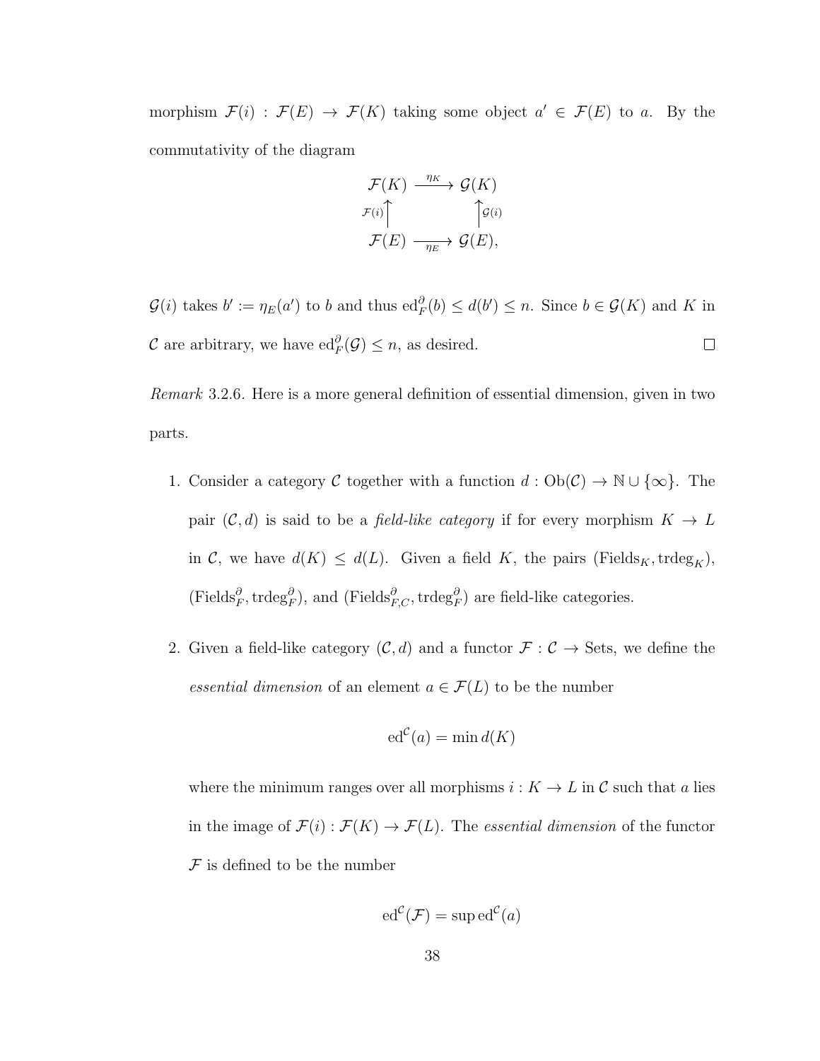morphism $\mathcal{F}(i) : \mathcal{F}(E) \to \mathcal{F}(K)$ taking some object $a' \in \mathcal{F}(E)$ to $a$. By the commutativity of the diagram

$$\begin{array}{ccc} \mathcal{F}(K) & \xrightarrow{\eta_K} & \mathcal{G}(K) \\ {\scriptstyle \mathcal{F}(i)}\uparrow & & \uparrow{\scriptstyle \mathcal{G}(i)} \\ \mathcal{F}(E) & \xrightarrow[\eta_E]{} & \mathcal{G}(E), \end{array}$$

$\mathcal{G}(i)$ takes $b' := \eta_E(a')$ to $b$ and thus $\mathrm{ed}_F^\partial(b) \le d(b') \le n$. Since $b \in \mathcal{G}(K)$ and $K$ in $\mathcal{C}$ are arbitrary, we have $\mathrm{ed}_F^\partial(\mathcal{G}) \le n$, as desired. $\square$

*Remark* 3.2.6. Here is a more general definition of essential dimension, given in two parts.

1. Consider a category $\mathcal{C}$ together with a function $d : \mathrm{Ob}(\mathcal{C}) \to \mathbb{N} \cup \{\infty\}$. The pair $(\mathcal{C}, d)$ is said to be a *field-like category* if for every morphism $K \to L$ in $\mathcal{C}$, we have $d(K) \le d(L)$. Given a field $K$, the pairs $(\mathrm{Fields}_K, \mathrm{trdeg}_K)$, $(\mathrm{Fields}_F^\partial, \mathrm{trdeg}_F^\partial)$, and $(\mathrm{Fields}_{F,C}^\partial, \mathrm{trdeg}_F^\partial)$ are field-like categories.

2. Given a field-like category $(\mathcal{C}, d)$ and a functor $\mathcal{F} : \mathcal{C} \to \mathrm{Sets}$, we define the *essential dimension* of an element $a \in \mathcal{F}(L)$ to be the number

$$\mathrm{ed}^{\mathcal{C}}(a) = \min d(K)$$

where the minimum ranges over all morphisms $i : K \to L$ in $\mathcal{C}$ such that $a$ lies in the image of $\mathcal{F}(i) : \mathcal{F}(K) \to \mathcal{F}(L)$. The *essential dimension* of the functor $\mathcal{F}$ is defined to be the number

$$\mathrm{ed}^{\mathcal{C}}(\mathcal{F}) = \sup \mathrm{ed}^{\mathcal{C}}(a)$$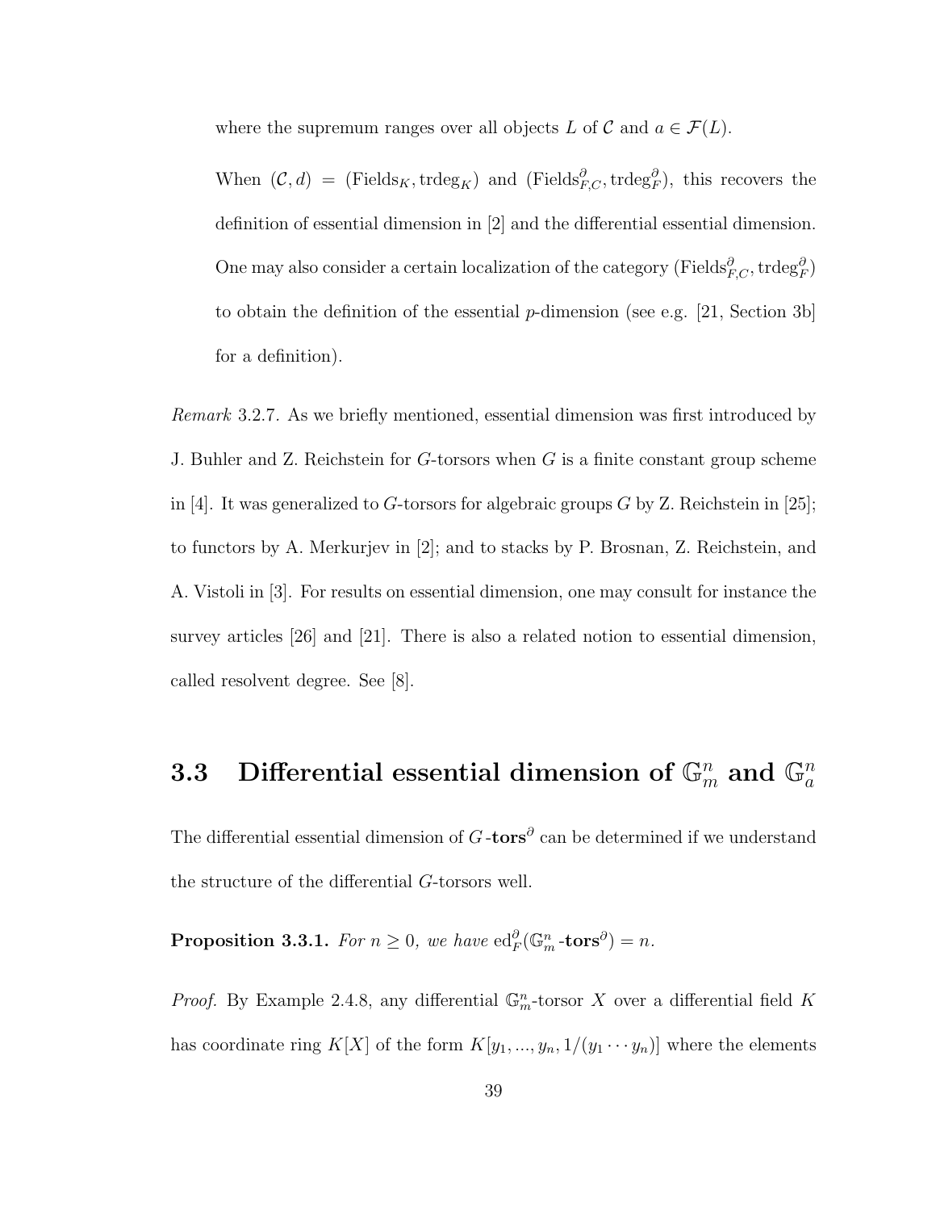where the supremum ranges over all objects $L$ of $\mathcal{C}$ and $a \in \mathcal{F}(L)$.

When $(\mathcal{C}, d) = (\mathrm{Fields}_K, \mathrm{trdeg}_K)$ and $(\mathrm{Fields}^\partial_{F,C}, \mathrm{trdeg}^\partial_F)$, this recovers the definition of essential dimension in [2] and the differential essential dimension. One may also consider a certain localization of the category $(\mathrm{Fields}^\partial_{F,C}, \mathrm{trdeg}^\partial_F)$ to obtain the definition of the essential $p$-dimension (see e.g. [21, Section 3b] for a definition).

*Remark* 3.2.7. As we briefly mentioned, essential dimension was first introduced by J. Buhler and Z. Reichstein for $G$-torsors when $G$ is a finite constant group scheme in [4]. It was generalized to $G$-torsors for algebraic groups $G$ by Z. Reichstein in [25]; to functors by A. Merkurjev in [2]; and to stacks by P. Brosnan, Z. Reichstein, and A. Vistoli in [3]. For results on essential dimension, one may consult for instance the survey articles [26] and [21]. There is also a related notion to essential dimension, called resolvent degree. See [8].

## 3.3 Differential essential dimension of $\mathbb{G}_m^n$ and $\mathbb{G}_a^n$

The differential essential dimension of $G$-$\mathbf{tors}^\partial$ can be determined if we understand the structure of the differential $G$-torsors well.

**Proposition 3.3.1.** *For $n \geq 0$, we have $\mathrm{ed}^\partial_F(\mathbb{G}_m^n\text{-}\mathbf{tors}^\partial) = n$.*

*Proof.* By Example 2.4.8, any differential $\mathbb{G}_m^n$-torsor $X$ over a differential field $K$ has coordinate ring $K[X]$ of the form $K[y_1, ..., y_n, 1/(y_1 \cdots y_n)]$ where the elements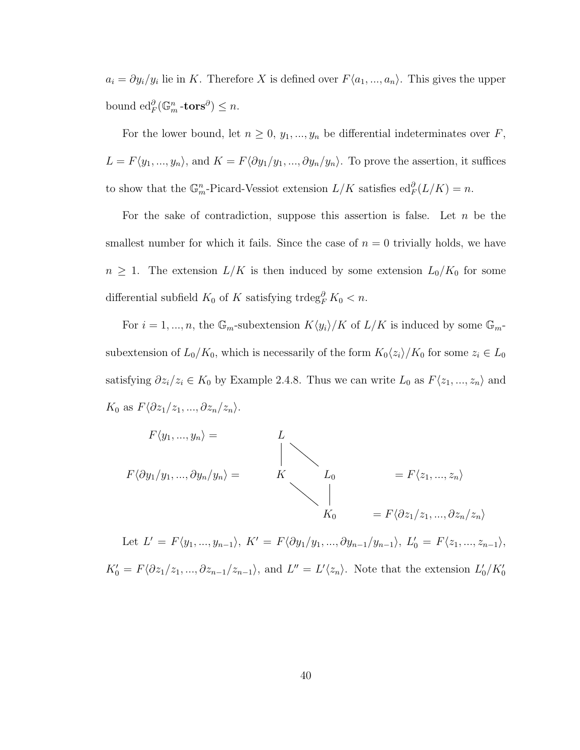$a_i = \partial y_i / y_i$ lie in $K$. Therefore $X$ is defined over $F\langle a_1, ..., a_n\rangle$. This gives the upper bound $\mathrm{ed}_F^\partial(\mathbb{G}_m^n\text{-}\mathbf{tors}^\partial) \leq n$.

For the lower bound, let $n \geq 0$, $y_1, ..., y_n$ be differential indeterminates over $F$, $L = F\langle y_1, ..., y_n\rangle$, and $K = F\langle \partial y_1/y_1, ..., \partial y_n/y_n\rangle$. To prove the assertion, it suffices to show that the $\mathbb{G}_m^n$-Picard-Vessiot extension $L/K$ satisfies $\mathrm{ed}_F^\partial(L/K) = n$.

For the sake of contradiction, suppose this assertion is false. Let $n$ be the smallest number for which it fails. Since the case of $n = 0$ trivially holds, we have $n \geq 1$. The extension $L/K$ is then induced by some extension $L_0/K_0$ for some differential subfield $K_0$ of $K$ satisfying $\mathrm{trdeg}_F^\partial K_0 < n$.

For $i = 1, ..., n$, the $\mathbb{G}_m$-subextension $K\langle y_i\rangle/K$ of $L/K$ is induced by some $\mathbb{G}_m$-subextension of $L_0/K_0$, which is necessarily of the form $K_0\langle z_i\rangle/K_0$ for some $z_i \in L_0$ satisfying $\partial z_i/z_i \in K_0$ by Example 2.4.8. Thus we can write $L_0$ as $F\langle z_1, ..., z_n\rangle$ and $K_0$ as $F\langle \partial z_1/z_1, ..., \partial z_n/z_n\rangle$.

$$
\begin{array}{ccccc}
F\langle y_1, ..., y_n\rangle = & L & & & \\
& | & \searrow & & \\
F\langle \partial y_1/y_1, ..., \partial y_n/y_n\rangle = & K & & L_0 & = F\langle z_1, ..., z_n\rangle \\
& & \searrow & | & \\
& & & K_0 & = F\langle \partial z_1/z_1, ..., \partial z_n/z_n\rangle
\end{array}
$$

Let $L' = F\langle y_1, ..., y_{n-1}\rangle$, $K' = F\langle \partial y_1/y_1, ..., \partial y_{n-1}/y_{n-1}\rangle$, $L_0' = F\langle z_1, ..., z_{n-1}\rangle$, $K_0' = F\langle \partial z_1/z_1, ..., \partial z_{n-1}/z_{n-1}\rangle$, and $L'' = L'\langle z_n\rangle$. Note that the extension $L_0'/K_0'$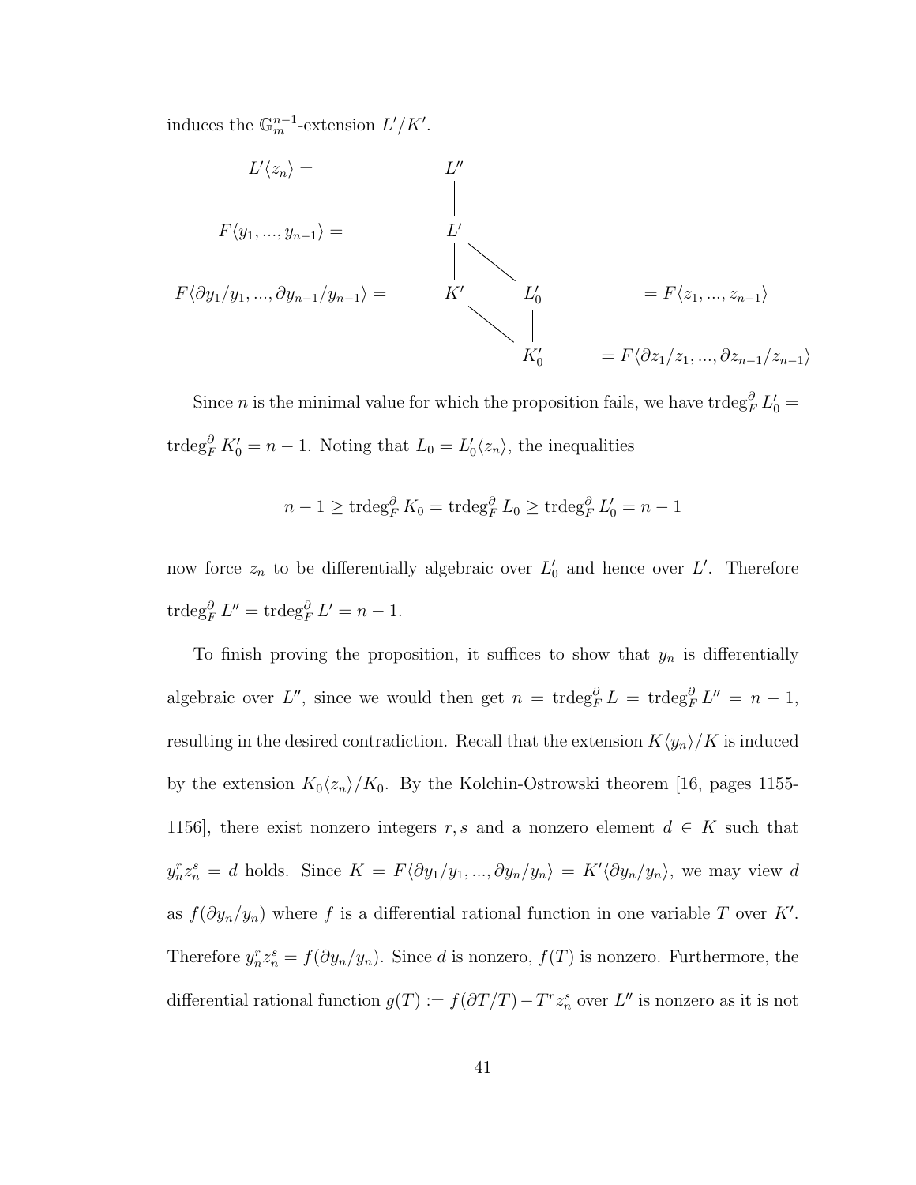induces the $\mathbb{G}_m^{n-1}$-extension $L'/K'$.

$$
\begin{array}{rcccl}
L'\langle z_n\rangle = & L'' & & & \\
& | & & & \\
F\langle y_1, ..., y_{n-1}\rangle = & L' & & & \\
& | & \diagdown & & \\
F\langle \partial y_1/y_1, ..., \partial y_{n-1}/y_{n-1}\rangle = & K' & & L_0' & = F\langle z_1, ..., z_{n-1}\rangle \\
& & \diagdown & | & \\
& & & K_0' & = F\langle \partial z_1/z_1, ..., \partial z_{n-1}/z_{n-1}\rangle
\end{array}
$$

Since $n$ is the minimal value for which the proposition fails, we have $\operatorname{trdeg}_F^\partial L_0' = \operatorname{trdeg}_F^\partial K_0' = n-1$. Noting that $L_0 = L_0'\langle z_n\rangle$, the inequalities

$$n - 1 \geq \operatorname{trdeg}_F^\partial K_0 = \operatorname{trdeg}_F^\partial L_0 \geq \operatorname{trdeg}_F^\partial L_0' = n-1$$

now force $z_n$ to be differentially algebraic over $L_0'$ and hence over $L'$. Therefore $\operatorname{trdeg}_F^\partial L'' = \operatorname{trdeg}_F^\partial L' = n-1$.

To finish proving the proposition, it suffices to show that $y_n$ is differentially algebraic over $L''$, since we would then get $n = \operatorname{trdeg}_F^\partial L = \operatorname{trdeg}_F^\partial L'' = n-1$, resulting in the desired contradiction. Recall that the extension $K\langle y_n\rangle/K$ is induced by the extension $K_0\langle z_n\rangle/K_0$. By the Kolchin-Ostrowski theorem [16, pages 1155-1156], there exist nonzero integers $r, s$ and a nonzero element $d \in K$ such that $y_n^r z_n^s = d$ holds. Since $K = F\langle \partial y_1/y_1, ..., \partial y_n/y_n\rangle = K'\langle \partial y_n/y_n\rangle$, we may view $d$ as $f(\partial y_n/y_n)$ where $f$ is a differential rational function in one variable $T$ over $K'$. Therefore $y_n^r z_n^s = f(\partial y_n/y_n)$. Since $d$ is nonzero, $f(T)$ is nonzero. Furthermore, the differential rational function $g(T) := f(\partial T/T) - T^r z_n^s$ over $L''$ is nonzero as it is not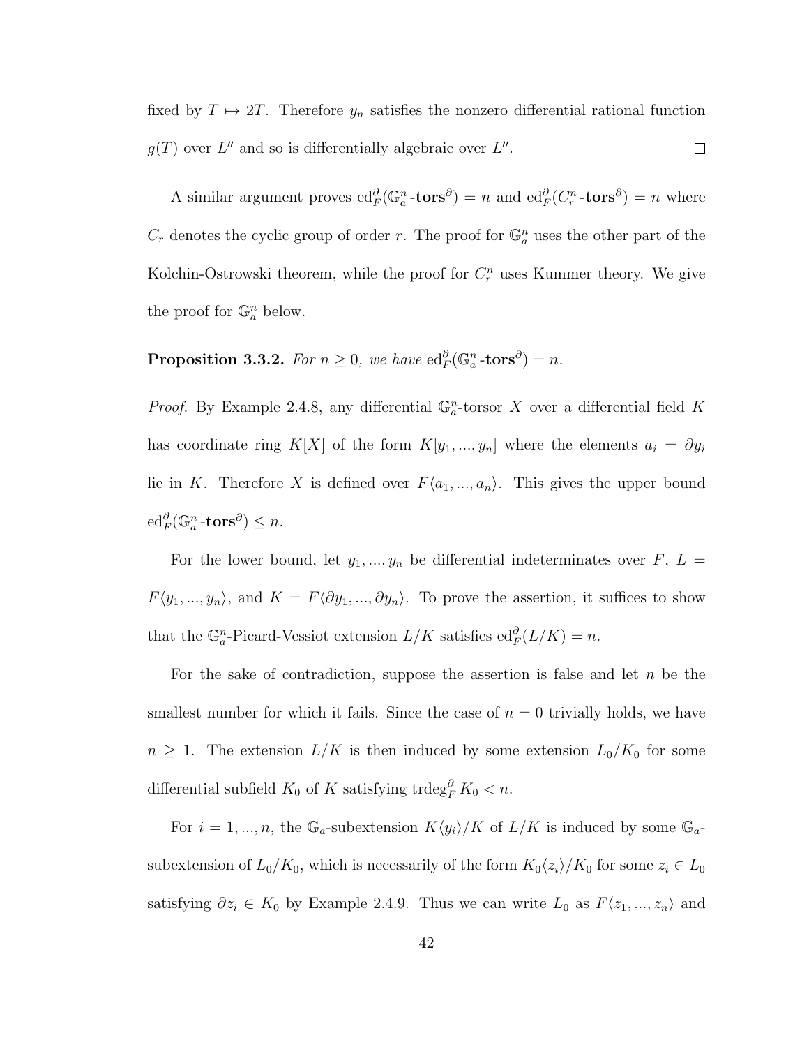fixed by $T \mapsto 2T$. Therefore $y_n$ satisfies the nonzero differential rational function $g(T)$ over $L''$ and so is differentially algebraic over $L''$. $\square$

A similar argument proves $\operatorname{ed}^{\partial}_F(\mathbb{G}_a^n\text{-}\mathbf{tors}^{\partial}) = n$ and $\operatorname{ed}^{\partial}_F(C_r^n\text{-}\mathbf{tors}^{\partial}) = n$ where $C_r$ denotes the cyclic group of order $r$. The proof for $\mathbb{G}_a^n$ uses the other part of the Kolchin-Ostrowski theorem, while the proof for $C_r^n$ uses Kummer theory. We give the proof for $\mathbb{G}_a^n$ below.

**Proposition 3.3.2.** *For $n \geq 0$, we have $\operatorname{ed}^{\partial}_F(\mathbb{G}_a^n\text{-}\mathbf{tors}^{\partial}) = n$.*

*Proof.* By Example 2.4.8, any differential $\mathbb{G}_a^n$-torsor $X$ over a differential field $K$ has coordinate ring $K[X]$ of the form $K[y_1, ..., y_n]$ where the elements $a_i = \partial y_i$ lie in $K$. Therefore $X$ is defined over $F\langle a_1, ..., a_n\rangle$. This gives the upper bound $\operatorname{ed}^{\partial}_F(\mathbb{G}_a^n\text{-}\mathbf{tors}^{\partial}) \leq n$.

For the lower bound, let $y_1, ..., y_n$ be differential indeterminates over $F$, $L = F\langle y_1, ..., y_n\rangle$, and $K = F\langle \partial y_1, ..., \partial y_n\rangle$. To prove the assertion, it suffices to show that the $\mathbb{G}_a^n$-Picard-Vessiot extension $L/K$ satisfies $\operatorname{ed}^{\partial}_F(L/K) = n$.

For the sake of contradiction, suppose the assertion is false and let $n$ be the smallest number for which it fails. Since the case of $n = 0$ trivially holds, we have $n \geq 1$. The extension $L/K$ is then induced by some extension $L_0/K_0$ for some differential subfield $K_0$ of $K$ satisfying $\operatorname{trdeg}^{\partial}_F K_0 < n$.

For $i = 1, ..., n$, the $\mathbb{G}_a$-subextension $K\langle y_i\rangle/K$ of $L/K$ is induced by some $\mathbb{G}_a$-subextension of $L_0/K_0$, which is necessarily of the form $K_0\langle z_i\rangle/K_0$ for some $z_i \in L_0$ satisfying $\partial z_i \in K_0$ by Example 2.4.9. Thus we can write $L_0$ as $F\langle z_1, ..., z_n\rangle$ and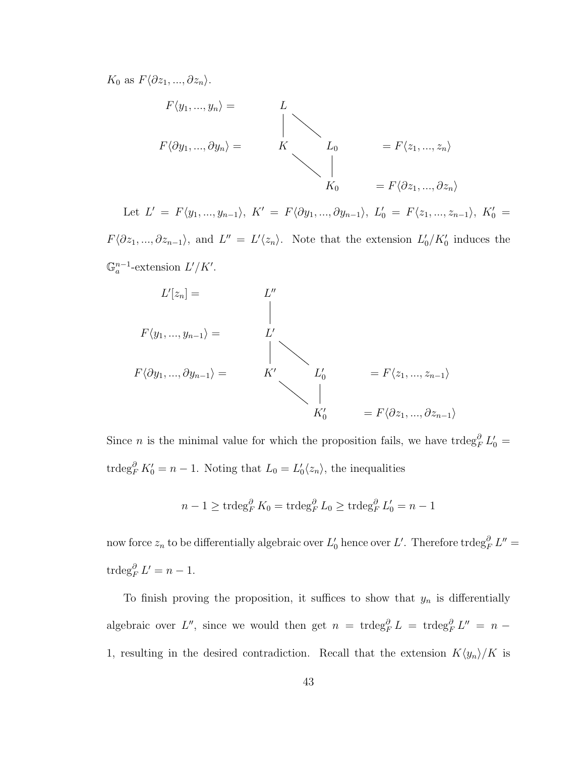$K_0$ as $F\langle \partial z_1, ..., \partial z_n \rangle$.

$$
\begin{array}{cccc}
F\langle y_1, ..., y_n\rangle = & L & & \\
 & | \quad \diagdown & & \\
F\langle \partial y_1, ..., \partial y_n\rangle = & K & L_0 & = F\langle z_1, ..., z_n\rangle \\
 & \diagdown & | & \\
 & & K_0 & = F\langle \partial z_1, ..., \partial z_n\rangle
\end{array}
$$

Let $L' = F\langle y_1, ..., y_{n-1}\rangle$, $K' = F\langle \partial y_1, ..., \partial y_{n-1}\rangle$, $L'_0 = F\langle z_1, ..., z_{n-1}\rangle$, $K'_0 = F\langle \partial z_1, ..., \partial z_{n-1}\rangle$, and $L'' = L'\langle z_n\rangle$. Note that the extension $L'_0/K'_0$ induces the $\mathbb{G}_a^{n-1}$-extension $L'/K'$.

$$
\begin{array}{cccc}
L'[z_n] = & L'' & & \\
 & | & & \\
F\langle y_1, ..., y_{n-1}\rangle = & L' & & \\
 & | \quad \diagdown & & \\
F\langle \partial y_1, ..., \partial y_{n-1}\rangle = & K' & L'_0 & = F\langle z_1, ..., z_{n-1}\rangle \\
 & \diagdown & | & \\
 & & K'_0 & = F\langle \partial z_1, ..., \partial z_{n-1}\rangle
\end{array}
$$

Since $n$ is the minimal value for which the proposition fails, we have $\operatorname{trdeg}_F^\partial L'_0 = \operatorname{trdeg}_F^\partial K'_0 = n-1$. Noting that $L_0 = L'_0\langle z_n\rangle$, the inequalities

$$n - 1 \geq \operatorname{trdeg}_F^\partial K_0 = \operatorname{trdeg}_F^\partial L_0 \geq \operatorname{trdeg}_F^\partial L'_0 = n - 1$$

now force $z_n$ to be differentially algebraic over $L'_0$ hence over $L'$. Therefore $\operatorname{trdeg}_F^\partial L'' = \operatorname{trdeg}_F^\partial L' = n - 1$.

To finish proving the proposition, it suffices to show that $y_n$ is differentially algebraic over $L''$, since we would then get $n = \operatorname{trdeg}_F^\partial L = \operatorname{trdeg}_F^\partial L'' = n - 1$, resulting in the desired contradiction. Recall that the extension $K\langle y_n\rangle/K$ is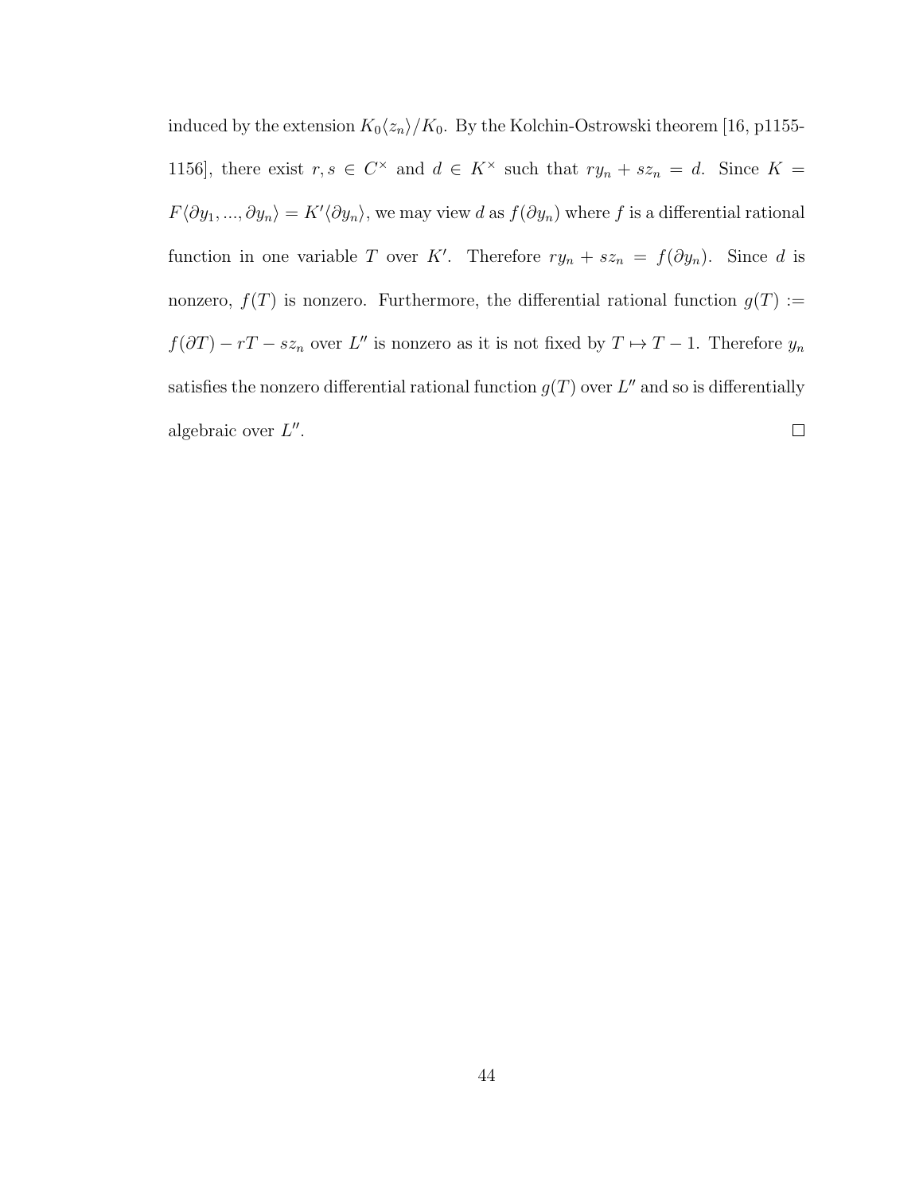induced by the extension $K_0\langle z_n\rangle/K_0$. By the Kolchin-Ostrowski theorem [16, p1155-1156], there exist $r, s \in C^\times$ and $d \in K^\times$ such that $ry_n + sz_n = d$. Since $K = F\langle \partial y_1, ..., \partial y_n\rangle = K'\langle \partial y_n\rangle$, we may view $d$ as $f(\partial y_n)$ where $f$ is a differential rational function in one variable $T$ over $K'$. Therefore $ry_n + sz_n = f(\partial y_n)$. Since $d$ is nonzero, $f(T)$ is nonzero. Furthermore, the differential rational function $g(T) := f(\partial T) - rT - sz_n$ over $L''$ is nonzero as it is not fixed by $T \mapsto T - 1$. Therefore $y_n$ satisfies the nonzero differential rational function $g(T)$ over $L''$ and so is differentially algebraic over $L''$. $\square$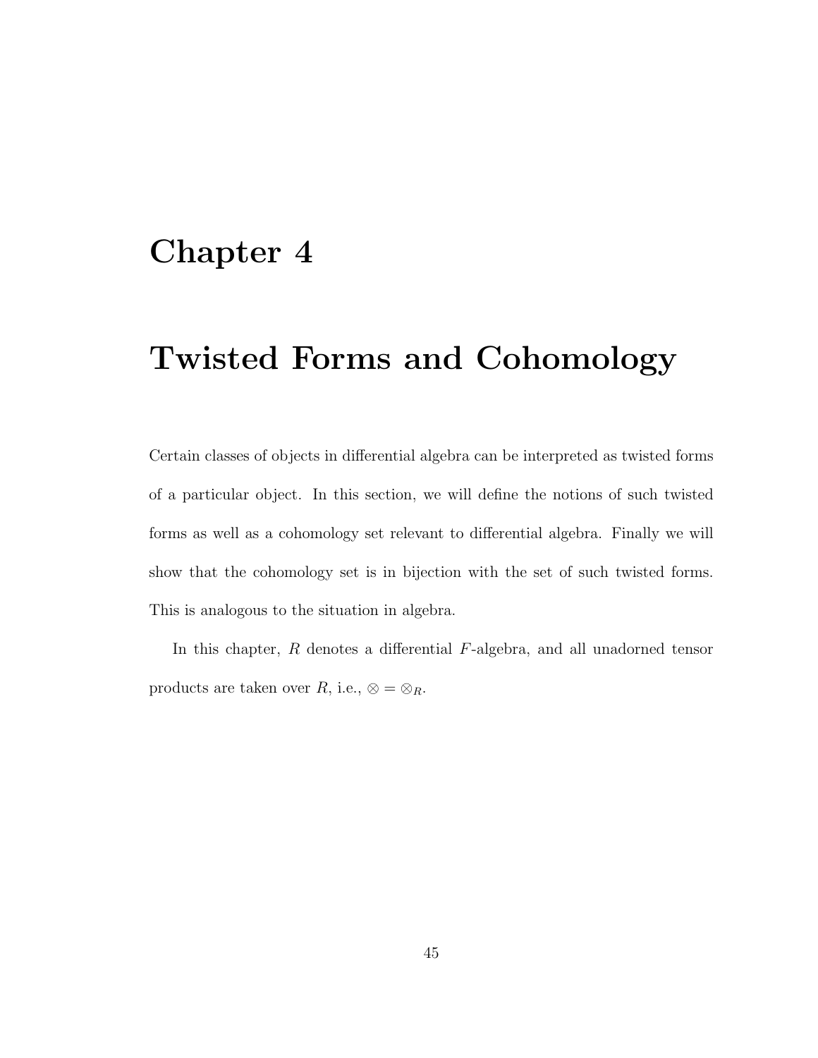# Chapter 4

# Twisted Forms and Cohomology

Certain classes of objects in differential algebra can be interpreted as twisted forms of a particular object. In this section, we will define the notions of such twisted forms as well as a cohomology set relevant to differential algebra. Finally we will show that the cohomology set is in bijection with the set of such twisted forms. This is analogous to the situation in algebra.

In this chapter, $R$ denotes a differential $F$-algebra, and all unadorned tensor products are taken over $R$, i.e., $\otimes = \otimes_R$.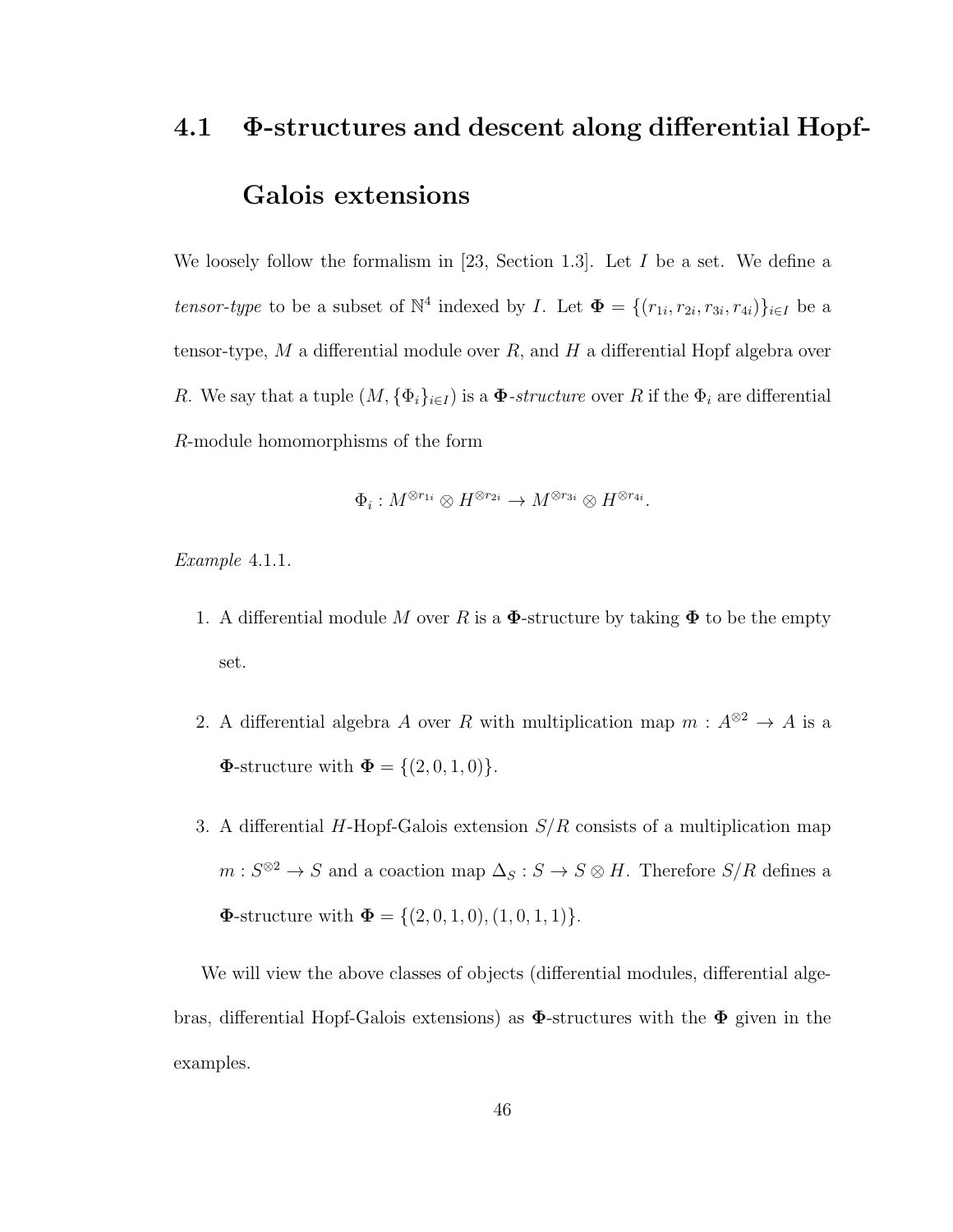## 4.1 $\mathbf{\Phi}$-structures and descent along differential Hopf-Galois extensions

We loosely follow the formalism in [23, Section 1.3]. Let $I$ be a set. We define a *tensor-type* to be a subset of $\mathbb{N}^4$ indexed by $I$. Let $\mathbf{\Phi} = \{(r_{1i}, r_{2i}, r_{3i}, r_{4i})\}_{i \in I}$ be a tensor-type, $M$ a differential module over $R$, and $H$ a differential Hopf algebra over $R$. We say that a tuple $(M, \{\Phi_i\}_{i \in I})$ is a *$\mathbf{\Phi}$-structure* over $R$ if the $\Phi_i$ are differential $R$-module homomorphisms of the form

$$\Phi_i : M^{\otimes r_{1i}} \otimes H^{\otimes r_{2i}} \to M^{\otimes r_{3i}} \otimes H^{\otimes r_{4i}}.$$

*Example* 4.1.1.

1. A differential module $M$ over $R$ is a $\mathbf{\Phi}$-structure by taking $\mathbf{\Phi}$ to be the empty set.

2. A differential algebra $A$ over $R$ with multiplication map $m : A^{\otimes 2} \to A$ is a $\mathbf{\Phi}$-structure with $\mathbf{\Phi} = \{(2, 0, 1, 0)\}$.

3. A differential $H$-Hopf-Galois extension $S/R$ consists of a multiplication map $m : S^{\otimes 2} \to S$ and a coaction map $\Delta_S : S \to S \otimes H$. Therefore $S/R$ defines a $\mathbf{\Phi}$-structure with $\mathbf{\Phi} = \{(2, 0, 1, 0), (1, 0, 1, 1)\}$.

We will view the above classes of objects (differential modules, differential algebras, differential Hopf-Galois extensions) as $\mathbf{\Phi}$-structures with the $\mathbf{\Phi}$ given in the examples.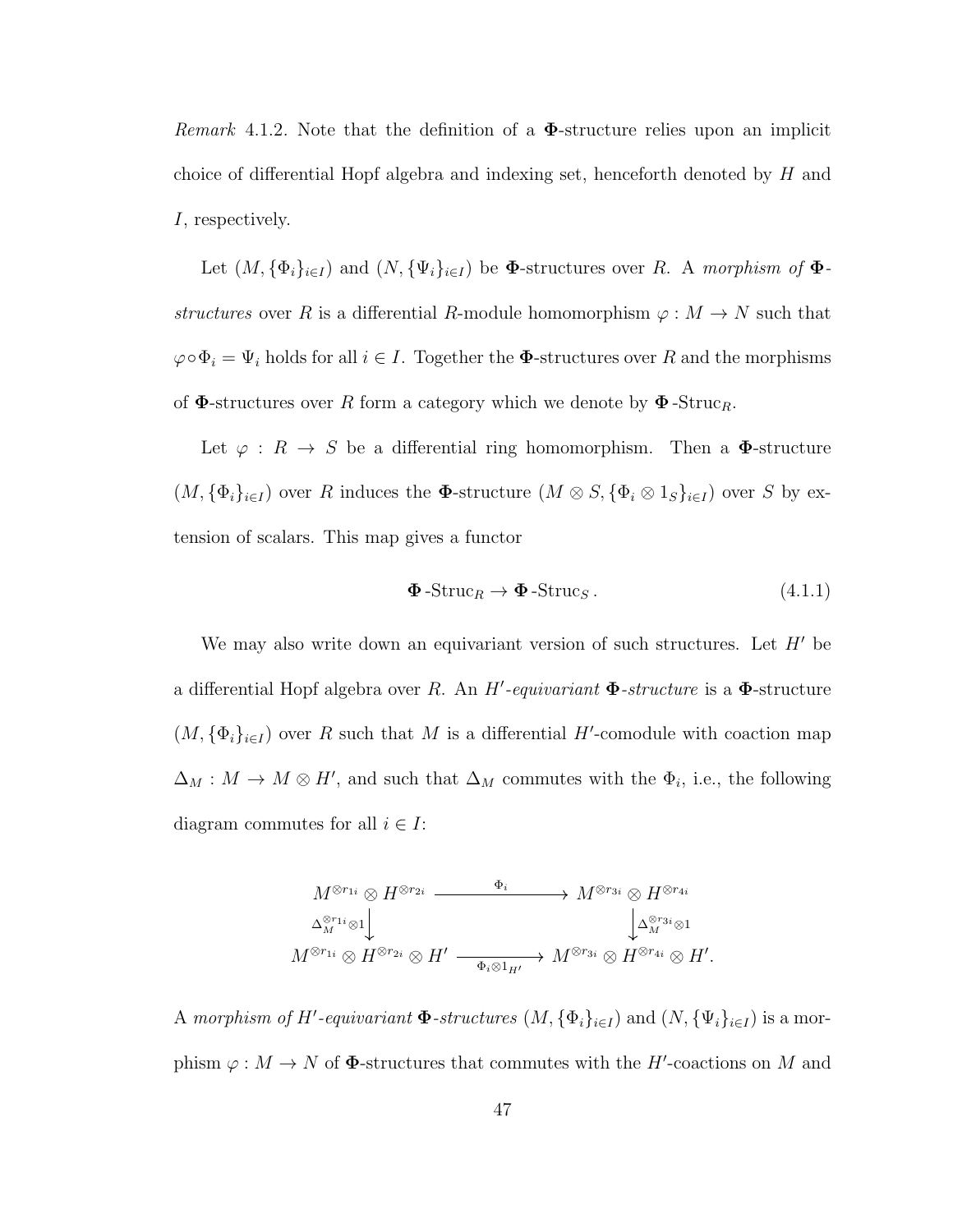*Remark* 4.1.2. Note that the definition of a $\mathbf{\Phi}$-structure relies upon an implicit choice of differential Hopf algebra and indexing set, henceforth denoted by $H$ and $I$, respectively.

Let $(M, \{\Phi_i\}_{i\in I})$ and $(N, \{\Psi_i\}_{i\in I})$ be $\mathbf{\Phi}$-structures over $R$. A *morphism of* $\mathbf{\Phi}$-*structures* over $R$ is a differential $R$-module homomorphism $\varphi : M \to N$ such that $\varphi \circ \Phi_i = \Psi_i$ holds for all $i \in I$. Together the $\mathbf{\Phi}$-structures over $R$ and the morphisms of $\mathbf{\Phi}$-structures over $R$ form a category which we denote by $\mathbf{\Phi}\text{-Struc}_R$.

Let $\varphi : R \to S$ be a differential ring homomorphism. Then a $\mathbf{\Phi}$-structure $(M, \{\Phi_i\}_{i\in I})$ over $R$ induces the $\mathbf{\Phi}$-structure $(M \otimes S, \{\Phi_i \otimes 1_S\}_{i\in I})$ over $S$ by extension of scalars. This map gives a functor

$$\mathbf{\Phi}\text{-Struc}_R \to \mathbf{\Phi}\text{-Struc}_S\,. \tag{4.1.1}$$

We may also write down an equivariant version of such structures. Let $H'$ be a differential Hopf algebra over $R$. An *$H'$-equivariant $\mathbf{\Phi}$-structure* is a $\mathbf{\Phi}$-structure $(M, \{\Phi_i\}_{i\in I})$ over $R$ such that $M$ is a differential $H'$-comodule with coaction map $\Delta_M : M \to M \otimes H'$, and such that $\Delta_M$ commutes with the $\Phi_i$, i.e., the following diagram commutes for all $i \in I$:

$$\begin{array}{ccc}
M^{\otimes r_{1i}} \otimes H^{\otimes r_{2i}} & \xrightarrow{\quad\Phi_i\quad} & M^{\otimes r_{3i}} \otimes H^{\otimes r_{4i}} \\
\Big\downarrow{\scriptstyle \Delta_M^{\otimes r_{1i}} \otimes 1} & & \Big\downarrow{\scriptstyle \Delta_M^{\otimes r_{3i}} \otimes 1} \\
M^{\otimes r_{1i}} \otimes H^{\otimes r_{2i}} \otimes H' & \xrightarrow[\Phi_i \otimes 1_{H'}]{} & M^{\otimes r_{3i}} \otimes H^{\otimes r_{4i}} \otimes H'.
\end{array}$$

A *morphism of $H'$-equivariant $\mathbf{\Phi}$-structures* $(M, \{\Phi_i\}_{i\in I})$ and $(N, \{\Psi_i\}_{i\in I})$ is a morphism $\varphi : M \to N$ of $\mathbf{\Phi}$-structures that commutes with the $H'$-coactions on $M$ and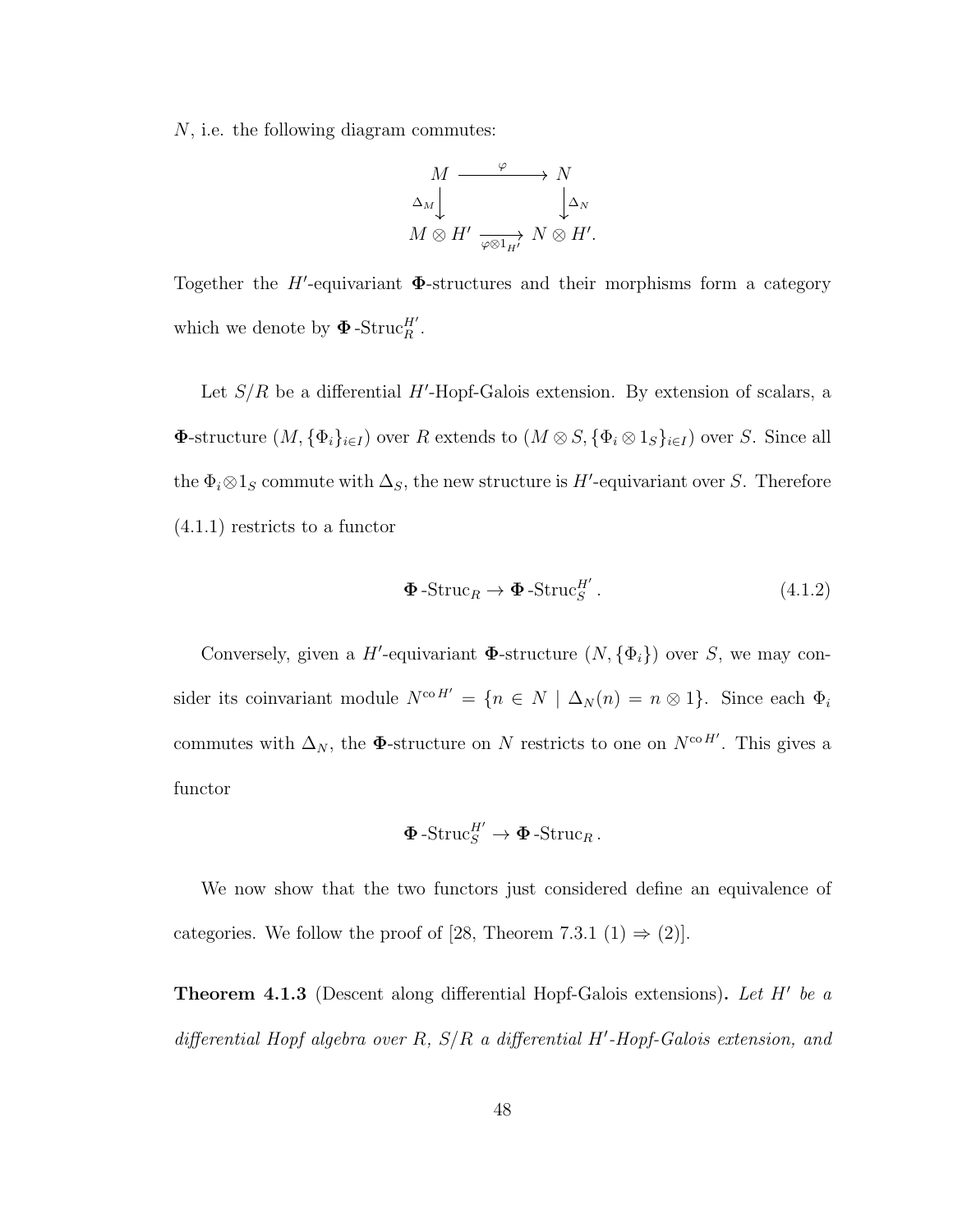$N$, i.e. the following diagram commutes:

$$\begin{array}{ccc} M & \xrightarrow{\varphi} & N \\ \downarrow{\scriptstyle \Delta_M} & & \downarrow{\scriptstyle \Delta_N} \\ M \otimes H' & \xrightarrow[\varphi \otimes 1_{H'}]{} & N \otimes H'. \end{array}$$

Together the $H'$-equivariant $\mathbf{\Phi}$-structures and their morphisms form a category which we denote by $\mathbf{\Phi}\text{-Struc}_R^{H'}$.

Let $S/R$ be a differential $H'$-Hopf-Galois extension. By extension of scalars, a $\mathbf{\Phi}$-structure $(M, \{\Phi_i\}_{i \in I})$ over $R$ extends to $(M \otimes S, \{\Phi_i \otimes 1_S\}_{i \in I})$ over $S$. Since all the $\Phi_i \otimes 1_S$ commute with $\Delta_S$, the new structure is $H'$-equivariant over $S$. Therefore (4.1.1) restricts to a functor

$$\mathbf{\Phi}\text{-Struc}_R \to \mathbf{\Phi}\text{-Struc}_S^{H'}. \tag{4.1.2}$$

Conversely, given a $H'$-equivariant $\mathbf{\Phi}$-structure $(N, \{\Phi_i\})$ over $S$, we may consider its coinvariant module $N^{\mathrm{co}\, H'} = \{n \in N \mid \Delta_N(n) = n \otimes 1\}$. Since each $\Phi_i$ commutes with $\Delta_N$, the $\mathbf{\Phi}$-structure on $N$ restricts to one on $N^{\mathrm{co}\, H'}$. This gives a functor

$$\mathbf{\Phi}\text{-Struc}_S^{H'} \to \mathbf{\Phi}\text{-Struc}_R.$$

We now show that the two functors just considered define an equivalence of categories. We follow the proof of [28, Theorem 7.3.1 (1) $\Rightarrow$ (2)].

**Theorem 4.1.3** (Descent along differential Hopf-Galois extensions)**.** *Let $H'$ be a differential Hopf algebra over $R$, $S/R$ a differential $H'$-Hopf-Galois extension, and*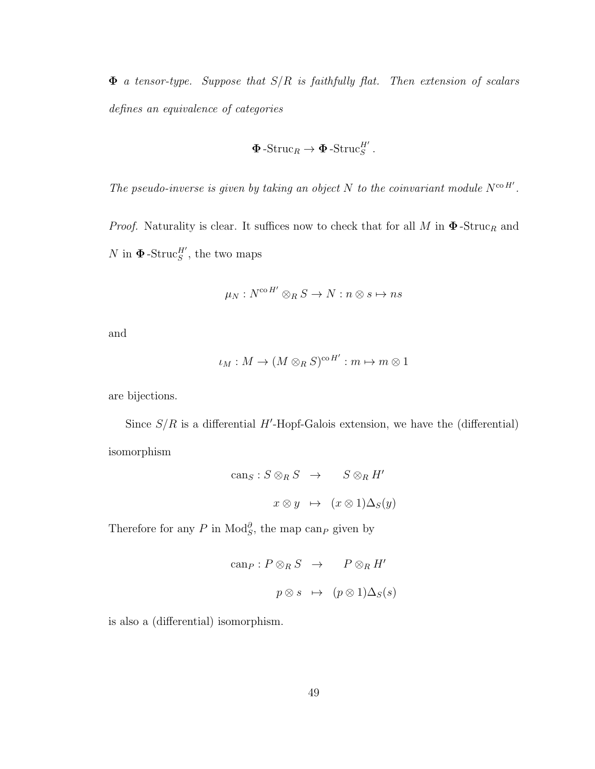*$\mathbf{\Phi}$ a tensor-type. Suppose that $S/R$ is faithfully flat. Then extension of scalars defines an equivalence of categories*

$$\mathbf{\Phi}\text{-Struc}_R \to \mathbf{\Phi}\text{-Struc}_S^{H'}.$$

*The pseudo-inverse is given by taking an object $N$ to the coinvariant module $N^{\mathrm{co}\,H'}$.*

*Proof.* Naturality is clear. It suffices now to check that for all $M$ in $\mathbf{\Phi}\text{-Struc}_R$ and $N$ in $\mathbf{\Phi}\text{-Struc}_S^{H'}$, the two maps

$$\mu_N : N^{\mathrm{co}\,H'} \otimes_R S \to N : n \otimes s \mapsto ns$$

and

$$\iota_M : M \to (M \otimes_R S)^{\mathrm{co}\,H'} : m \mapsto m \otimes 1$$

are bijections.

Since $S/R$ is a differential $H'$-Hopf-Galois extension, we have the (differential) isomorphism

$$\begin{aligned} \mathrm{can}_S : S \otimes_R S &\to S \otimes_R H' \\ x \otimes y &\mapsto (x \otimes 1)\Delta_S(y) \end{aligned}$$

Therefore for any $P$ in $\mathrm{Mod}_S^{\partial}$, the map $\mathrm{can}_P$ given by

$$\begin{aligned} \mathrm{can}_P : P \otimes_R S &\to P \otimes_R H' \\ p \otimes s &\mapsto (p \otimes 1)\Delta_S(s) \end{aligned}$$

is also a (differential) isomorphism.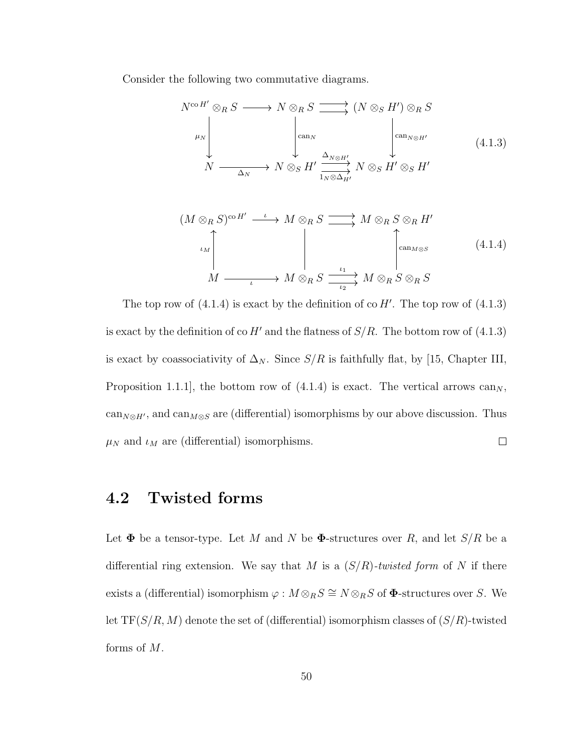Consider the following two commutative diagrams.

$$
\begin{array}{ccccc}
N^{\operatorname{co} H'} \otimes_R S & \longrightarrow & N \otimes_R S & \rightrightarrows & (N \otimes_S H') \otimes_R S \\
\downarrow{\scriptstyle \mu_N} & & \downarrow{\scriptstyle \operatorname{can}_N} & & \downarrow{\scriptstyle \operatorname{can}_{N \otimes H'}} \\
N & \xrightarrow[\Delta_N]{} & N \otimes_S H' & \overset{\Delta_{N \otimes H'}}{\underset{1_N \otimes \Delta_{H'}}{\rightrightarrows}} & N \otimes_S H' \otimes_S H'
\end{array}
\tag{4.1.3}
$$

$$
\begin{array}{ccccc}
(M \otimes_R S)^{\operatorname{co} H'} & \xrightarrow{\iota} & M \otimes_R S & \rightrightarrows & M \otimes_R S \otimes_R H' \\
\uparrow{\scriptstyle \iota_M} & & \Big| & & \uparrow{\scriptstyle \operatorname{can}_{M \otimes S}} \\
M & \xrightarrow[\iota]{} & M \otimes_R S & \overset{\iota_1}{\underset{\iota_2}{\rightrightarrows}} & M \otimes_R S \otimes_R S
\end{array}
\tag{4.1.4}
$$

The top row of (4.1.4) is exact by the definition of $\operatorname{co} H'$. The top row of (4.1.3) is exact by the definition of $\operatorname{co} H'$ and the flatness of $S/R$. The bottom row of (4.1.3) is exact by coassociativity of $\Delta_N$. Since $S/R$ is faithfully flat, by [15, Chapter III, Proposition 1.1.1], the bottom row of (4.1.4) is exact. The vertical arrows $\operatorname{can}_N$, $\operatorname{can}_{N \otimes H'}$, and $\operatorname{can}_{M \otimes S}$ are (differential) isomorphisms by our above discussion. Thus $\mu_N$ and $\iota_M$ are (differential) isomorphisms. $\square$

## 4.2 Twisted forms

Let $\mathbf{\Phi}$ be a tensor-type. Let $M$ and $N$ be $\mathbf{\Phi}$-structures over $R$, and let $S/R$ be a differential ring extension. We say that $M$ is a $(S/R)$-*twisted form* of $N$ if there exists a (differential) isomorphism $\varphi : M \otimes_R S \cong N \otimes_R S$ of $\mathbf{\Phi}$-structures over $S$. We let $\operatorname{TF}(S/R, M)$ denote the set of (differential) isomorphism classes of $(S/R)$-twisted forms of $M$.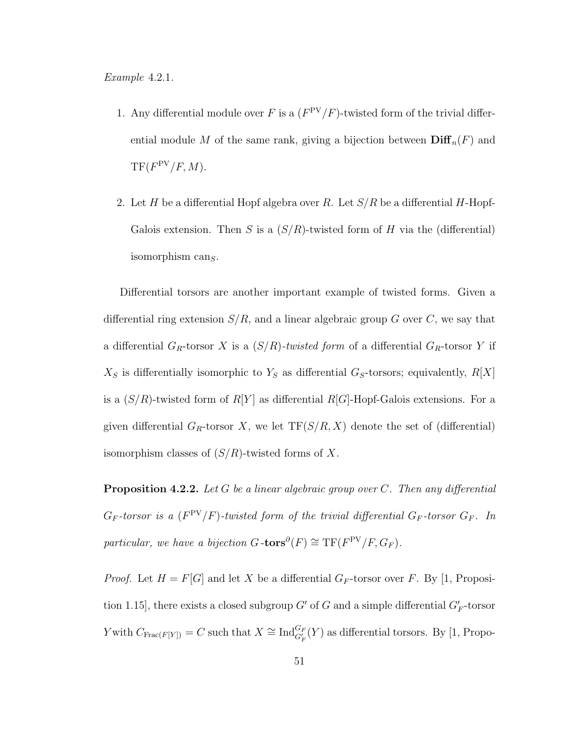*Example* 4.2.1.

1. Any differential module over $F$ is a $(F^{\mathrm{PV}}/F)$-twisted form of the trivial differential module $M$ of the same rank, giving a bijection between $\mathbf{Diff}_n(F)$ and $\mathrm{TF}(F^{\mathrm{PV}}/F, M)$.

2. Let $H$ be a differential Hopf algebra over $R$. Let $S/R$ be a differential $H$-Hopf-Galois extension. Then $S$ is a $(S/R)$-twisted form of $H$ via the (differential) isomorphism $\mathrm{can}_S$.

Differential torsors are another important example of twisted forms. Given a differential ring extension $S/R$, and a linear algebraic group $G$ over $C$, we say that a differential $G_R$-torsor $X$ is a $(S/R)$*-twisted form* of a differential $G_R$-torsor $Y$ if $X_S$ is differentially isomorphic to $Y_S$ as differential $G_S$-torsors; equivalently, $R[X]$ is a $(S/R)$-twisted form of $R[Y]$ as differential $R[G]$-Hopf-Galois extensions. For a given differential $G_R$-torsor $X$, we let $\mathrm{TF}(S/R, X)$ denote the set of (differential) isomorphism classes of $(S/R)$-twisted forms of $X$.

**Proposition 4.2.2.** *Let $G$ be a linear algebraic group over $C$. Then any differential $G_F$-torsor is a $(F^{\mathrm{PV}}/F)$-twisted form of the trivial differential $G_F$-torsor $G_F$. In particular, we have a bijection $G\text{-}\mathbf{tors}^{\partial}(F) \cong \mathrm{TF}(F^{\mathrm{PV}}/F, G_F)$.*

*Proof.* Let $H = F[G]$ and let $X$ be a differential $G_F$-torsor over $F$. By [1, Proposition 1.15], there exists a closed subgroup $G'$ of $G$ and a simple differential $G'_F$-torsor $Y$ with $C_{\mathrm{Frac}(F[Y])} = C$ such that $X \cong \mathrm{Ind}_{G'_F}^{G_F}(Y)$ as differential torsors. By [1, Propo-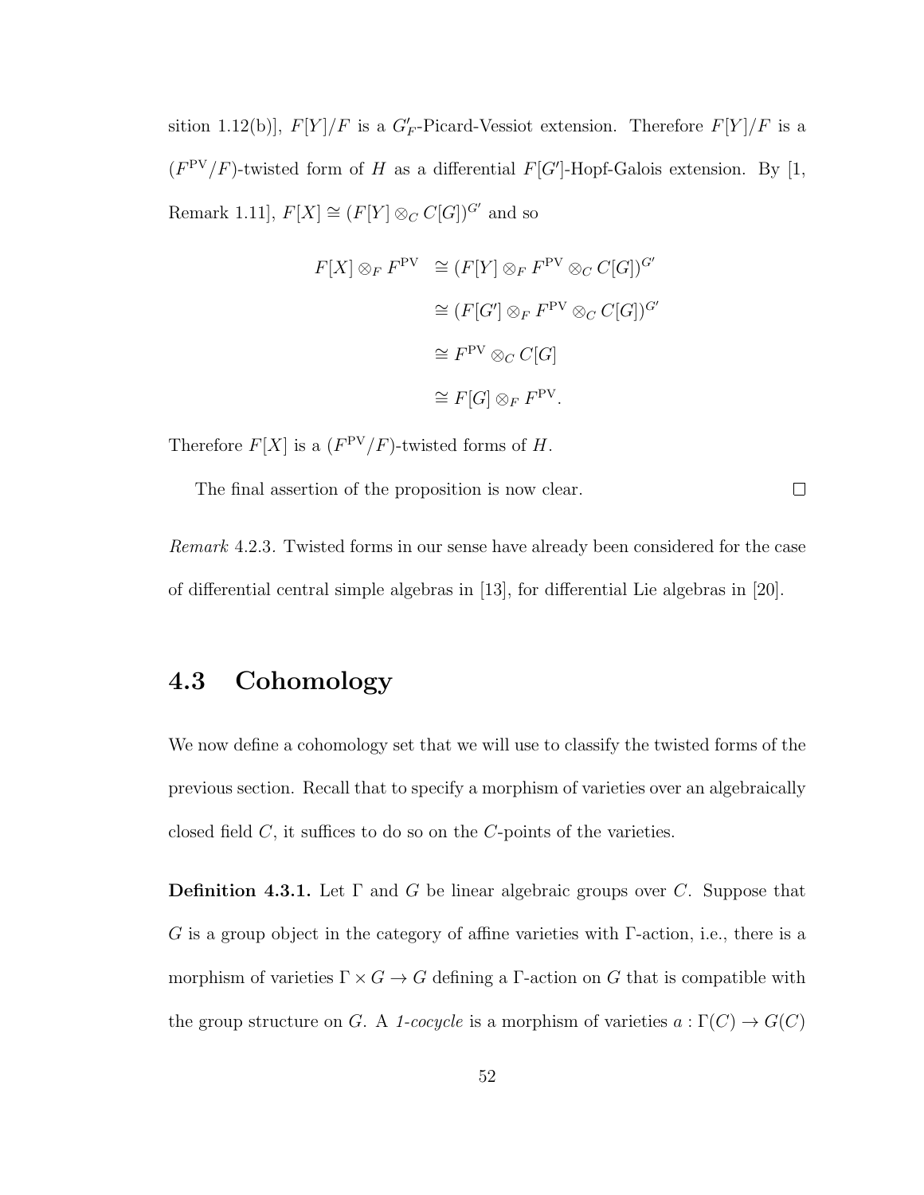sition 1.12(b)], $F[Y]/F$ is a $G'_F$-Picard-Vessiot extension. Therefore $F[Y]/F$ is a $(F^{\mathrm{PV}}/F)$-twisted form of $H$ as a differential $F[G']$-Hopf-Galois extension. By [1, Remark 1.11], $F[X] \cong (F[Y] \otimes_C C[G])^{G'}$ and so

$$
\begin{aligned}
F[X] \otimes_F F^{\mathrm{PV}} &\cong (F[Y] \otimes_F F^{\mathrm{PV}} \otimes_C C[G])^{G'} \\
&\cong (F[G'] \otimes_F F^{\mathrm{PV}} \otimes_C C[G])^{G'} \\
&\cong F^{\mathrm{PV}} \otimes_C C[G] \\
&\cong F[G] \otimes_F F^{\mathrm{PV}}.
\end{aligned}
$$

Therefore $F[X]$ is a $(F^{\mathrm{PV}}/F)$-twisted forms of $H$.

The final assertion of the proposition is now clear. □

*Remark* 4.2.3. Twisted forms in our sense have already been considered for the case of differential central simple algebras in [13], for differential Lie algebras in [20].

## 4.3 Cohomology

We now define a cohomology set that we will use to classify the twisted forms of the previous section. Recall that to specify a morphism of varieties over an algebraically closed field $C$, it suffices to do so on the $C$-points of the varieties.

**Definition 4.3.1.** Let $\Gamma$ and $G$ be linear algebraic groups over $C$. Suppose that $G$ is a group object in the category of affine varieties with $\Gamma$-action, i.e., there is a morphism of varieties $\Gamma \times G \to G$ defining a $\Gamma$-action on $G$ that is compatible with the group structure on $G$. A *1-cocycle* is a morphism of varieties $a : \Gamma(C) \to G(C)$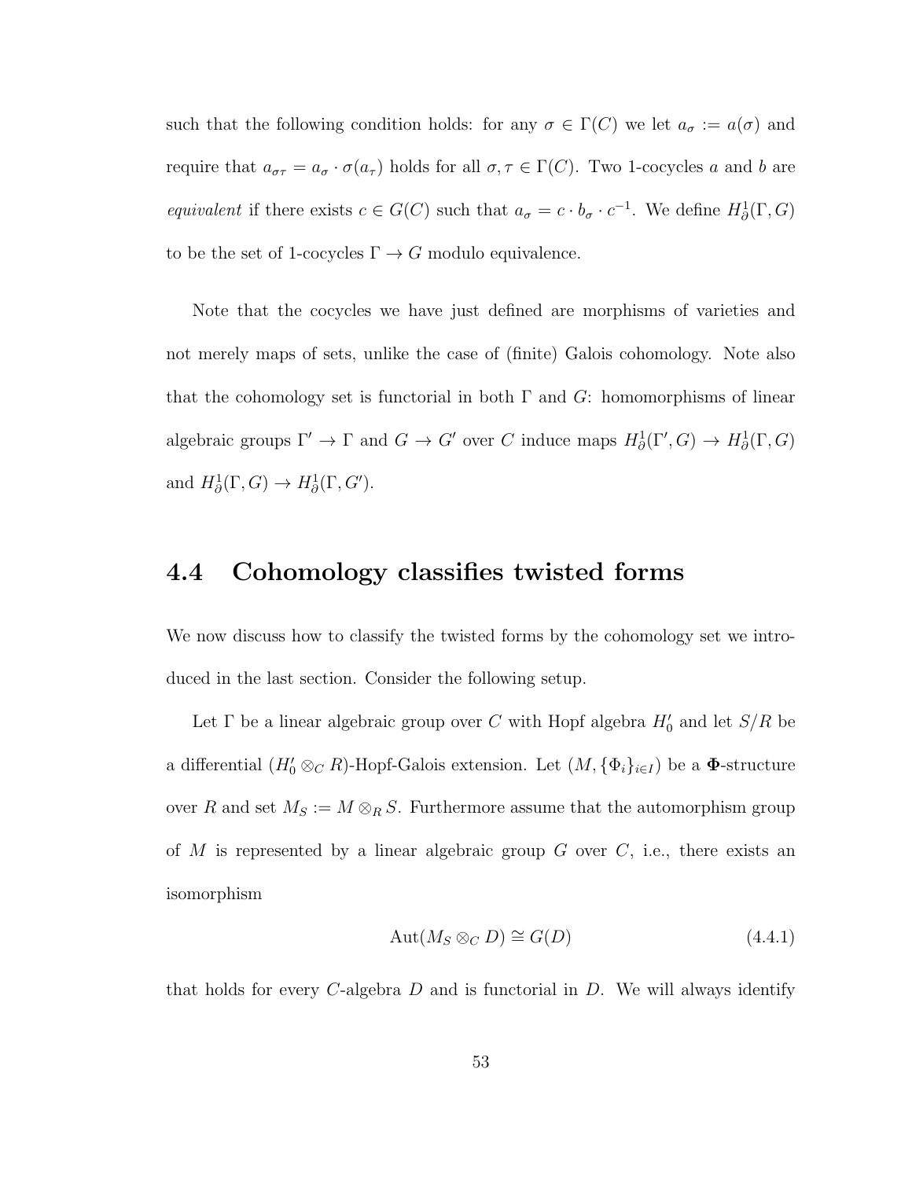such that the following condition holds: for any $\sigma \in \Gamma(C)$ we let $a_\sigma := a(\sigma)$ and require that $a_{\sigma\tau} = a_\sigma \cdot \sigma(a_\tau)$ holds for all $\sigma, \tau \in \Gamma(C)$. Two 1-cocycles $a$ and $b$ are *equivalent* if there exists $c \in G(C)$ such that $a_\sigma = c \cdot b_\sigma \cdot c^{-1}$. We define $H^1_\partial(\Gamma, G)$ to be the set of 1-cocycles $\Gamma \to G$ modulo equivalence.

Note that the cocycles we have just defined are morphisms of varieties and not merely maps of sets, unlike the case of (finite) Galois cohomology. Note also that the cohomology set is functorial in both $\Gamma$ and $G$: homomorphisms of linear algebraic groups $\Gamma' \to \Gamma$ and $G \to G'$ over $C$ induce maps $H^1_\partial(\Gamma', G) \to H^1_\partial(\Gamma, G)$ and $H^1_\partial(\Gamma, G) \to H^1_\partial(\Gamma, G')$.

## 4.4 Cohomology classifies twisted forms

We now discuss how to classify the twisted forms by the cohomology set we introduced in the last section. Consider the following setup.

Let $\Gamma$ be a linear algebraic group over $C$ with Hopf algebra $H_0'$ and let $S/R$ be a differential $(H_0' \otimes_C R)$-Hopf-Galois extension. Let $(M, \{\Phi_i\}_{i \in I})$ be a $\mathbf{\Phi}$-structure over $R$ and set $M_S := M \otimes_R S$. Furthermore assume that the automorphism group of $M$ is represented by a linear algebraic group $G$ over $C$, i.e., there exists an isomorphism

$$\mathrm{Aut}(M_S \otimes_C D) \cong G(D) \tag{4.4.1}$$

that holds for every $C$-algebra $D$ and is functorial in $D$. We will always identify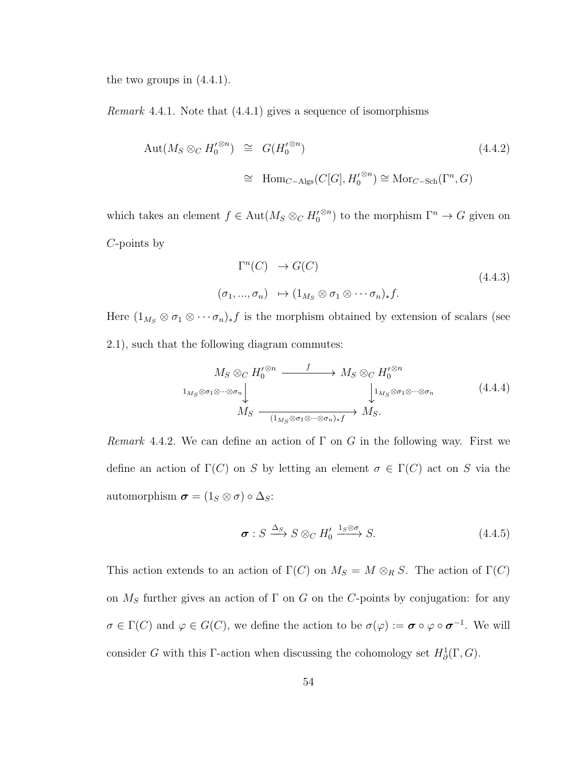the two groups in (4.4.1).

*Remark* 4.4.1. Note that (4.4.1) gives a sequence of isomorphisms

$$
\begin{aligned}
\mathrm{Aut}(M_S \otimes_C H_0'^{\otimes n}) &\cong G(H_0'^{\otimes n}) \\
&\cong \mathrm{Hom}_{C-\mathrm{Algs}}(C[G], H_0'^{\otimes n}) \cong \mathrm{Mor}_{C-\mathrm{Sch}}(\Gamma^n, G)
\end{aligned}
\tag{4.4.2}
$$

which takes an element $f \in \mathrm{Aut}(M_S \otimes_C H_0'^{\otimes n})$ to the morphism $\Gamma^n \to G$ given on $C$-points by

$$
\begin{aligned}
\Gamma^n(C) &\to G(C) \\
(\sigma_1, ..., \sigma_n) &\mapsto (1_{M_S} \otimes \sigma_1 \otimes \cdots \sigma_n)_* f.
\end{aligned}
\tag{4.4.3}
$$

Here $(1_{M_S} \otimes \sigma_1 \otimes \cdots \sigma_n)_* f$ is the morphism obtained by extension of scalars (see 2.1), such that the following diagram commutes:

$$
\begin{array}{ccc}
M_S \otimes_C H_0'^{\otimes n} & \xrightarrow{\quad f \quad} & M_S \otimes_C H_0'^{\otimes n} \\
{\scriptstyle 1_{M_S} \otimes \sigma_1 \otimes \cdots \otimes \sigma_n} \downarrow & & \downarrow {\scriptstyle 1_{M_S} \otimes \sigma_1 \otimes \cdots \otimes \sigma_n} \\
M_S & \xrightarrow[(1_{M_S} \otimes \sigma_1 \otimes \cdots \otimes \sigma_n)_* f]{} & M_S.
\end{array}
\tag{4.4.4}
$$

*Remark* 4.4.2. We can define an action of $\Gamma$ on $G$ in the following way. First we define an action of $\Gamma(C)$ on $S$ by letting an element $\sigma \in \Gamma(C)$ act on $S$ via the automorphism $\boldsymbol{\sigma} = (1_S \otimes \sigma) \circ \Delta_S$:

$$
\boldsymbol{\sigma} : S \xrightarrow{\Delta_S} S \otimes_C H_0' \xrightarrow{1_S \otimes \sigma} S.
\tag{4.4.5}
$$

This action extends to an action of $\Gamma(C)$ on $M_S = M \otimes_R S$. The action of $\Gamma(C)$ on $M_S$ further gives an action of $\Gamma$ on $G$ on the $C$-points by conjugation: for any $\sigma \in \Gamma(C)$ and $\varphi \in G(C)$, we define the action to be $\sigma(\varphi) := \boldsymbol{\sigma} \circ \varphi \circ \boldsymbol{\sigma}^{-1}$. We will consider $G$ with this $\Gamma$-action when discussing the cohomology set $H^1_\partial(\Gamma, G)$.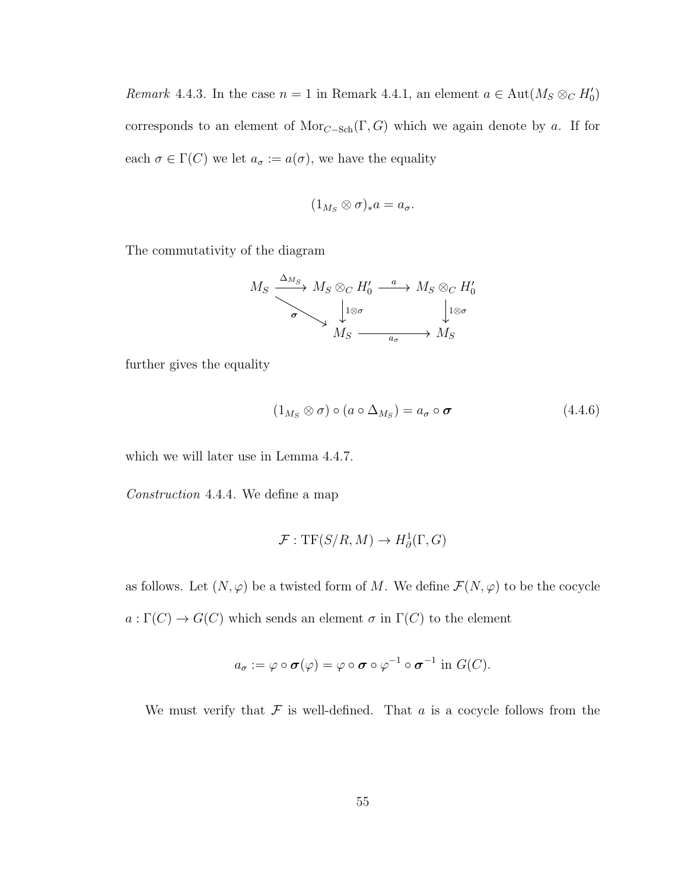*Remark* 4.4.3. In the case $n = 1$ in Remark 4.4.1, an element $a \in \mathrm{Aut}(M_S \otimes_C H_0')$ corresponds to an element of $\mathrm{Mor}_{C-\mathrm{Sch}}(\Gamma, G)$ which we again denote by $a$. If for each $\sigma \in \Gamma(C)$ we let $a_\sigma := a(\sigma)$, we have the equality

$$(1_{M_S} \otimes \sigma)_* a = a_\sigma.$$

The commutativity of the diagram

$$\begin{array}{ccccc}
M_S & \xrightarrow{\Delta_{M_S}} & M_S \otimes_C H_0' & \xrightarrow{a} & M_S \otimes_C H_0' \\
& \searrow^{\boldsymbol{\sigma}} & \downarrow{\scriptstyle 1\otimes\sigma} & & \downarrow{\scriptstyle 1\otimes\sigma} \\
& & M_S & \xrightarrow[a_\sigma]{} & M_S
\end{array}$$

further gives the equality

$$(1_{M_S} \otimes \sigma) \circ (a \circ \Delta_{M_S}) = a_\sigma \circ \boldsymbol{\sigma} \tag{4.4.6}$$

which we will later use in Lemma 4.4.7.

*Construction* 4.4.4. We define a map

$$\mathcal{F} : \mathrm{TF}(S/R, M) \to H^1_\partial(\Gamma, G)$$

as follows. Let $(N, \varphi)$ be a twisted form of $M$. We define $\mathcal{F}(N, \varphi)$ to be the cocycle $a : \Gamma(C) \to G(C)$ which sends an element $\sigma$ in $\Gamma(C)$ to the element

$$a_\sigma := \varphi \circ \boldsymbol{\sigma}(\varphi) = \varphi \circ \boldsymbol{\sigma} \circ \varphi^{-1} \circ \boldsymbol{\sigma}^{-1} \text{ in } G(C).$$

We must verify that $\mathcal{F}$ is well-defined. That $a$ is a cocycle follows from the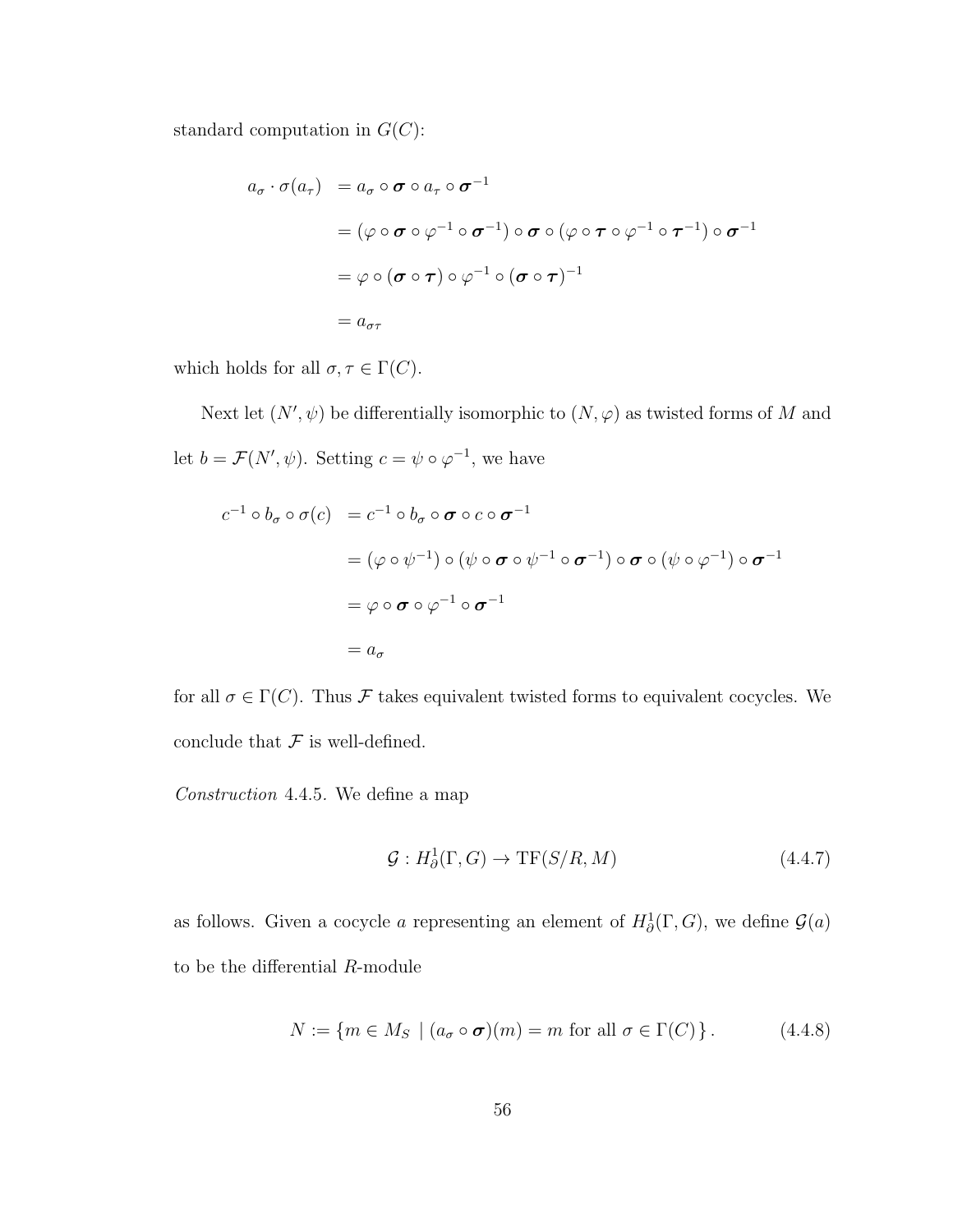standard computation in $G(C)$:

$$
\begin{aligned}
a_\sigma \cdot \sigma(a_\tau) &= a_\sigma \circ \boldsymbol{\sigma} \circ a_\tau \circ \boldsymbol{\sigma}^{-1} \\
&= (\varphi \circ \boldsymbol{\sigma} \circ \varphi^{-1} \circ \boldsymbol{\sigma}^{-1}) \circ \boldsymbol{\sigma} \circ (\varphi \circ \boldsymbol{\tau} \circ \varphi^{-1} \circ \boldsymbol{\tau}^{-1}) \circ \boldsymbol{\sigma}^{-1} \\
&= \varphi \circ (\boldsymbol{\sigma} \circ \boldsymbol{\tau}) \circ \varphi^{-1} \circ (\boldsymbol{\sigma} \circ \boldsymbol{\tau})^{-1} \\
&= a_{\sigma\tau}
\end{aligned}
$$

which holds for all $\sigma, \tau \in \Gamma(C)$.

Next let $(N', \psi)$ be differentially isomorphic to $(N, \varphi)$ as twisted forms of $M$ and let $b = \mathcal{F}(N', \psi)$. Setting $c = \psi \circ \varphi^{-1}$, we have

$$
\begin{aligned}
c^{-1} \circ b_\sigma \circ \sigma(c) &= c^{-1} \circ b_\sigma \circ \boldsymbol{\sigma} \circ c \circ \boldsymbol{\sigma}^{-1} \\
&= (\varphi \circ \psi^{-1}) \circ (\psi \circ \boldsymbol{\sigma} \circ \psi^{-1} \circ \boldsymbol{\sigma}^{-1}) \circ \boldsymbol{\sigma} \circ (\psi \circ \varphi^{-1}) \circ \boldsymbol{\sigma}^{-1} \\
&= \varphi \circ \boldsymbol{\sigma} \circ \varphi^{-1} \circ \boldsymbol{\sigma}^{-1} \\
&= a_\sigma
\end{aligned}
$$

for all $\sigma \in \Gamma(C)$. Thus $\mathcal{F}$ takes equivalent twisted forms to equivalent cocycles. We conclude that $\mathcal{F}$ is well-defined.

*Construction* 4.4.5. We define a map

$$
\mathcal{G} : H^1_\partial(\Gamma, G) \to \mathrm{TF}(S/R, M) \tag{4.4.7}
$$

as follows. Given a cocycle $a$ representing an element of $H^1_\partial(\Gamma, G)$, we define $\mathcal{G}(a)$ to be the differential $R$-module

$$
N := \{ m \in M_S \mid (a_\sigma \circ \boldsymbol{\sigma})(m) = m \text{ for all } \sigma \in \Gamma(C) \}. \tag{4.4.8}
$$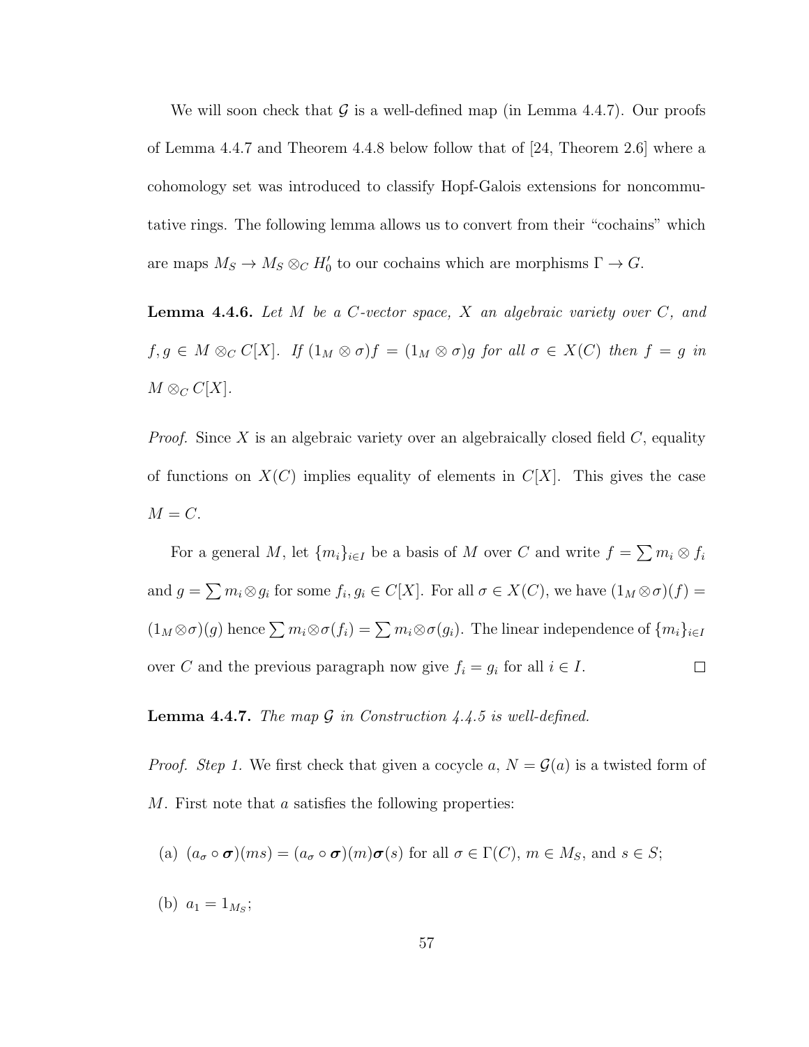We will soon check that $\mathcal{G}$ is a well-defined map (in Lemma 4.4.7). Our proofs of Lemma 4.4.7 and Theorem 4.4.8 below follow that of [24, Theorem 2.6] where a cohomology set was introduced to classify Hopf-Galois extensions for noncommutative rings. The following lemma allows us to convert from their "cochains" which are maps $M_S \to M_S \otimes_C H_0'$ to our cochains which are morphisms $\Gamma \to G$.

**Lemma 4.4.6.** *Let $M$ be a $C$-vector space, $X$ an algebraic variety over $C$, and $f, g \in M \otimes_C C[X]$. If $(1_M \otimes \sigma)f = (1_M \otimes \sigma)g$ for all $\sigma \in X(C)$ then $f = g$ in $M \otimes_C C[X]$.*

*Proof.* Since $X$ is an algebraic variety over an algebraically closed field $C$, equality of functions on $X(C)$ implies equality of elements in $C[X]$. This gives the case $M = C$.

For a general $M$, let $\{m_i\}_{i \in I}$ be a basis of $M$ over $C$ and write $f = \sum m_i \otimes f_i$ and $g = \sum m_i \otimes g_i$ for some $f_i, g_i \in C[X]$. For all $\sigma \in X(C)$, we have $(1_M \otimes \sigma)(f) = (1_M \otimes \sigma)(g)$ hence $\sum m_i \otimes \sigma(f_i) = \sum m_i \otimes \sigma(g_i)$. The linear independence of $\{m_i\}_{i \in I}$ over $C$ and the previous paragraph now give $f_i = g_i$ for all $i \in I$. □

**Lemma 4.4.7.** *The map $\mathcal{G}$ in Construction 4.4.5 is well-defined.*

*Proof. Step 1.* We first check that given a cocycle $a$, $N = \mathcal{G}(a)$ is a twisted form of $M$. First note that $a$ satisfies the following properties:

(a) $(a_\sigma \circ \boldsymbol{\sigma})(ms) = (a_\sigma \circ \boldsymbol{\sigma})(m)\boldsymbol{\sigma}(s)$ for all $\sigma \in \Gamma(C)$, $m \in M_S$, and $s \in S$;

(b) $a_1 = 1_{M_S}$;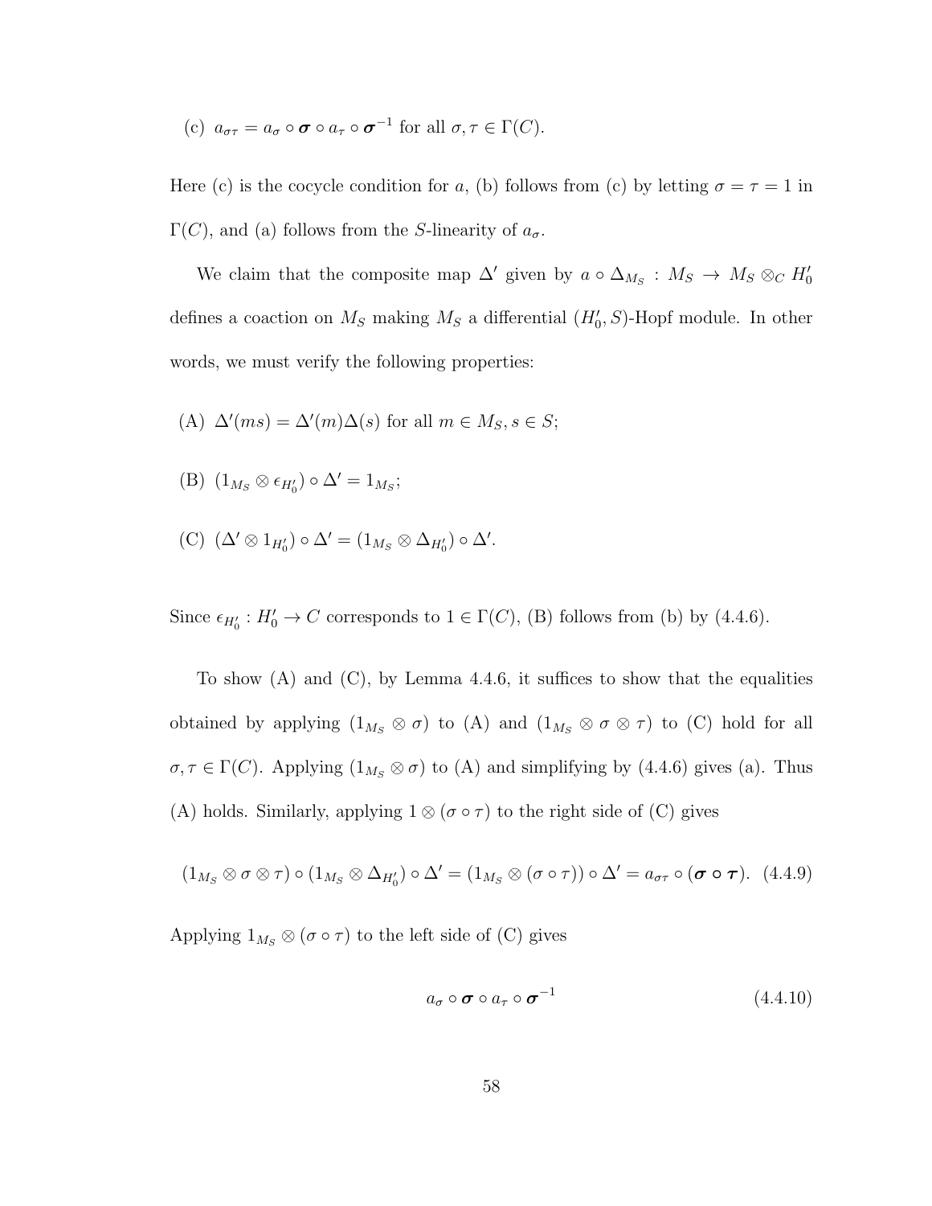(c) $a_{\sigma\tau} = a_\sigma \circ \boldsymbol{\sigma} \circ a_\tau \circ \boldsymbol{\sigma}^{-1}$ for all $\sigma, \tau \in \Gamma(C)$.

Here (c) is the cocycle condition for $a$, (b) follows from (c) by letting $\sigma = \tau = 1$ in $\Gamma(C)$, and (a) follows from the $S$-linearity of $a_\sigma$.

We claim that the composite map $\Delta'$ given by $a \circ \Delta_{M_S} : M_S \to M_S \otimes_C H_0'$ defines a coaction on $M_S$ making $M_S$ a differential $(H_0', S)$-Hopf module. In other words, we must verify the following properties:

(A) $\Delta'(ms) = \Delta'(m)\Delta(s)$ for all $m \in M_S, s \in S$;

(B) $(1_{M_S} \otimes \epsilon_{H_0'}) \circ \Delta' = 1_{M_S}$;

(C) $(\Delta' \otimes 1_{H_0'}) \circ \Delta' = (1_{M_S} \otimes \Delta_{H_0'}) \circ \Delta'$.

Since $\epsilon_{H_0'} : H_0' \to C$ corresponds to $1 \in \Gamma(C)$, (B) follows from (b) by (4.4.6).

To show (A) and (C), by Lemma 4.4.6, it suffices to show that the equalities obtained by applying $(1_{M_S} \otimes \sigma)$ to (A) and $(1_{M_S} \otimes \sigma \otimes \tau)$ to (C) hold for all $\sigma, \tau \in \Gamma(C)$. Applying $(1_{M_S} \otimes \sigma)$ to (A) and simplifying by (4.4.6) gives (a). Thus (A) holds. Similarly, applying $1 \otimes (\sigma \circ \tau)$ to the right side of (C) gives

$$(1_{M_S} \otimes \sigma \otimes \tau) \circ (1_{M_S} \otimes \Delta_{H_0'}) \circ \Delta' = (1_{M_S} \otimes (\sigma \circ \tau)) \circ \Delta' = a_{\sigma\tau} \circ (\boldsymbol{\sigma} \circ \boldsymbol{\tau}). \quad (4.4.9)$$

Applying $1_{M_S} \otimes (\sigma \circ \tau)$ to the left side of (C) gives

$$a_\sigma \circ \boldsymbol{\sigma} \circ a_\tau \circ \boldsymbol{\sigma}^{-1} \quad (4.4.10)$$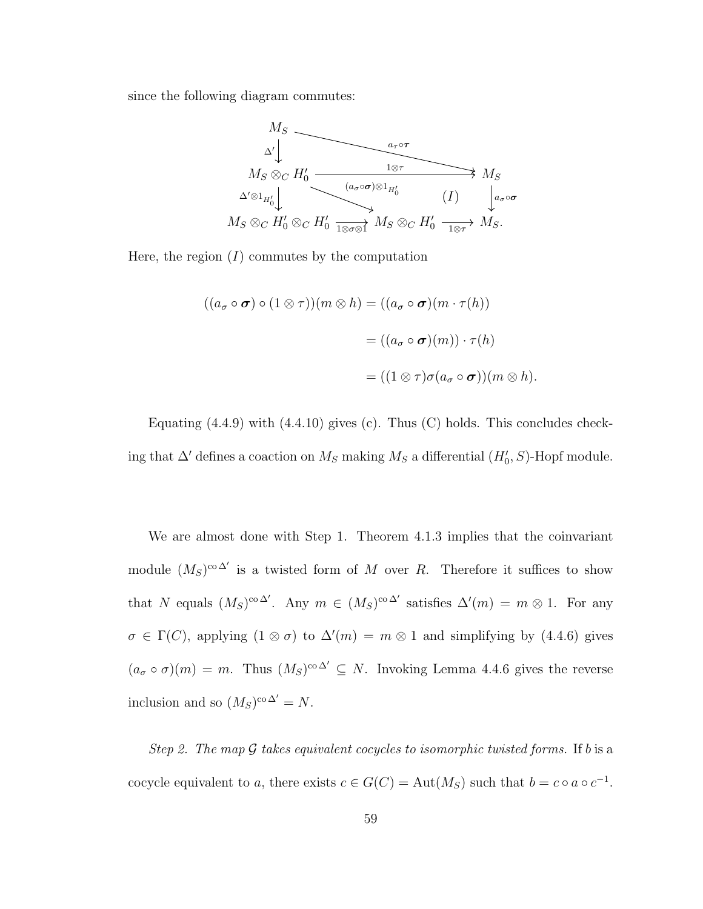since the following diagram commutes:

$$
\begin{array}{ccccc}
M_S & & \xrightarrow{\quad a_\tau \circ \boldsymbol{\tau} \quad} & & M_S \\
\downarrow{\scriptstyle \Delta'} & & & & \\
M_S \otimes_C H_0' & & \xrightarrow{\quad 1\otimes\tau \quad} & & M_S \\
\downarrow{\scriptstyle \Delta'\otimes 1_{H_0'}} & \searrow{\scriptstyle (a_\sigma\circ\boldsymbol{\sigma})\otimes 1_{H_0'}} & & (I) & \downarrow{\scriptstyle a_\sigma\circ\boldsymbol{\sigma}} \\
M_S \otimes_C H_0' \otimes_C H_0' & \xrightarrow[1\otimes\sigma\otimes 1]{} & M_S \otimes_C H_0' & \xrightarrow[1\otimes\tau]{} & M_S.
\end{array}
$$

Here, the region $(I)$ commutes by the computation

$$
\begin{aligned}
((a_\sigma \circ \boldsymbol{\sigma}) \circ (1 \otimes \tau))(m \otimes h) &= ((a_\sigma \circ \boldsymbol{\sigma})(m \cdot \tau(h)) \\
&= ((a_\sigma \circ \boldsymbol{\sigma})(m)) \cdot \tau(h) \\
&= ((1 \otimes \tau)\sigma(a_\sigma \circ \boldsymbol{\sigma}))(m \otimes h).
\end{aligned}
$$

Equating (4.4.9) with (4.4.10) gives (c). Thus (C) holds. This concludes checking that $\Delta'$ defines a coaction on $M_S$ making $M_S$ a differential $(H_0', S)$-Hopf module.

We are almost done with Step 1. Theorem 4.1.3 implies that the coinvariant module $(M_S)^{\mathrm{co}\,\Delta'}$ is a twisted form of $M$ over $R$. Therefore it suffices to show that $N$ equals $(M_S)^{\mathrm{co}\,\Delta'}$. Any $m \in (M_S)^{\mathrm{co}\,\Delta'}$ satisfies $\Delta'(m) = m \otimes 1$. For any $\sigma \in \Gamma(C)$, applying $(1 \otimes \sigma)$ to $\Delta'(m) = m \otimes 1$ and simplifying by (4.4.6) gives $(a_\sigma \circ \sigma)(m) = m$. Thus $(M_S)^{\mathrm{co}\,\Delta'} \subseteq N$. Invoking Lemma 4.4.6 gives the reverse inclusion and so $(M_S)^{\mathrm{co}\,\Delta'} = N$.

*Step 2. The map $\mathcal{G}$ takes equivalent cocycles to isomorphic twisted forms.* If $b$ is a cocycle equivalent to $a$, there exists $c \in G(C) = \mathrm{Aut}(M_S)$ such that $b = c \circ a \circ c^{-1}$.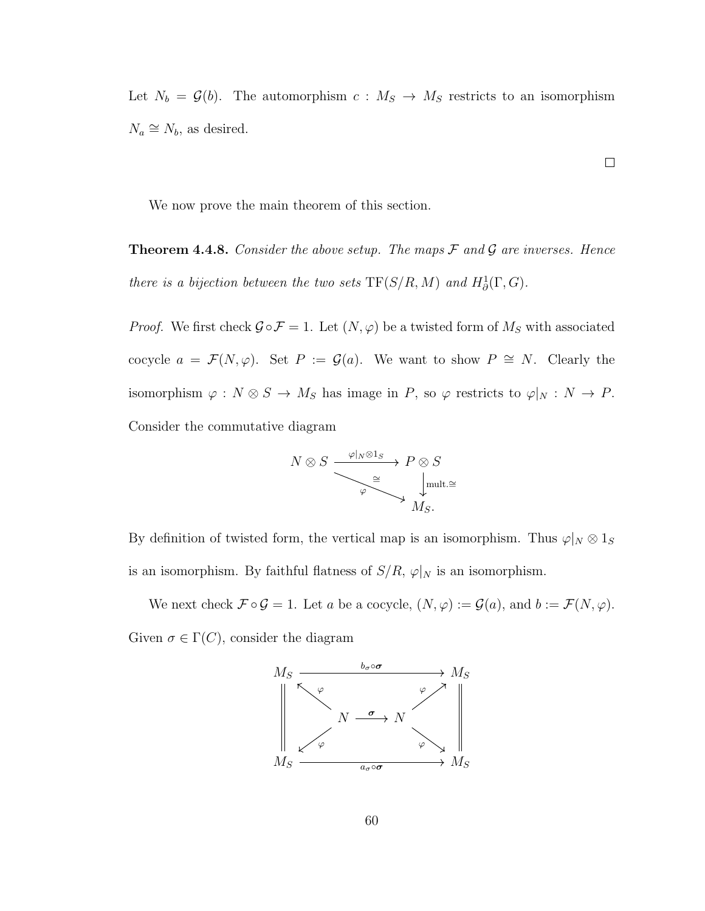Let $N_b = \mathcal{G}(b)$. The automorphism $c : M_S \to M_S$ restricts to an isomorphism $N_a \cong N_b$, as desired.

$\square$

We now prove the main theorem of this section.

**Theorem 4.4.8.** *Consider the above setup. The maps $\mathcal{F}$ and $\mathcal{G}$ are inverses. Hence there is a bijection between the two sets $\mathrm{TF}(S/R, M)$ and $H^1_\partial(\Gamma, G)$.*

*Proof.* We first check $\mathcal{G} \circ \mathcal{F} = 1$. Let $(N, \varphi)$ be a twisted form of $M_S$ with associated cocycle $a = \mathcal{F}(N, \varphi)$. Set $P := \mathcal{G}(a)$. We want to show $P \cong N$. Clearly the isomorphism $\varphi : N \otimes S \to M_S$ has image in $P$, so $\varphi$ restricts to $\varphi|_N : N \to P$. Consider the commutative diagram

$$\begin{array}{ccc} N \otimes S & \xrightarrow{\varphi|_N \otimes 1_S} & P \otimes S \\ & \underset{\varphi}{\overset{\cong}{\searrow}} & \Big\downarrow \text{mult.} \cong \\ & & M_S. \end{array}$$

By definition of twisted form, the vertical map is an isomorphism. Thus $\varphi|_N \otimes 1_S$ is an isomorphism. By faithful flatness of $S/R$, $\varphi|_N$ is an isomorphism.

We next check $\mathcal{F} \circ \mathcal{G} = 1$. Let $a$ be a cocycle, $(N, \varphi) := \mathcal{G}(a)$, and $b := \mathcal{F}(N, \varphi)$. Given $\sigma \in \Gamma(C)$, consider the diagram

$$\begin{array}{ccccc} M_S & & \xrightarrow{b_\sigma \circ \boldsymbol{\sigma}} & & M_S \\ \Big\| & \overset{\varphi}{\nwarrow} & & \overset{\varphi}{\nearrow} & \Big\| \\ & N & \xrightarrow{\boldsymbol{\sigma}} & N & \\ \Big\| & \underset{\varphi}{\swarrow} & & \underset{\varphi}{\searrow} & \Big\| \\ M_S & & \xrightarrow[a_\sigma \circ \boldsymbol{\sigma}]{} & & M_S \end{array}$$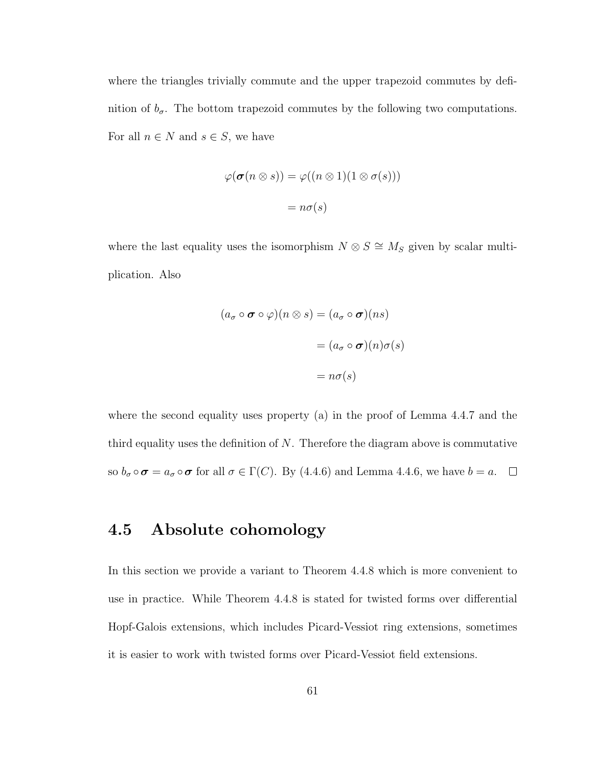where the triangles trivially commute and the upper trapezoid commutes by definition of $b_\sigma$. The bottom trapezoid commutes by the following two computations. For all $n \in N$ and $s \in S$, we have

$$\varphi(\boldsymbol{\sigma}(n \otimes s)) = \varphi((n \otimes 1)(1 \otimes \sigma(s)))$$

$$= n\sigma(s)$$

where the last equality uses the isomorphism $N \otimes S \cong M_S$ given by scalar multiplication. Also

$$(a_\sigma \circ \boldsymbol{\sigma} \circ \varphi)(n \otimes s) = (a_\sigma \circ \boldsymbol{\sigma})(ns)$$

$$= (a_\sigma \circ \boldsymbol{\sigma})(n)\sigma(s)$$

$$= n\sigma(s)$$

where the second equality uses property (a) in the proof of Lemma 4.4.7 and the third equality uses the definition of $N$. Therefore the diagram above is commutative so $b_\sigma \circ \boldsymbol{\sigma} = a_\sigma \circ \boldsymbol{\sigma}$ for all $\sigma \in \Gamma(C)$. By (4.4.6) and Lemma 4.4.6, we have $b = a$. □

## 4.5 Absolute cohomology

In this section we provide a variant to Theorem 4.4.8 which is more convenient to use in practice. While Theorem 4.4.8 is stated for twisted forms over differential Hopf-Galois extensions, which includes Picard-Vessiot ring extensions, sometimes it is easier to work with twisted forms over Picard-Vessiot field extensions.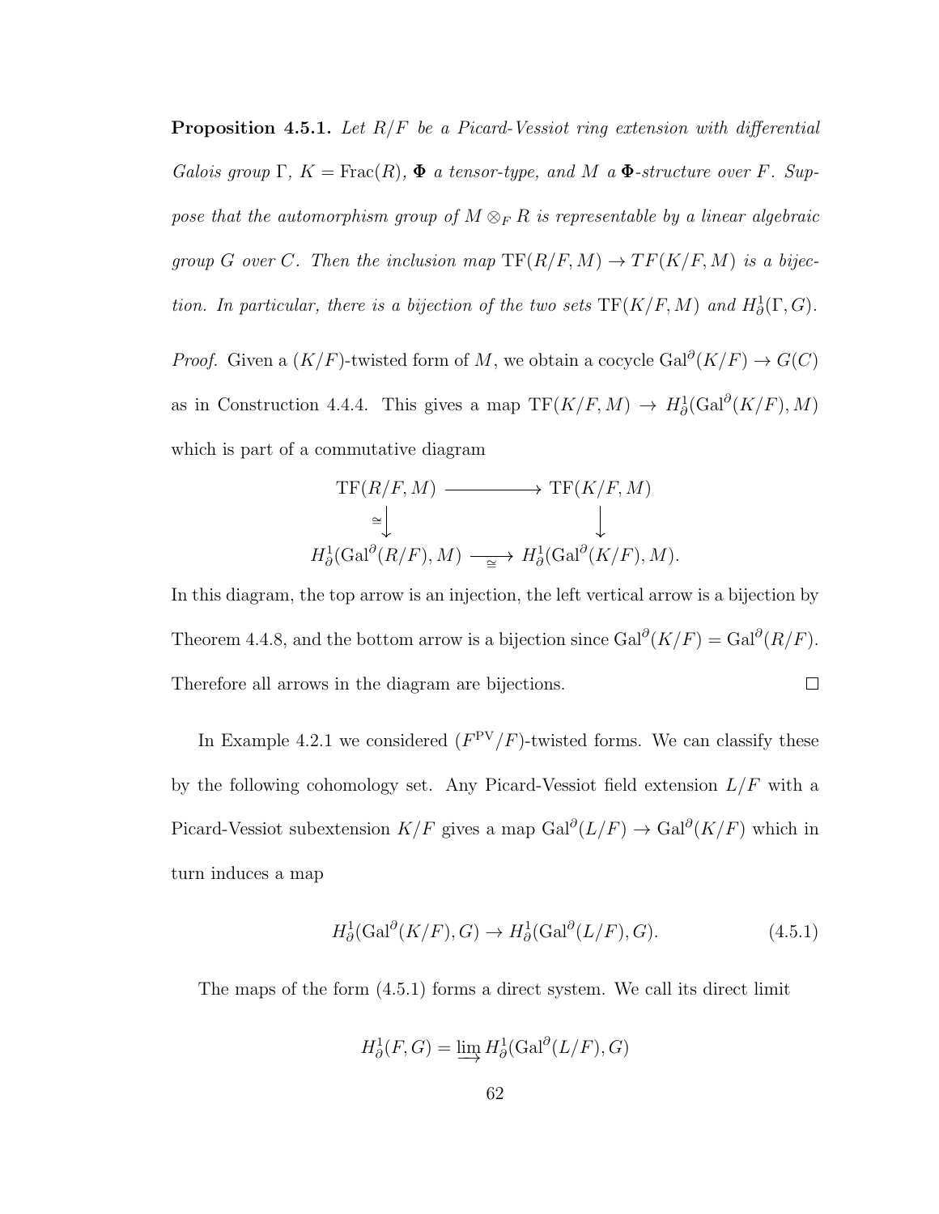**Proposition 4.5.1.** *Let $R/F$ be a Picard-Vessiot ring extension with differential Galois group $\Gamma$, $K = \mathrm{Frac}(R)$, $\mathbf{\Phi}$ a tensor-type, and $M$ a $\mathbf{\Phi}$-structure over $F$. Suppose that the automorphism group of $M \otimes_F R$ is representable by a linear algebraic group $G$ over $C$. Then the inclusion map $\mathrm{TF}(R/F, M) \to TF(K/F, M)$ is a bijection. In particular, there is a bijection of the two sets $\mathrm{TF}(K/F, M)$ and $H^1_\partial(\Gamma, G)$.*

*Proof.* Given a $(K/F)$-twisted form of $M$, we obtain a cocycle $\mathrm{Gal}^\partial(K/F) \to G(C)$ as in Construction 4.4.4. This gives a map $\mathrm{TF}(K/F, M) \to H^1_\partial(\mathrm{Gal}^\partial(K/F), M)$ which is part of a commutative diagram

$$\begin{array}{ccc}
\mathrm{TF}(R/F, M) & \longrightarrow & \mathrm{TF}(K/F, M) \\
\cong\downarrow & & \downarrow \\
H^1_\partial(\mathrm{Gal}^\partial(R/F), M) & \xrightarrow[\cong]{} & H^1_\partial(\mathrm{Gal}^\partial(K/F), M).
\end{array}$$

In this diagram, the top arrow is an injection, the left vertical arrow is a bijection by Theorem 4.4.8, and the bottom arrow is a bijection since $\mathrm{Gal}^\partial(K/F) = \mathrm{Gal}^\partial(R/F)$. Therefore all arrows in the diagram are bijections. $\square$

In Example 4.2.1 we considered $(F^{\mathrm{PV}}/F)$-twisted forms. We can classify these by the following cohomology set. Any Picard-Vessiot field extension $L/F$ with a Picard-Vessiot subextension $K/F$ gives a map $\mathrm{Gal}^\partial(L/F) \to \mathrm{Gal}^\partial(K/F)$ which in turn induces a map

$$H^1_\partial(\mathrm{Gal}^\partial(K/F), G) \to H^1_\partial(\mathrm{Gal}^\partial(L/F), G). \tag{4.5.1}$$

The maps of the form (4.5.1) forms a direct system. We call its direct limit

$$H^1_\partial(F, G) = \varinjlim H^1_\partial(\mathrm{Gal}^\partial(L/F), G)$$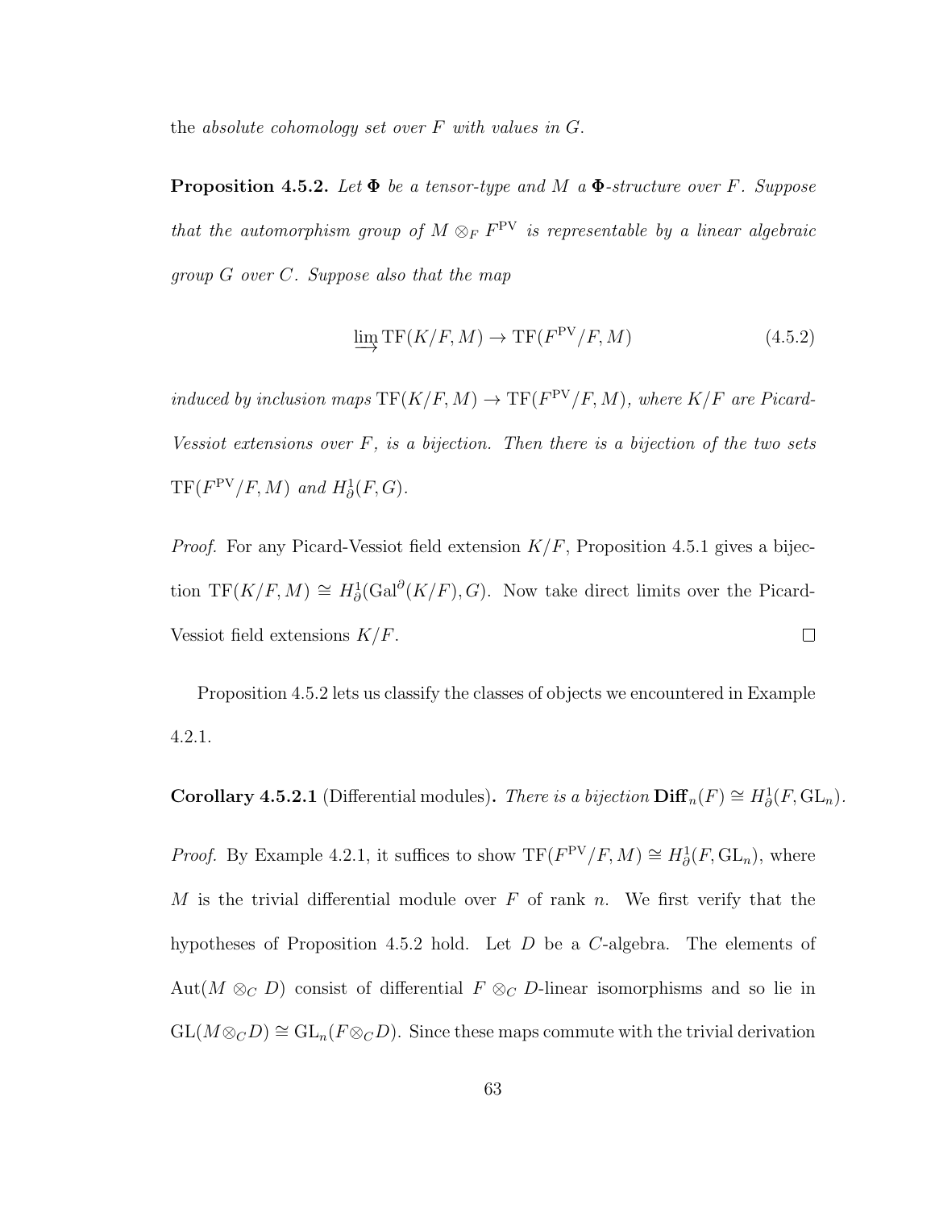the *absolute cohomology set over $F$ with values in $G$.*

**Proposition 4.5.2.** *Let $\mathbf{\Phi}$ be a tensor-type and $M$ a $\mathbf{\Phi}$-structure over $F$. Suppose that the automorphism group of $M \otimes_F F^{\mathrm{PV}}$ is representable by a linear algebraic group $G$ over $C$. Suppose also that the map*

$$\varinjlim \mathrm{TF}(K/F, M) \to \mathrm{TF}(F^{\mathrm{PV}}/F, M) \tag{4.5.2}$$

*induced by inclusion maps $\mathrm{TF}(K/F, M) \to \mathrm{TF}(F^{\mathrm{PV}}/F, M)$, where $K/F$ are Picard-Vessiot extensions over $F$, is a bijection. Then there is a bijection of the two sets $\mathrm{TF}(F^{\mathrm{PV}}/F, M)$ and $H^1_\partial(F, G)$.*

*Proof.* For any Picard-Vessiot field extension $K/F$, Proposition 4.5.1 gives a bijection $\mathrm{TF}(K/F, M) \cong H^1_\partial(\mathrm{Gal}^\partial(K/F), G)$. Now take direct limits over the Picard-Vessiot field extensions $K/F$. $\square$

Proposition 4.5.2 lets us classify the classes of objects we encountered in Example 4.2.1.

**Corollary 4.5.2.1** (Differential modules)**.** *There is a bijection $\mathbf{Diff}_n(F) \cong H^1_\partial(F, \mathrm{GL}_n)$.*

*Proof.* By Example 4.2.1, it suffices to show $\mathrm{TF}(F^{\mathrm{PV}}/F, M) \cong H^1_\partial(F, \mathrm{GL}_n)$, where $M$ is the trivial differential module over $F$ of rank $n$. We first verify that the hypotheses of Proposition 4.5.2 hold. Let $D$ be a $C$-algebra. The elements of $\mathrm{Aut}(M \otimes_C D)$ consist of differential $F \otimes_C D$-linear isomorphisms and so lie in $\mathrm{GL}(M \otimes_C D) \cong \mathrm{GL}_n(F \otimes_C D)$. Since these maps commute with the trivial derivation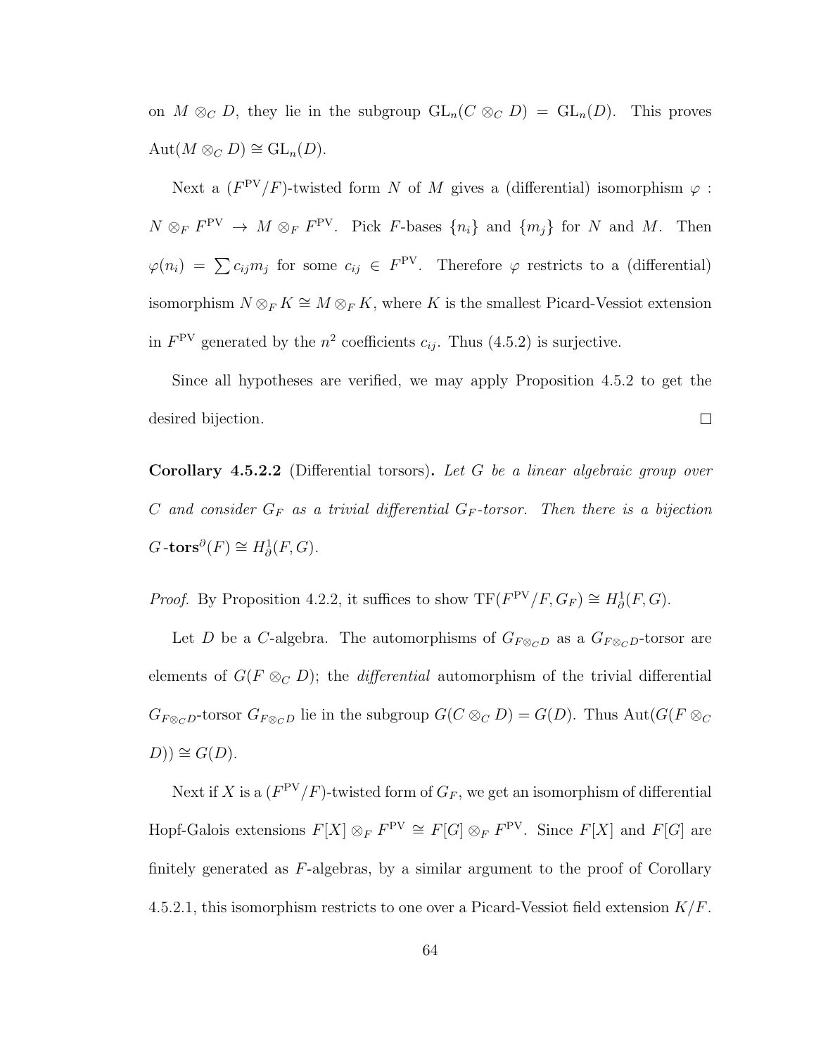on $M \otimes_C D$, they lie in the subgroup $\mathrm{GL}_n(C \otimes_C D) = \mathrm{GL}_n(D)$. This proves $\mathrm{Aut}(M \otimes_C D) \cong \mathrm{GL}_n(D)$.

Next a $(F^{\mathrm{PV}}/F)$-twisted form $N$ of $M$ gives a (differential) isomorphism $\varphi : N \otimes_F F^{\mathrm{PV}} \to M \otimes_F F^{\mathrm{PV}}$. Pick $F$-bases $\{n_i\}$ and $\{m_j\}$ for $N$ and $M$. Then $\varphi(n_i) = \sum c_{ij} m_j$ for some $c_{ij} \in F^{\mathrm{PV}}$. Therefore $\varphi$ restricts to a (differential) isomorphism $N \otimes_F K \cong M \otimes_F K$, where $K$ is the smallest Picard-Vessiot extension in $F^{\mathrm{PV}}$ generated by the $n^2$ coefficients $c_{ij}$. Thus (4.5.2) is surjective.

Since all hypotheses are verified, we may apply Proposition 4.5.2 to get the desired bijection. $\square$

**Corollary 4.5.2.2** (Differential torsors)**.** *Let $G$ be a linear algebraic group over $C$ and consider $G_F$ as a trivial differential $G_F$-torsor. Then there is a bijection $G$-$\mathbf{tors}^\partial(F) \cong H^1_\partial(F, G)$.*

*Proof.* By Proposition 4.2.2, it suffices to show $\mathrm{TF}(F^{\mathrm{PV}}/F, G_F) \cong H^1_\partial(F, G)$.

Let $D$ be a $C$-algebra. The automorphisms of $G_{F\otimes_C D}$ as a $G_{F\otimes_C D}$-torsor are elements of $G(F \otimes_C D)$; the *differential* automorphism of the trivial differential $G_{F\otimes_C D}$-torsor $G_{F\otimes_C D}$ lie in the subgroup $G(C \otimes_C D) = G(D)$. Thus $\mathrm{Aut}(G(F \otimes_C D)) \cong G(D)$.

Next if $X$ is a $(F^{\mathrm{PV}}/F)$-twisted form of $G_F$, we get an isomorphism of differential Hopf-Galois extensions $F[X] \otimes_F F^{\mathrm{PV}} \cong F[G] \otimes_F F^{\mathrm{PV}}$. Since $F[X]$ and $F[G]$ are finitely generated as $F$-algebras, by a similar argument to the proof of Corollary 4.5.2.1, this isomorphism restricts to one over a Picard-Vessiot field extension $K/F$.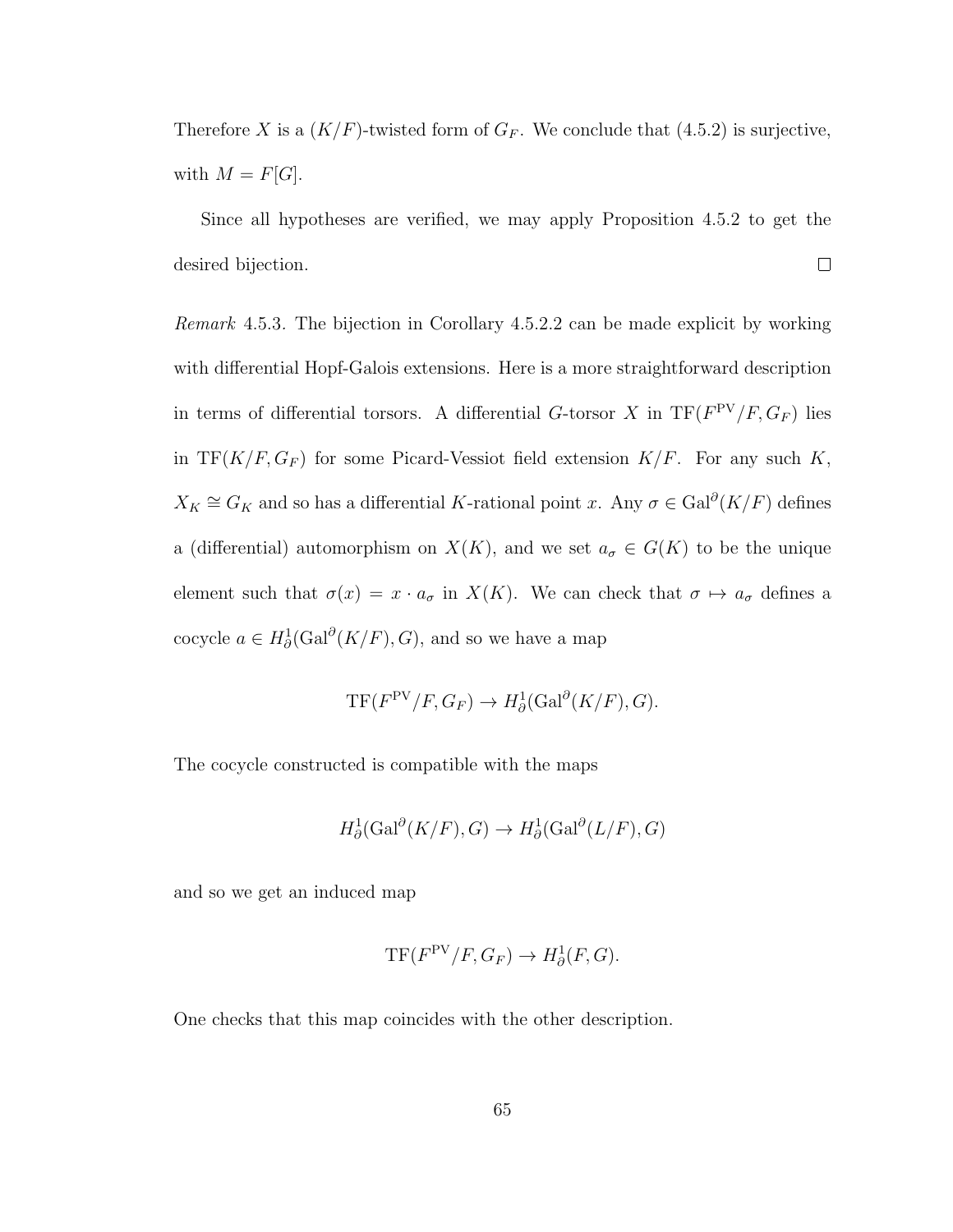Therefore $X$ is a $(K/F)$-twisted form of $G_F$. We conclude that (4.5.2) is surjective, with $M = F[G]$.

Since all hypotheses are verified, we may apply Proposition 4.5.2 to get the desired bijection. $\square$

*Remark* 4.5.3. The bijection in Corollary 4.5.2.2 can be made explicit by working with differential Hopf-Galois extensions. Here is a more straightforward description in terms of differential torsors. A differential $G$-torsor $X$ in $\mathrm{TF}(F^{\mathrm{PV}}/F, G_F)$ lies in $\mathrm{TF}(K/F, G_F)$ for some Picard-Vessiot field extension $K/F$. For any such $K$, $X_K \cong G_K$ and so has a differential $K$-rational point $x$. Any $\sigma \in \mathrm{Gal}^{\partial}(K/F)$ defines a (differential) automorphism on $X(K)$, and we set $a_\sigma \in G(K)$ to be the unique element such that $\sigma(x) = x \cdot a_\sigma$ in $X(K)$. We can check that $\sigma \mapsto a_\sigma$ defines a cocycle $a \in H^1_\partial(\mathrm{Gal}^\partial(K/F), G)$, and so we have a map

$$\mathrm{TF}(F^{\mathrm{PV}}/F, G_F) \to H^1_\partial(\mathrm{Gal}^\partial(K/F), G).$$

The cocycle constructed is compatible with the maps

$$H^1_\partial(\mathrm{Gal}^\partial(K/F), G) \to H^1_\partial(\mathrm{Gal}^\partial(L/F), G)$$

and so we get an induced map

$$\mathrm{TF}(F^{\mathrm{PV}}/F, G_F) \to H^1_\partial(F, G).$$

One checks that this map coincides with the other description.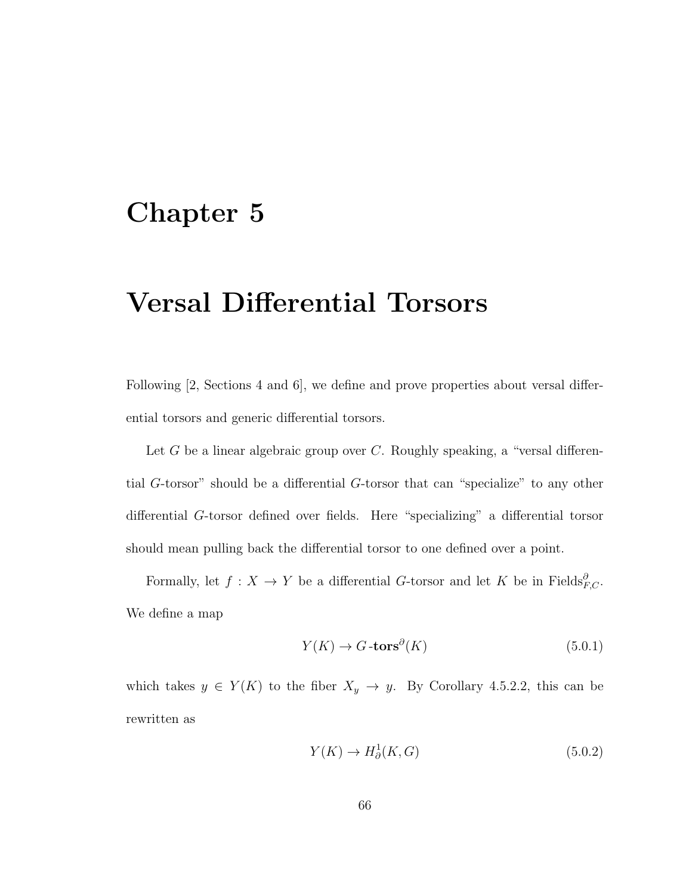# Chapter 5

# Versal Differential Torsors

Following [2, Sections 4 and 6], we define and prove properties about versal differential torsors and generic differential torsors.

Let $G$ be a linear algebraic group over $C$. Roughly speaking, a "versal differential $G$-torsor" should be a differential $G$-torsor that can "specialize" to any other differential $G$-torsor defined over fields. Here "specializing" a differential torsor should mean pulling back the differential torsor to one defined over a point.

Formally, let $f : X \to Y$ be a differential $G$-torsor and let $K$ be in $\mathrm{Fields}^{\partial}_{F,C}$. We define a map

$$Y(K) \to G\text{-}\mathbf{tors}^{\partial}(K) \tag{5.0.1}$$

which takes $y \in Y(K)$ to the fiber $X_y \to y$. By Corollary 4.5.2.2, this can be rewritten as

$$Y(K) \to H^1_{\partial}(K, G) \tag{5.0.2}$$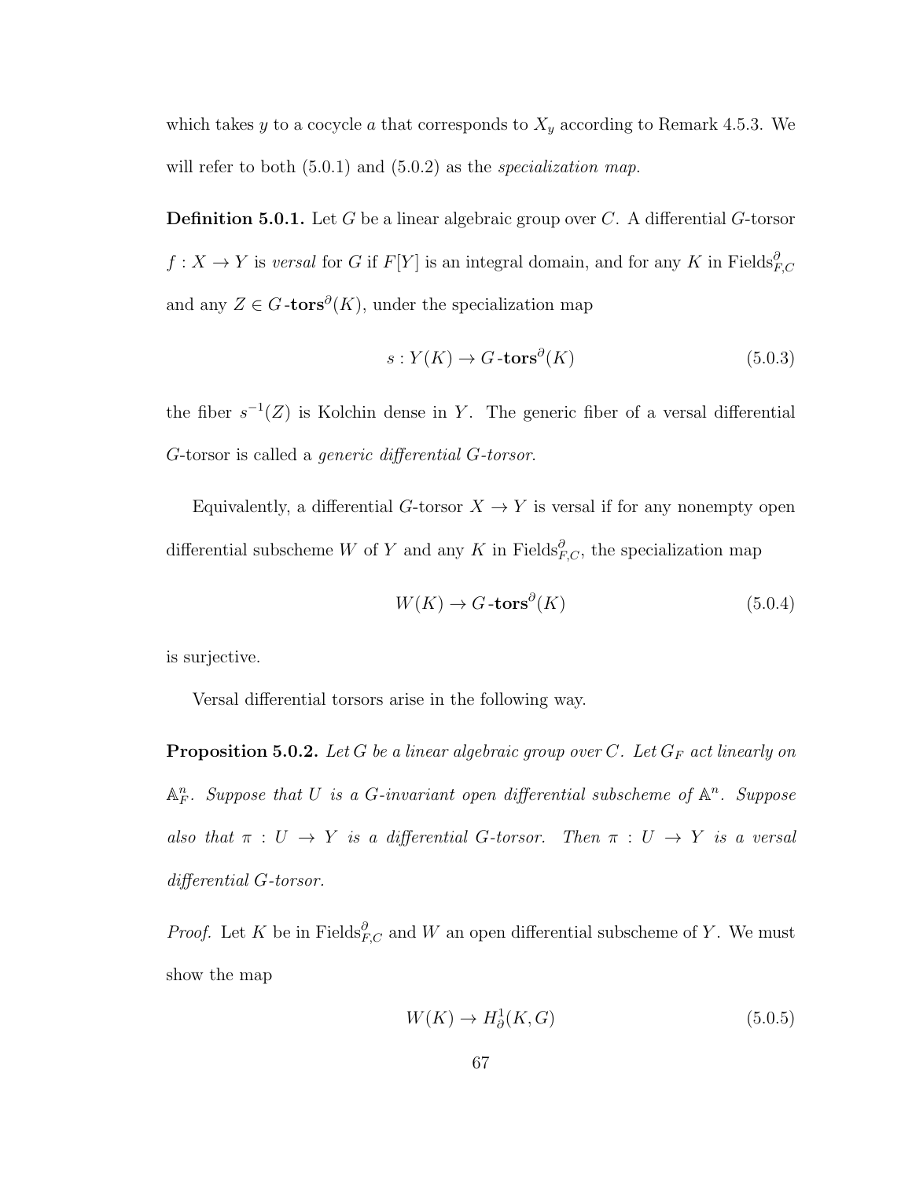which takes $y$ to a cocycle $a$ that corresponds to $X_y$ according to Remark 4.5.3. We will refer to both (5.0.1) and (5.0.2) as the *specialization map*.

**Definition 5.0.1.** Let $G$ be a linear algebraic group over $C$. A differential $G$-torsor $f : X \to Y$ is *versal* for $G$ if $F[Y]$ is an integral domain, and for any $K$ in $\text{Fields}^{\partial}_{F,C}$ and any $Z \in G\text{-}\mathbf{tors}^{\partial}(K)$, under the specialization map

$$s : Y(K) \to G\text{-}\mathbf{tors}^{\partial}(K) \tag{5.0.3}$$

the fiber $s^{-1}(Z)$ is Kolchin dense in $Y$. The generic fiber of a versal differential $G$-torsor is called a *generic differential $G$-torsor*.

Equivalently, a differential $G$-torsor $X \to Y$ is versal if for any nonempty open differential subscheme $W$ of $Y$ and any $K$ in $\text{Fields}^{\partial}_{F,C}$, the specialization map

$$W(K) \to G\text{-}\mathbf{tors}^{\partial}(K) \tag{5.0.4}$$

is surjective.

Versal differential torsors arise in the following way.

**Proposition 5.0.2.** *Let $G$ be a linear algebraic group over $C$. Let $G_F$ act linearly on $\mathbb{A}^n_F$. Suppose that $U$ is a $G$-invariant open differential subscheme of $\mathbb{A}^n$. Suppose also that $\pi : U \to Y$ is a differential $G$-torsor. Then $\pi : U \to Y$ is a versal differential $G$-torsor.*

*Proof.* Let $K$ be in $\text{Fields}^{\partial}_{F,C}$ and $W$ an open differential subscheme of $Y$. We must show the map

$$W(K) \to H^1_{\partial}(K, G) \tag{5.0.5}$$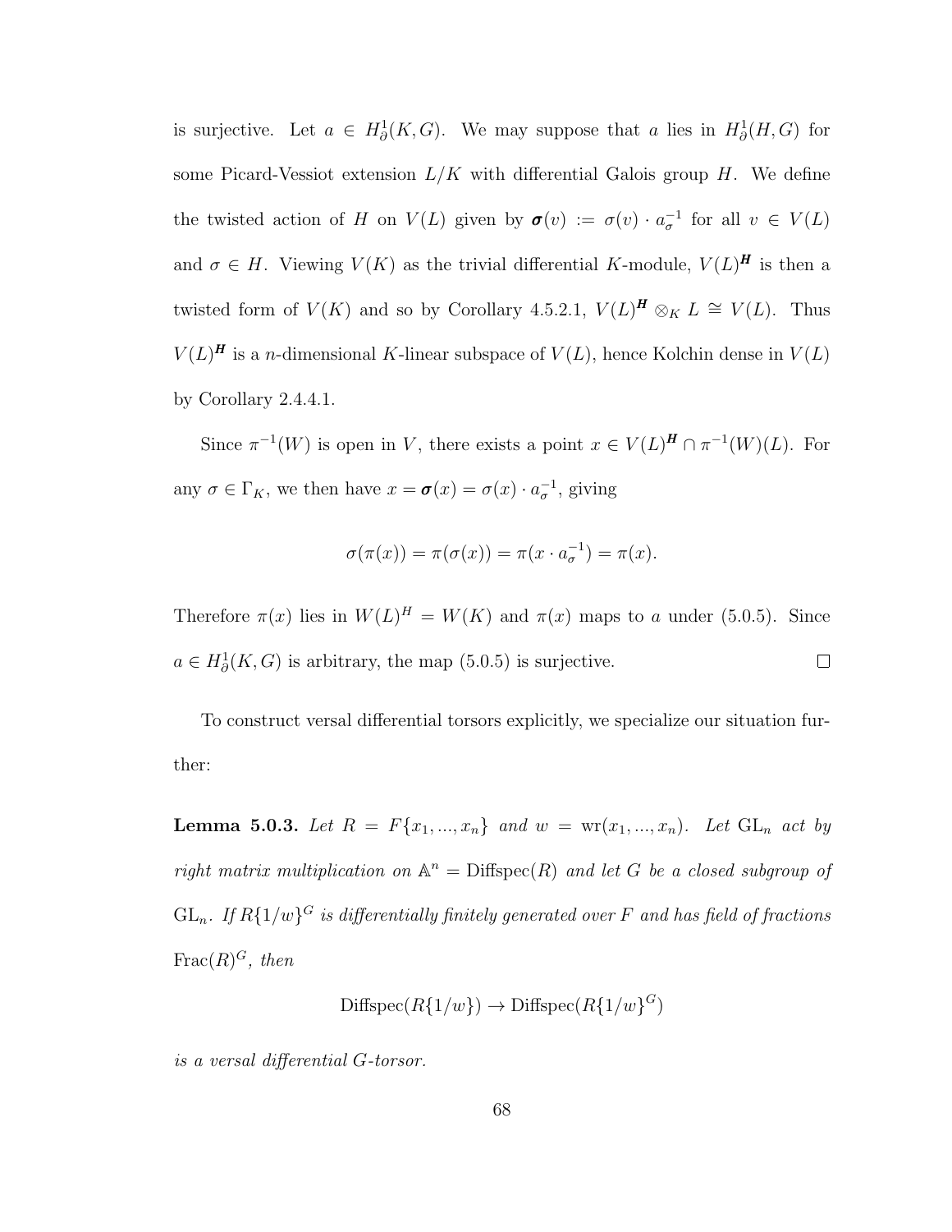is surjective. Let $a \in H^1_\partial(K, G)$. We may suppose that $a$ lies in $H^1_\partial(H, G)$ for some Picard-Vessiot extension $L/K$ with differential Galois group $H$. We define the twisted action of $H$ on $V(L)$ given by $\boldsymbol{\sigma}(v) := \sigma(v) \cdot a_\sigma^{-1}$ for all $v \in V(L)$ and $\sigma \in H$. Viewing $V(K)$ as the trivial differential $K$-module, $V(L)^{\boldsymbol{H}}$ is then a twisted form of $V(K)$ and so by Corollary 4.5.2.1, $V(L)^{\boldsymbol{H}} \otimes_K L \cong V(L)$. Thus $V(L)^{\boldsymbol{H}}$ is a $n$-dimensional $K$-linear subspace of $V(L)$, hence Kolchin dense in $V(L)$ by Corollary 2.4.4.1.

Since $\pi^{-1}(W)$ is open in $V$, there exists a point $x \in V(L)^{\boldsymbol{H}} \cap \pi^{-1}(W)(L)$. For any $\sigma \in \Gamma_K$, we then have $x = \boldsymbol{\sigma}(x) = \sigma(x) \cdot a_\sigma^{-1}$, giving

$$\sigma(\pi(x)) = \pi(\sigma(x)) = \pi(x \cdot a_\sigma^{-1}) = \pi(x).$$

Therefore $\pi(x)$ lies in $W(L)^H = W(K)$ and $\pi(x)$ maps to $a$ under (5.0.5). Since $a \in H^1_\partial(K, G)$ is arbitrary, the map (5.0.5) is surjective. $\square$

To construct versal differential torsors explicitly, we specialize our situation further:

**Lemma 5.0.3.** *Let $R = F\{x_1, ..., x_n\}$ and $w = \mathrm{wr}(x_1, ..., x_n)$. Let $\mathrm{GL}_n$ act by right matrix multiplication on $\mathbb{A}^n = \mathrm{Diffspec}(R)$ and let $G$ be a closed subgroup of $\mathrm{GL}_n$. If $R\{1/w\}^G$ is differentially finitely generated over $F$ and has field of fractions $\mathrm{Frac}(R)^G$, then*

$$\mathrm{Diffspec}(R\{1/w\}) \to \mathrm{Diffspec}(R\{1/w\}^G)$$

*is a versal differential $G$-torsor.*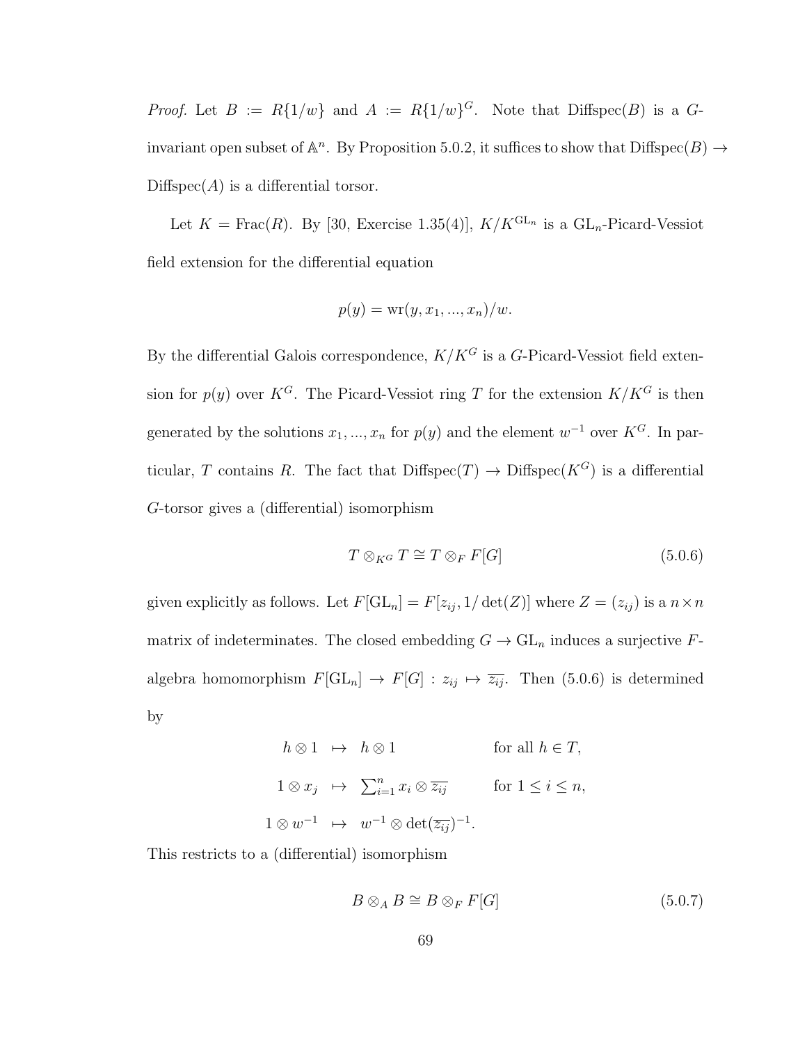*Proof.* Let $B := R\{1/w\}$ and $A := R\{1/w\}^G$. Note that $\text{Diffspec}(B)$ is a $G$-invariant open subset of $\mathbb{A}^n$. By Proposition 5.0.2, it suffices to show that $\text{Diffspec}(B) \to \text{Diffspec}(A)$ is a differential torsor.

Let $K = \text{Frac}(R)$. By [30, Exercise 1.35(4)], $K/K^{\text{GL}_n}$ is a $\text{GL}_n$-Picard-Vessiot field extension for the differential equation

$$p(y) = \text{wr}(y, x_1, ..., x_n)/w.$$

By the differential Galois correspondence, $K/K^G$ is a $G$-Picard-Vessiot field extension for $p(y)$ over $K^G$. The Picard-Vessiot ring $T$ for the extension $K/K^G$ is then generated by the solutions $x_1, ..., x_n$ for $p(y)$ and the element $w^{-1}$ over $K^G$. In particular, $T$ contains $R$. The fact that $\text{Diffspec}(T) \to \text{Diffspec}(K^G)$ is a differential $G$-torsor gives a (differential) isomorphism

$$T \otimes_{K^G} T \cong T \otimes_F F[G] \tag{5.0.6}$$

given explicitly as follows. Let $F[\text{GL}_n] = F[z_{ij}, 1/\det(Z)]$ where $Z = (z_{ij})$ is a $n \times n$ matrix of indeterminates. The closed embedding $G \to \text{GL}_n$ induces a surjective $F$-algebra homomorphism $F[\text{GL}_n] \to F[G] : z_{ij} \mapsto \overline{z_{ij}}$. Then (5.0.6) is determined by

$$\begin{array}{rcll} h \otimes 1 & \mapsto & h \otimes 1 & \text{for all } h \in T, \\ 1 \otimes x_j & \mapsto & \sum_{i=1}^n x_i \otimes \overline{z_{ij}} & \text{for } 1 \leq i \leq n, \\ 1 \otimes w^{-1} & \mapsto & w^{-1} \otimes \det(\overline{z_{ij}})^{-1}. & \end{array}$$

This restricts to a (differential) isomorphism

$$B \otimes_A B \cong B \otimes_F F[G] \tag{5.0.7}$$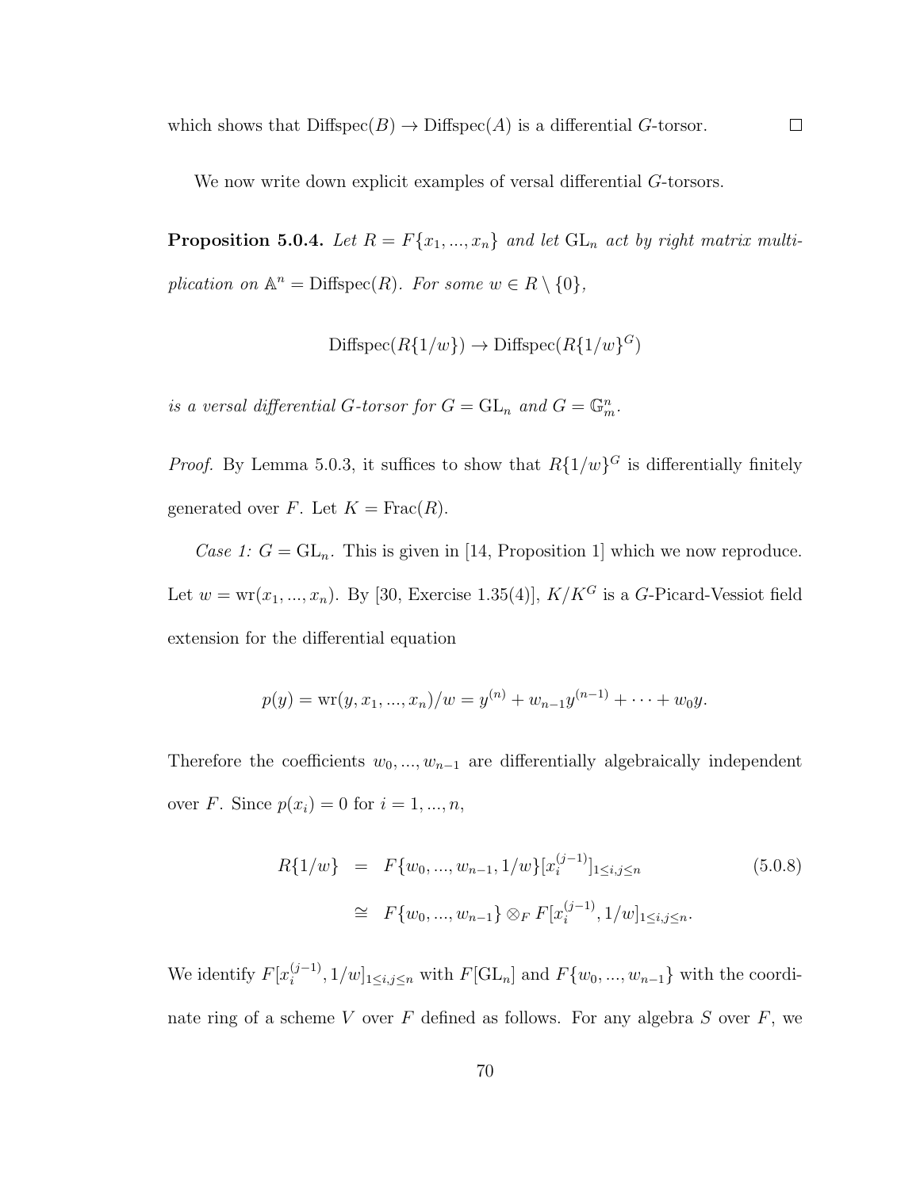which shows that $\text{Diffspec}(B) \to \text{Diffspec}(A)$ is a differential $G$-torsor. $\square$

We now write down explicit examples of versal differential $G$-torsors.

**Proposition 5.0.4.** *Let $R = F\{x_1, ..., x_n\}$ and let $\text{GL}_n$ act by right matrix multiplication on $\mathbb{A}^n = \text{Diffspec}(R)$. For some $w \in R \setminus \{0\}$,*

$$\text{Diffspec}(R\{1/w\}) \to \text{Diffspec}(R\{1/w\}^G)$$

*is a versal differential $G$-torsor for $G = \text{GL}_n$ and $G = \mathbb{G}_m^n$.*

*Proof.* By Lemma 5.0.3, it suffices to show that $R\{1/w\}^G$ is differentially finitely generated over $F$. Let $K = \text{Frac}(R)$.

*Case 1: $G = \text{GL}_n$.* This is given in [14, Proposition 1] which we now reproduce. Let $w = \text{wr}(x_1, ..., x_n)$. By [30, Exercise 1.35(4)], $K/K^G$ is a $G$-Picard-Vessiot field extension for the differential equation

$$p(y) = \text{wr}(y, x_1, ..., x_n)/w = y^{(n)} + w_{n-1}y^{(n-1)} + \cdots + w_0 y.$$

Therefore the coefficients $w_0, ..., w_{n-1}$ are differentially algebraically independent over $F$. Since $p(x_i) = 0$ for $i = 1, ..., n$,

$$\begin{aligned} R\{1/w\} &= F\{w_0, ..., w_{n-1}, 1/w\}[x_i^{(j-1)}]_{1 \le i,j \le n} \\ &\cong F\{w_0, ..., w_{n-1}\} \otimes_F F[x_i^{(j-1)}, 1/w]_{1 \le i,j \le n}. \end{aligned} \tag{5.0.8}$$

We identify $F[x_i^{(j-1)}, 1/w]_{1 \le i,j \le n}$ with $F[\text{GL}_n]$ and $F\{w_0, ..., w_{n-1}\}$ with the coordinate ring of a scheme $V$ over $F$ defined as follows. For any algebra $S$ over $F$, we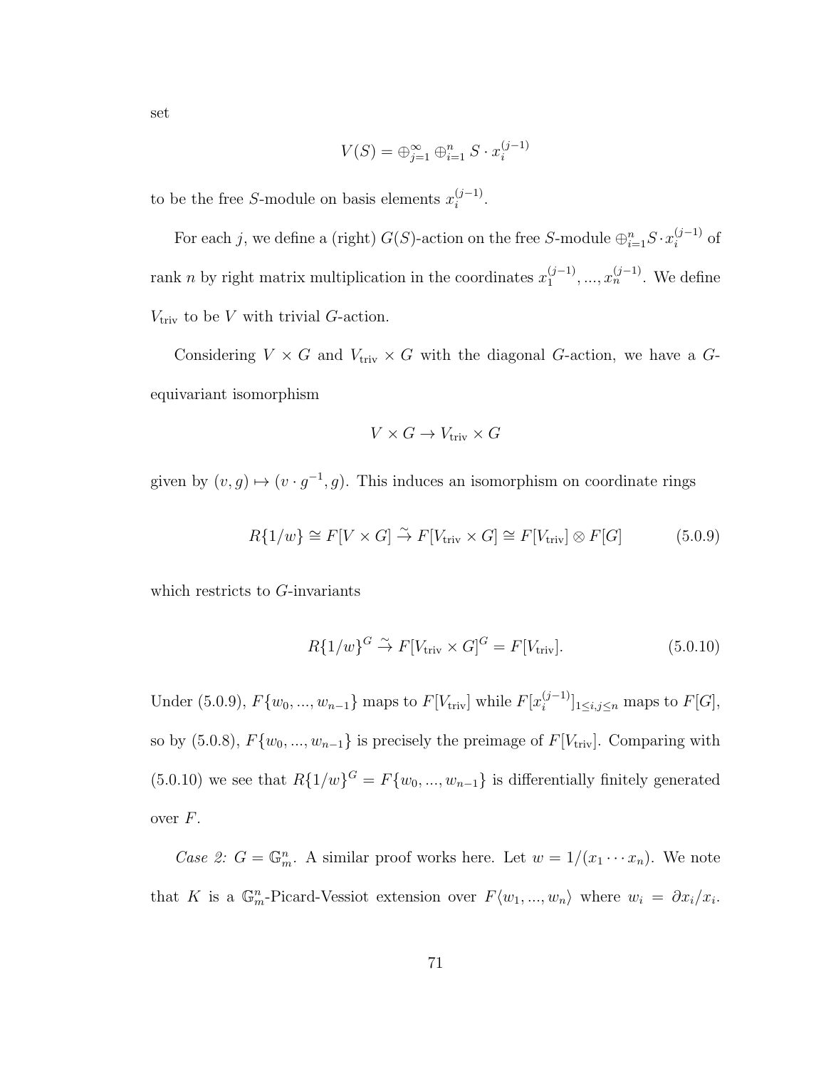set

$$V(S) = \oplus_{j=1}^{\infty} \oplus_{i=1}^{n} S \cdot x_i^{(j-1)}$$

to be the free $S$-module on basis elements $x_i^{(j-1)}$.

For each $j$, we define a (right) $G(S)$-action on the free $S$-module $\oplus_{i=1}^{n} S \cdot x_i^{(j-1)}$ of rank $n$ by right matrix multiplication in the coordinates $x_1^{(j-1)}, ..., x_n^{(j-1)}$. We define $V_{\text{triv}}$ to be $V$ with trivial $G$-action.

Considering $V \times G$ and $V_{\text{triv}} \times G$ with the diagonal $G$-action, we have a $G$-equivariant isomorphism

$$V \times G \to V_{\text{triv}} \times G$$

given by $(v, g) \mapsto (v \cdot g^{-1}, g)$. This induces an isomorphism on coordinate rings

$$R\{1/w\} \cong F[V \times G] \xrightarrow{\sim} F[V_{\text{triv}} \times G] \cong F[V_{\text{triv}}] \otimes F[G] \tag{5.0.9}$$

which restricts to $G$-invariants

$$R\{1/w\}^G \xrightarrow{\sim} F[V_{\text{triv}} \times G]^G = F[V_{\text{triv}}]. \tag{5.0.10}$$

Under (5.0.9), $F\{w_0, ..., w_{n-1}\}$ maps to $F[V_{\text{triv}}]$ while $F[x_i^{(j-1)}]_{1 \leq i,j \leq n}$ maps to $F[G]$, so by (5.0.8), $F\{w_0, ..., w_{n-1}\}$ is precisely the preimage of $F[V_{\text{triv}}]$. Comparing with (5.0.10) we see that $R\{1/w\}^G = F\{w_0, ..., w_{n-1}\}$ is differentially finitely generated over $F$.

*Case 2: $G = \mathbb{G}_m^n$.* A similar proof works here. Let $w = 1/(x_1 \cdots x_n)$. We note that $K$ is a $\mathbb{G}_m^n$-Picard-Vessiot extension over $F\langle w_1, ..., w_n \rangle$ where $w_i = \partial x_i / x_i$.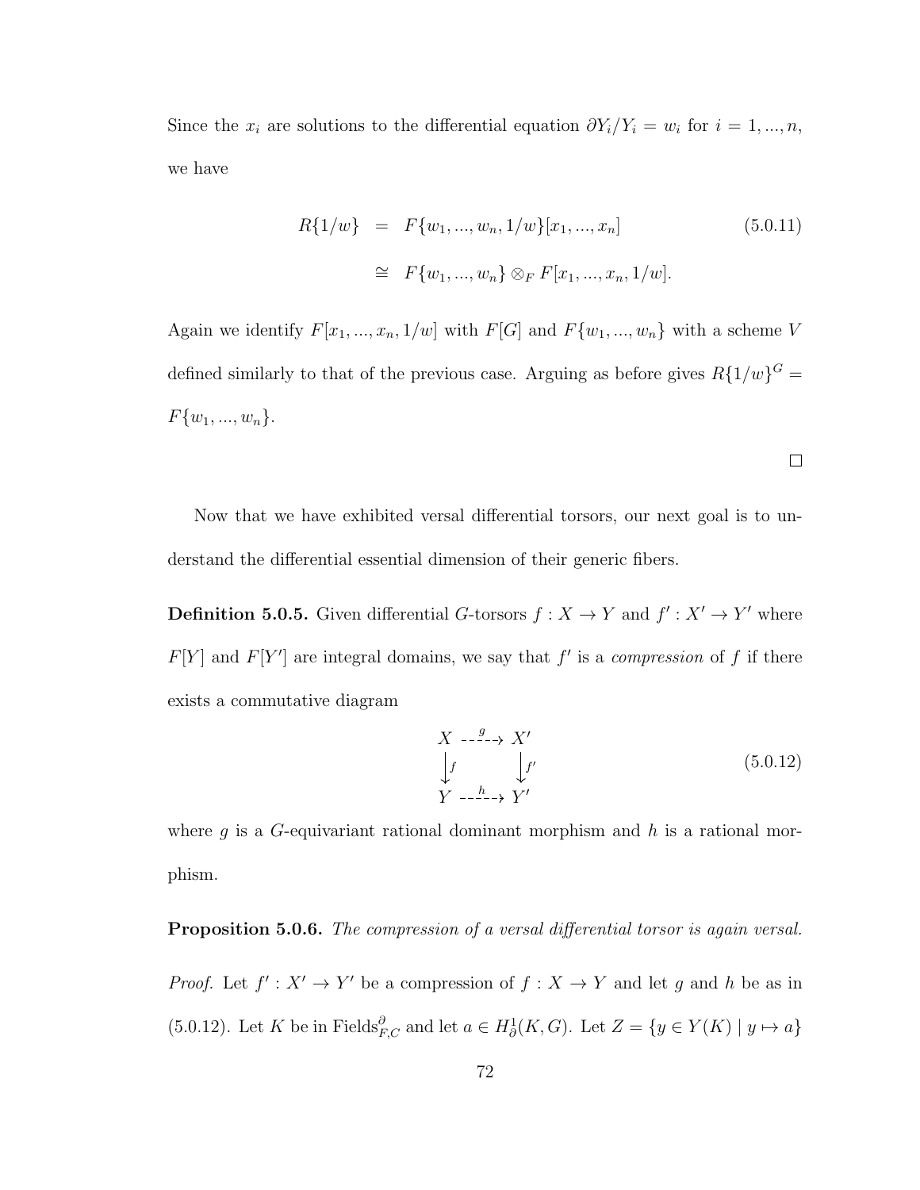Since the $x_i$ are solutions to the differential equation $\partial Y_i / Y_i = w_i$ for $i = 1, ..., n$, we have

$$
\begin{aligned}
R\{1/w\} &= F\{w_1, ..., w_n, 1/w\}[x_1, ..., x_n] \\
&\cong F\{w_1, ..., w_n\} \otimes_F F[x_1, ..., x_n, 1/w].
\end{aligned}
\tag{5.0.11}
$$

Again we identify $F[x_1, ..., x_n, 1/w]$ with $F[G]$ and $F\{w_1, ..., w_n\}$ with a scheme $V$ defined similarly to that of the previous case. Arguing as before gives $R\{1/w\}^G = F\{w_1, ..., w_n\}$.

□

Now that we have exhibited versal differential torsors, our next goal is to understand the differential essential dimension of their generic fibers.

**Definition 5.0.5.** Given differential $G$-torsors $f : X \to Y$ and $f' : X' \to Y'$ where $F[Y]$ and $F[Y']$ are integral domains, we say that $f'$ is a *compression* of $f$ if there exists a commutative diagram

$$
\begin{array}{ccc}
X & \overset{g}{\dashrightarrow} & X' \\
\downarrow{\scriptstyle f} & & \downarrow{\scriptstyle f'} \\
Y & \overset{h}{\dashrightarrow} & Y'
\end{array}
\tag{5.0.12}
$$

where $g$ is a $G$-equivariant rational dominant morphism and $h$ is a rational morphism.

**Proposition 5.0.6.** *The compression of a versal differential torsor is again versal.*

*Proof.* Let $f' : X' \to Y'$ be a compression of $f : X \to Y$ and let $g$ and $h$ be as in (5.0.12). Let $K$ be in $\text{Fields}^{\partial}_{F,C}$ and let $a \in H^1_{\partial}(K, G)$. Let $Z = \{y \in Y(K) \mid y \mapsto a\}$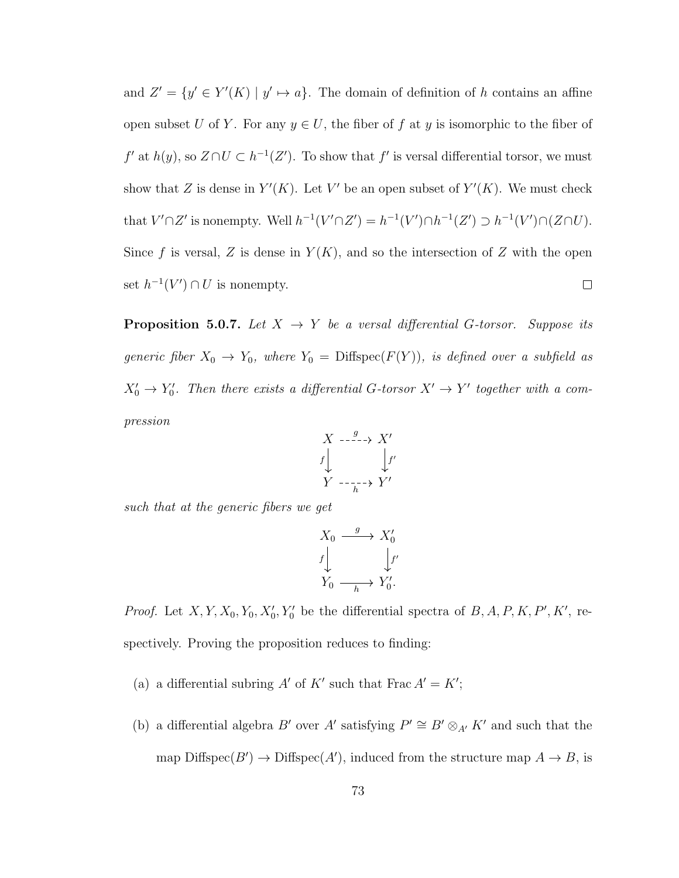and $Z' = \{y' \in Y'(K) \mid y' \mapsto a\}$. The domain of definition of $h$ contains an affine open subset $U$ of $Y$. For any $y \in U$, the fiber of $f$ at $y$ is isomorphic to the fiber of $f'$ at $h(y)$, so $Z \cap U \subset h^{-1}(Z')$. To show that $f'$ is versal differential torsor, we must show that $Z$ is dense in $Y'(K)$. Let $V'$ be an open subset of $Y'(K)$. We must check that $V' \cap Z'$ is nonempty. Well $h^{-1}(V' \cap Z') = h^{-1}(V') \cap h^{-1}(Z') \supset h^{-1}(V') \cap (Z \cap U)$. Since $f$ is versal, $Z$ is dense in $Y(K)$, and so the intersection of $Z$ with the open set $h^{-1}(V') \cap U$ is nonempty. $\square$

**Proposition 5.0.7.** *Let $X \to Y$ be a versal differential $G$-torsor. Suppose its generic fiber $X_0 \to Y_0$, where $Y_0 = \text{Diffspec}(F(Y))$, is defined over a subfield as $X'_0 \to Y'_0$. Then there exists a differential $G$-torsor $X' \to Y'$ together with a compression*

$$\begin{array}{ccc} X & \overset{g}{\dashrightarrow} & X' \\ f\downarrow & & \downarrow f' \\ Y & \underset{h}{\dashrightarrow} & Y' \end{array}$$

*such that at the generic fibers we get*

$$\begin{array}{ccc} X_0 & \xrightarrow{g} & X'_0 \\ f\downarrow & & \downarrow f' \\ Y_0 & \xrightarrow[h]{} & Y'_0. \end{array}$$

*Proof.* Let $X, Y, X_0, Y_0, X'_0, Y'_0$ be the differential spectra of $B, A, P, K, P', K'$, respectively. Proving the proposition reduces to finding:

(a) a differential subring $A'$ of $K'$ such that $\text{Frac}\, A' = K'$;

(b) a differential algebra $B'$ over $A'$ satisfying $P' \cong B' \otimes_{A'} K'$ and such that the map $\text{Diffspec}(B') \to \text{Diffspec}(A')$, induced from the structure map $A \to B$, is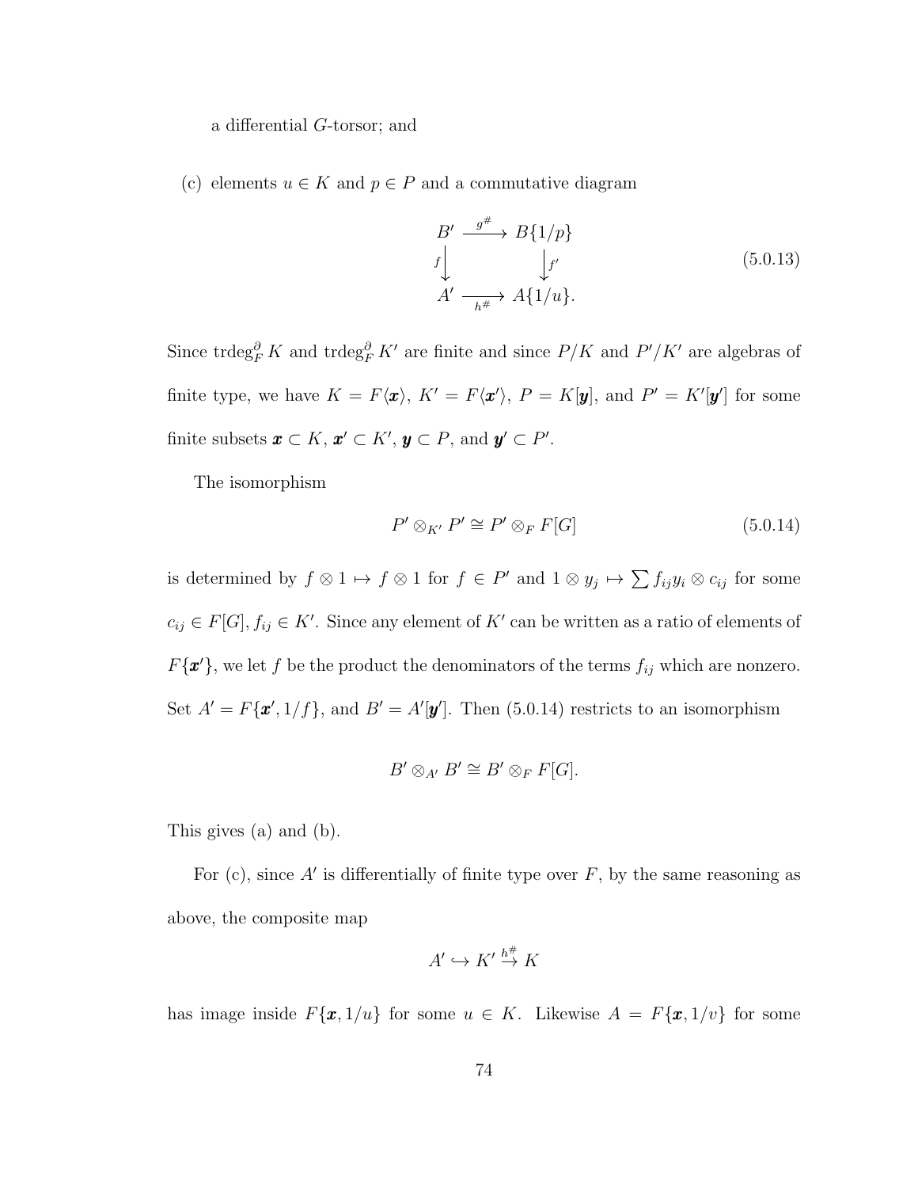a differential $G$-torsor; and

(c) elements $u \in K$ and $p \in P$ and a commutative diagram

$$\begin{array}{ccc} B' & \xrightarrow{g^\#} & B\{1/p\} \\ {\scriptstyle f}\downarrow & & \downarrow{\scriptstyle f'} \\ A' & \xrightarrow[h^\#]{} & A\{1/u\}. \end{array} \tag{5.0.13}$$

Since $\operatorname{trdeg}_F^\partial K$ and $\operatorname{trdeg}_F^\partial K'$ are finite and since $P/K$ and $P'/K'$ are algebras of finite type, we have $K = F\langle \boldsymbol{x} \rangle$, $K' = F\langle \boldsymbol{x}' \rangle$, $P = K[\boldsymbol{y}]$, and $P' = K'[\boldsymbol{y}']$ for some finite subsets $\boldsymbol{x} \subset K$, $\boldsymbol{x}' \subset K'$, $\boldsymbol{y} \subset P$, and $\boldsymbol{y}' \subset P'$.

The isomorphism

$$P' \otimes_{K'} P' \cong P' \otimes_F F[G] \tag{5.0.14}$$

is determined by $f \otimes 1 \mapsto f \otimes 1$ for $f \in P'$ and $1 \otimes y_j \mapsto \sum f_{ij} y_i \otimes c_{ij}$ for some $c_{ij} \in F[G], f_{ij} \in K'$. Since any element of $K'$ can be written as a ratio of elements of $F\{\boldsymbol{x}'\}$, we let $f$ be the product the denominators of the terms $f_{ij}$ which are nonzero. Set $A' = F\{\boldsymbol{x}', 1/f\}$, and $B' = A'[\boldsymbol{y}']$. Then (5.0.14) restricts to an isomorphism

$$B' \otimes_{A'} B' \cong B' \otimes_F F[G].$$

This gives (a) and (b).

For (c), since $A'$ is differentially of finite type over $F$, by the same reasoning as above, the composite map

$$A' \hookrightarrow K' \xrightarrow{h^\#} K$$

has image inside $F\{\boldsymbol{x}, 1/u\}$ for some $u \in K$. Likewise $A = F\{\boldsymbol{x}, 1/v\}$ for some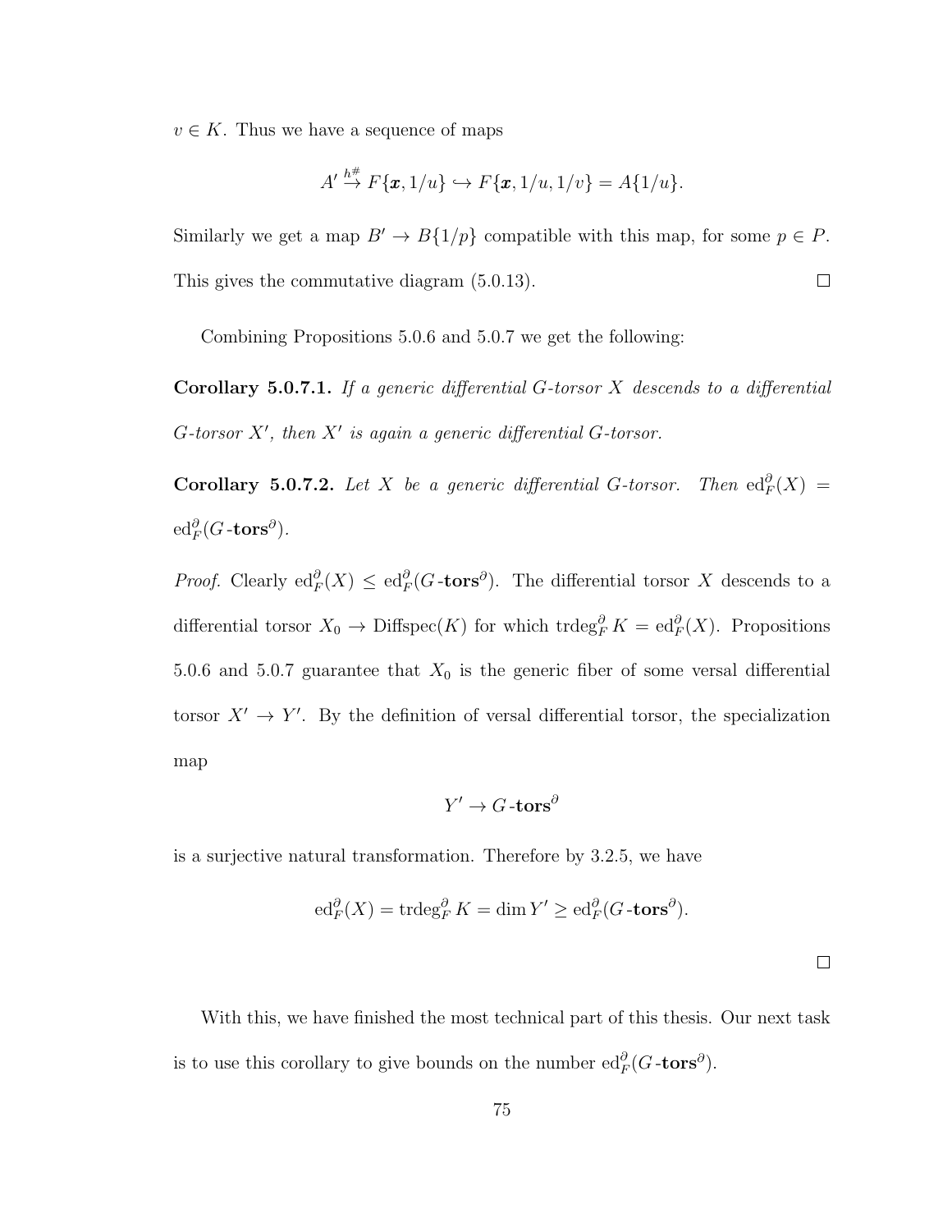$v \in K$. Thus we have a sequence of maps

$$A' \xrightarrow{h^{\#}} F\{\boldsymbol{x}, 1/u\} \hookrightarrow F\{\boldsymbol{x}, 1/u, 1/v\} = A\{1/u\}.$$

Similarly we get a map $B' \to B\{1/p\}$ compatible with this map, for some $p \in P$. This gives the commutative diagram (5.0.13). $\square$

Combining Propositions 5.0.6 and 5.0.7 we get the following:

**Corollary 5.0.7.1.** *If a generic differential $G$-torsor $X$ descends to a differential $G$-torsor $X'$, then $X'$ is again a generic differential $G$-torsor.*

**Corollary 5.0.7.2.** *Let $X$ be a generic differential $G$-torsor. Then $\operatorname{ed}^{\partial}_F(X) = \operatorname{ed}^{\partial}_F(G\text{-}\mathbf{tors}^{\partial})$.*

*Proof.* Clearly $\operatorname{ed}^{\partial}_F(X) \leq \operatorname{ed}^{\partial}_F(G\text{-}\mathbf{tors}^{\partial})$. The differential torsor $X$ descends to a differential torsor $X_0 \to \operatorname{Diffspec}(K)$ for which $\operatorname{trdeg}^{\partial}_F K = \operatorname{ed}^{\partial}_F(X)$. Propositions 5.0.6 and 5.0.7 guarantee that $X_0$ is the generic fiber of some versal differential torsor $X' \to Y'$. By the definition of versal differential torsor, the specialization map

$$Y' \to G\text{-}\mathbf{tors}^{\partial}$$

is a surjective natural transformation. Therefore by 3.2.5, we have

$$\operatorname{ed}^{\partial}_F(X) = \operatorname{trdeg}^{\partial}_F K = \dim Y' \geq \operatorname{ed}^{\partial}_F(G\text{-}\mathbf{tors}^{\partial}).$$

$\square$

With this, we have finished the most technical part of this thesis. Our next task is to use this corollary to give bounds on the number $\operatorname{ed}^{\partial}_F(G\text{-}\mathbf{tors}^{\partial})$.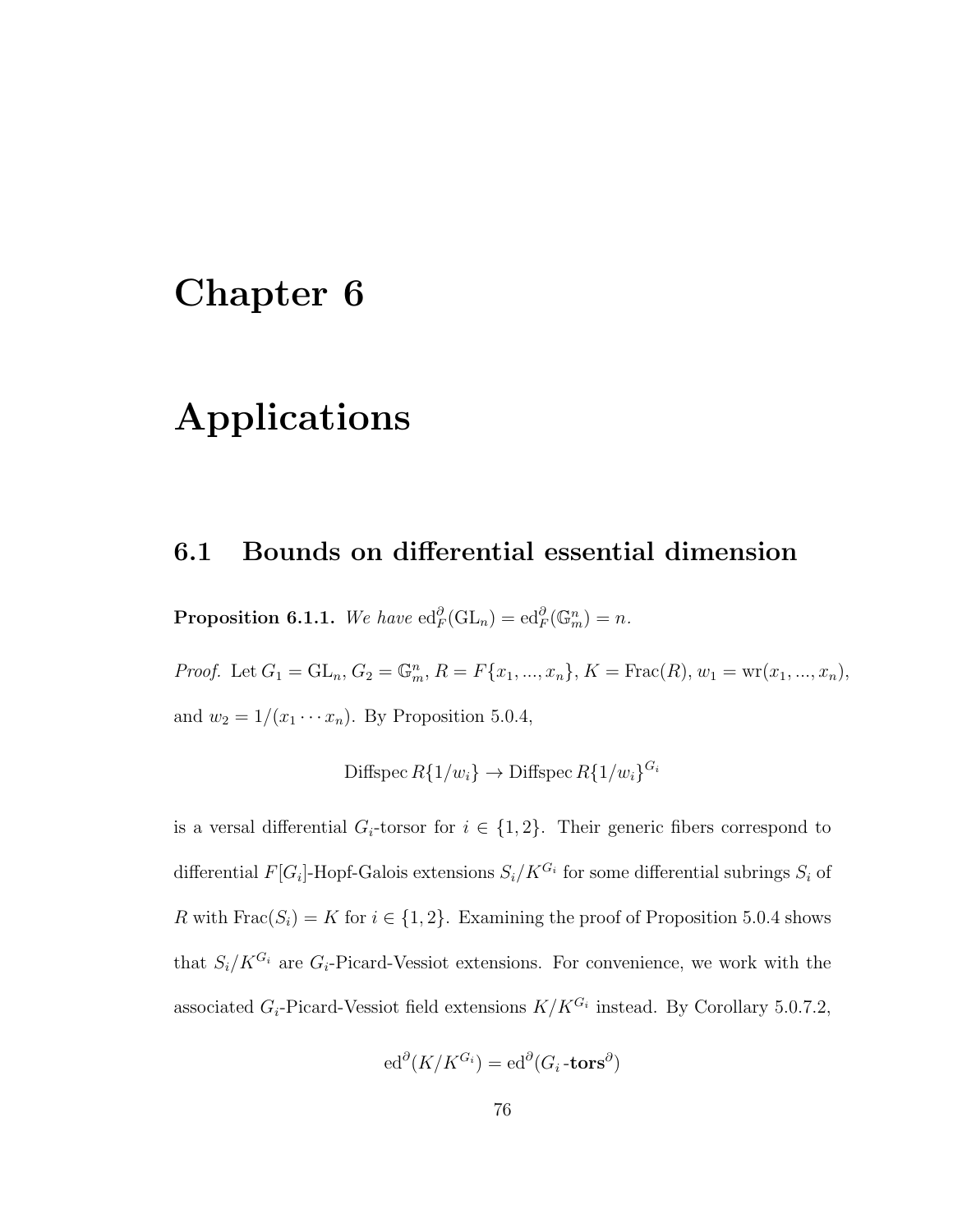# Chapter 6

# Applications

## 6.1 Bounds on differential essential dimension

**Proposition 6.1.1.** *We have* $\mathrm{ed}^{\partial}_F(\mathrm{GL}_n) = \mathrm{ed}^{\partial}_F(\mathbb{G}_m^n) = n$.

*Proof.* Let $G_1 = \mathrm{GL}_n$, $G_2 = \mathbb{G}_m^n$, $R = F\{x_1, ..., x_n\}$, $K = \mathrm{Frac}(R)$, $w_1 = \mathrm{wr}(x_1, ..., x_n)$, and $w_2 = 1/(x_1 \cdots x_n)$. By Proposition 5.0.4,

$$\mathrm{Diffspec}\, R\{1/w_i\} \to \mathrm{Diffspec}\, R\{1/w_i\}^{G_i}$$

is a versal differential $G_i$-torsor for $i \in \{1, 2\}$. Their generic fibers correspond to differential $F[G_i]$-Hopf-Galois extensions $S_i/K^{G_i}$ for some differential subrings $S_i$ of $R$ with $\mathrm{Frac}(S_i) = K$ for $i \in \{1, 2\}$. Examining the proof of Proposition 5.0.4 shows that $S_i/K^{G_i}$ are $G_i$-Picard-Vessiot extensions. For convenience, we work with the associated $G_i$-Picard-Vessiot field extensions $K/K^{G_i}$ instead. By Corollary 5.0.7.2,

$$\mathrm{ed}^{\partial}(K/K^{G_i}) = \mathrm{ed}^{\partial}(G_i\text{-}\mathbf{tors}^{\partial})$$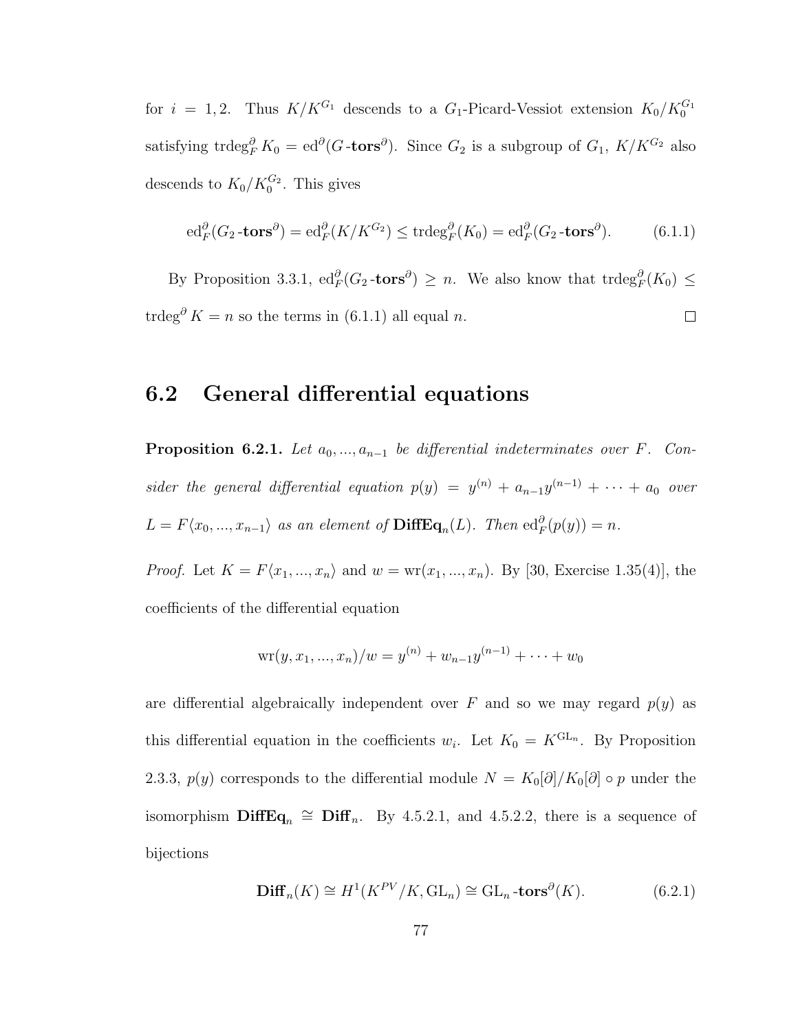for $i = 1, 2$. Thus $K/K^{G_1}$ descends to a $G_1$-Picard-Vessiot extension $K_0/K_0^{G_1}$ satisfying $\operatorname{trdeg}_F^\partial K_0 = \operatorname{ed}^\partial(G\text{-}\mathbf{tors}^\partial)$. Since $G_2$ is a subgroup of $G_1$, $K/K^{G_2}$ also descends to $K_0/K_0^{G_2}$. This gives

$$\operatorname{ed}_F^\partial(G_2\text{-}\mathbf{tors}^\partial) = \operatorname{ed}_F^\partial(K/K^{G_2}) \leq \operatorname{trdeg}_F^\partial(K_0) = \operatorname{ed}_F^\partial(G_2\text{-}\mathbf{tors}^\partial). \tag{6.1.1}$$

By Proposition 3.3.1, $\operatorname{ed}_F^\partial(G_2\text{-}\mathbf{tors}^\partial) \geq n$. We also know that $\operatorname{trdeg}_F^\partial(K_0) \leq \operatorname{trdeg}^\partial K = n$ so the terms in (6.1.1) all equal $n$. □

## 6.2 General differential equations

**Proposition 6.2.1.** *Let $a_0, ..., a_{n-1}$ be differential indeterminates over $F$. Consider the general differential equation $p(y) = y^{(n)} + a_{n-1}y^{(n-1)} + \cdots + a_0$ over $L = F\langle x_0, ..., x_{n-1}\rangle$ as an element of $\mathbf{DiffEq}_n(L)$. Then $\operatorname{ed}_F^\partial(p(y)) = n$.*

*Proof.* Let $K = F\langle x_1, ..., x_n\rangle$ and $w = \operatorname{wr}(x_1, ..., x_n)$. By [30, Exercise 1.35(4)], the coefficients of the differential equation

$$\operatorname{wr}(y, x_1, ..., x_n)/w = y^{(n)} + w_{n-1}y^{(n-1)} + \cdots + w_0$$

are differential algebraically independent over $F$ and so we may regard $p(y)$ as this differential equation in the coefficients $w_i$. Let $K_0 = K^{\mathrm{GL}_n}$. By Proposition 2.3.3, $p(y)$ corresponds to the differential module $N = K_0[\partial]/K_0[\partial] \circ p$ under the isomorphism $\mathbf{DiffEq}_n \cong \mathbf{Diff}_n$. By 4.5.2.1, and 4.5.2.2, there is a sequence of bijections

$$\mathbf{Diff}_n(K) \cong H^1(K^{PV}/K, \mathrm{GL}_n) \cong \mathrm{GL}_n\text{-}\mathbf{tors}^\partial(K). \tag{6.2.1}$$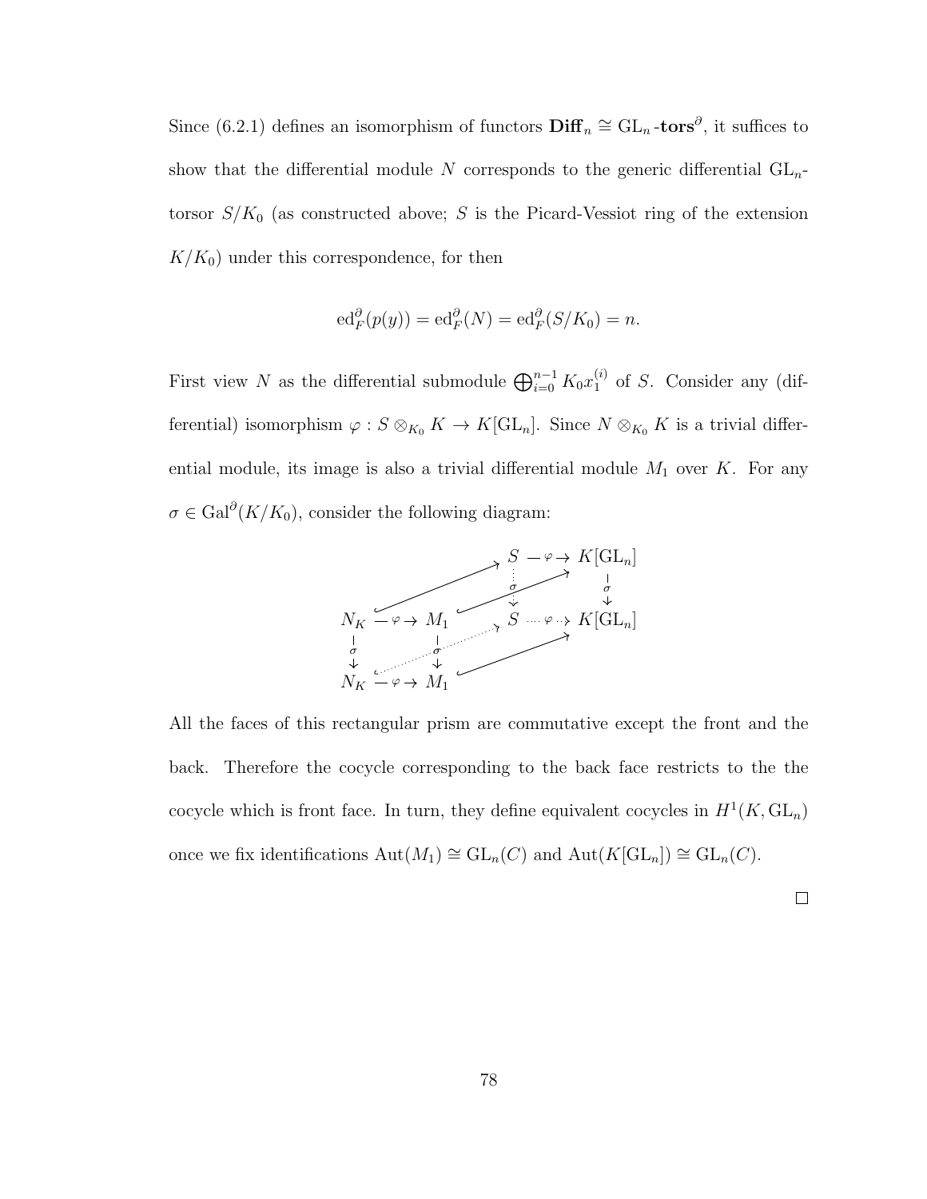Since (6.2.1) defines an isomorphism of functors $\mathbf{Diff}_n \cong \mathrm{GL}_n\textbf{-tors}^\partial$, it suffices to show that the differential module $N$ corresponds to the generic differential $\mathrm{GL}_n$-torsor $S/K_0$ (as constructed above; $S$ is the Picard-Vessiot ring of the extension $K/K_0$) under this correspondence, for then

$$\mathrm{ed}_F^\partial(p(y)) = \mathrm{ed}_F^\partial(N) = \mathrm{ed}_F^\partial(S/K_0) = n.$$

First view $N$ as the differential submodule $\bigoplus_{i=0}^{n-1} K_0 x_1^{(i)}$ of $S$. Consider any (differential) isomorphism $\varphi : S \otimes_{K_0} K \to K[\mathrm{GL}_n]$. Since $N \otimes_{K_0} K$ is a trivial differential module, its image is also a trivial differential module $M_1$ over $K$. For any $\sigma \in \mathrm{Gal}^\partial(K/K_0)$, consider the following diagram:

$$\begin{array}{ccccccc}
 & & & S & \xrightarrow{\varphi} & K[\mathrm{GL}_n] \\
 & \nearrow & & \vdots\,\sigma & \nearrow & \downarrow \sigma \\
N_K & \xrightarrow{\varphi} & M_1 & S & \xrightarrow{\varphi} & K[\mathrm{GL}_n] \\
\downarrow \sigma & & \downarrow \sigma & \nearrow & \nearrow & \\
N_K & \xrightarrow{\varphi} & M_1 & & &
\end{array}$$

All the faces of this rectangular prism are commutative except the front and the back. Therefore the cocycle corresponding to the back face restricts to the the cocycle which is front face. In turn, they define equivalent cocycles in $H^1(K, \mathrm{GL}_n)$ once we fix identifications $\mathrm{Aut}(M_1) \cong \mathrm{GL}_n(C)$ and $\mathrm{Aut}(K[\mathrm{GL}_n]) \cong \mathrm{GL}_n(C)$.

□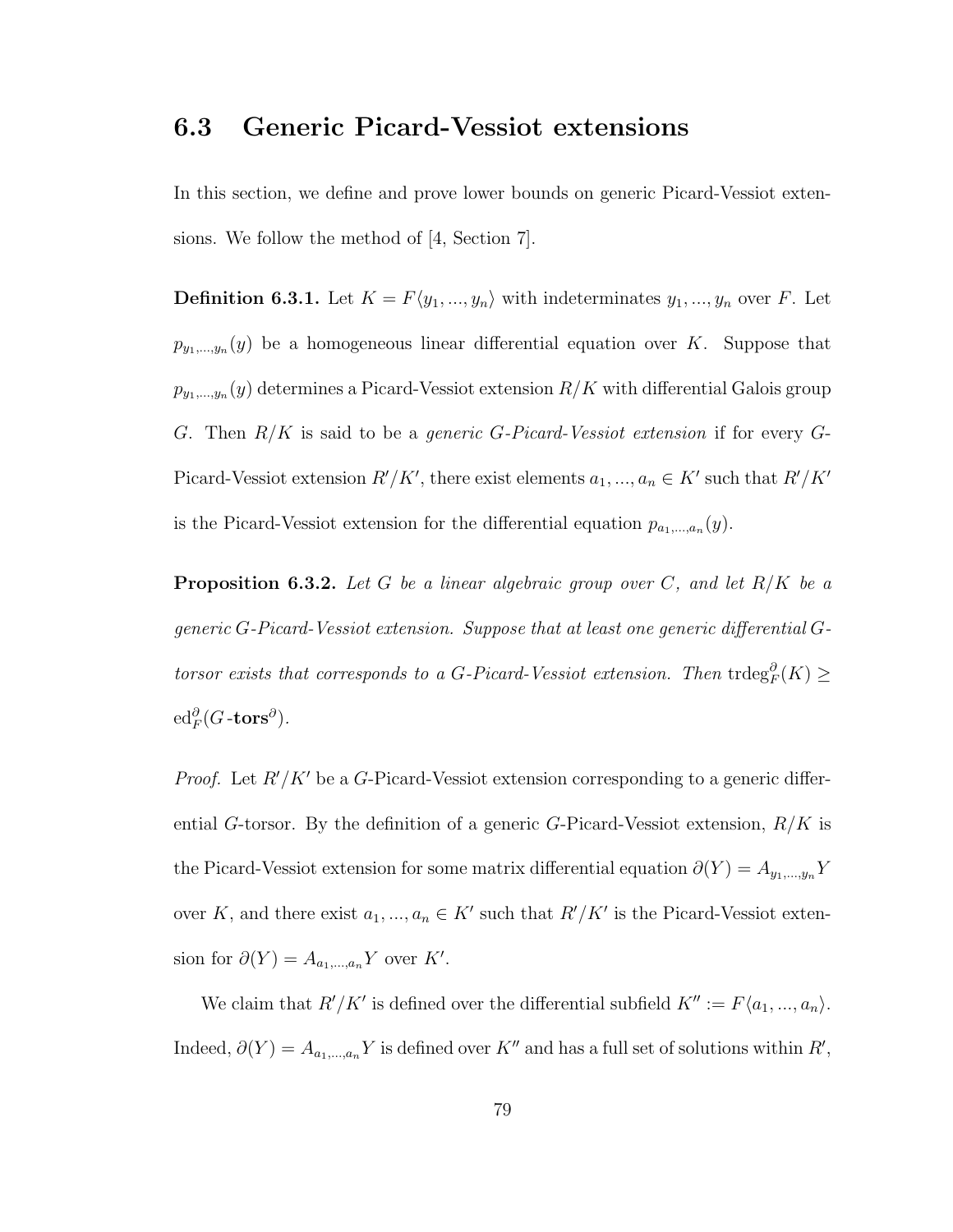## 6.3 Generic Picard-Vessiot extensions

In this section, we define and prove lower bounds on generic Picard-Vessiot extensions. We follow the method of [4, Section 7].

**Definition 6.3.1.** Let $K = F\langle y_1, ..., y_n\rangle$ with indeterminates $y_1, ..., y_n$ over $F$. Let $p_{y_1,...,y_n}(y)$ be a homogeneous linear differential equation over $K$. Suppose that $p_{y_1,...,y_n}(y)$ determines a Picard-Vessiot extension $R/K$ with differential Galois group $G$. Then $R/K$ is said to be a *generic $G$-Picard-Vessiot extension* if for every $G$-Picard-Vessiot extension $R'/K'$, there exist elements $a_1, ..., a_n \in K'$ such that $R'/K'$ is the Picard-Vessiot extension for the differential equation $p_{a_1,...,a_n}(y)$.

**Proposition 6.3.2.** *Let $G$ be a linear algebraic group over $C$, and let $R/K$ be a generic $G$-Picard-Vessiot extension. Suppose that at least one generic differential $G$-torsor exists that corresponds to a $G$-Picard-Vessiot extension. Then* $\mathrm{trdeg}_F^{\partial}(K) \geq \mathrm{ed}_F^{\partial}(G\text{-}\mathbf{tors}^{\partial})$.

*Proof.* Let $R'/K'$ be a $G$-Picard-Vessiot extension corresponding to a generic differential $G$-torsor. By the definition of a generic $G$-Picard-Vessiot extension, $R/K$ is the Picard-Vessiot extension for some matrix differential equation $\partial(Y) = A_{y_1,...,y_n}Y$ over $K$, and there exist $a_1, ..., a_n \in K'$ such that $R'/K'$ is the Picard-Vessiot extension for $\partial(Y) = A_{a_1,...,a_n}Y$ over $K'$.

We claim that $R'/K'$ is defined over the differential subfield $K'' := F\langle a_1, ..., a_n\rangle$. Indeed, $\partial(Y) = A_{a_1,...,a_n}Y$ is defined over $K''$ and has a full set of solutions within $R'$,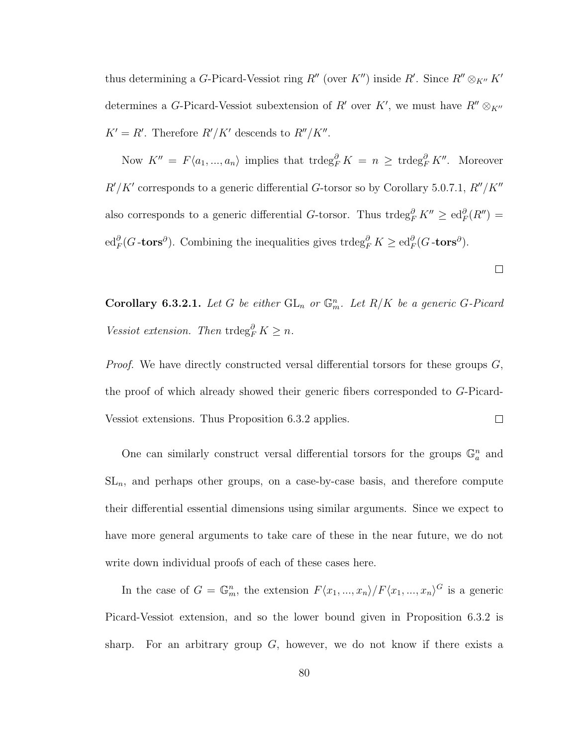thus determining a $G$-Picard-Vessiot ring $R''$ (over $K''$) inside $R'$. Since $R'' \otimes_{K''} K'$ determines a $G$-Picard-Vessiot subextension of $R'$ over $K'$, we must have $R'' \otimes_{K''} K' = R'$. Therefore $R'/K'$ descends to $R''/K''$.

Now $K'' = F\langle a_1, ..., a_n\rangle$ implies that $\operatorname{trdeg}^{\partial}_F K = n \geq \operatorname{trdeg}^{\partial}_F K''$. Moreover $R'/K'$ corresponds to a generic differential $G$-torsor so by Corollary 5.0.7.1, $R''/K''$ also corresponds to a generic differential $G$-torsor. Thus $\operatorname{trdeg}^{\partial}_F K'' \geq \operatorname{ed}^{\partial}_F(R'') = \operatorname{ed}^{\partial}_F(G\text{-}\mathbf{tors}^{\partial})$. Combining the inequalities gives $\operatorname{trdeg}^{\partial}_F K \geq \operatorname{ed}^{\partial}_F(G\text{-}\mathbf{tors}^{\partial})$.

□

**Corollary 6.3.2.1.** *Let $G$ be either $\mathrm{GL}_n$ or $\mathbb{G}_m^n$. Let $R/K$ be a generic $G$-Picard Vessiot extension. Then* $\operatorname{trdeg}^{\partial}_F K \geq n$.

*Proof.* We have directly constructed versal differential torsors for these groups $G$, the proof of which already showed their generic fibers corresponded to $G$-Picard-Vessiot extensions. Thus Proposition 6.3.2 applies. □

One can similarly construct versal differential torsors for the groups $\mathbb{G}_a^n$ and $\mathrm{SL}_n$, and perhaps other groups, on a case-by-case basis, and therefore compute their differential essential dimensions using similar arguments. Since we expect to have more general arguments to take care of these in the near future, we do not write down individual proofs of each of these cases here.

In the case of $G = \mathbb{G}_m^n$, the extension $F\langle x_1, ..., x_n\rangle / F\langle x_1, ..., x_n\rangle^G$ is a generic Picard-Vessiot extension, and so the lower bound given in Proposition 6.3.2 is sharp. For an arbitrary group $G$, however, we do not know if there exists a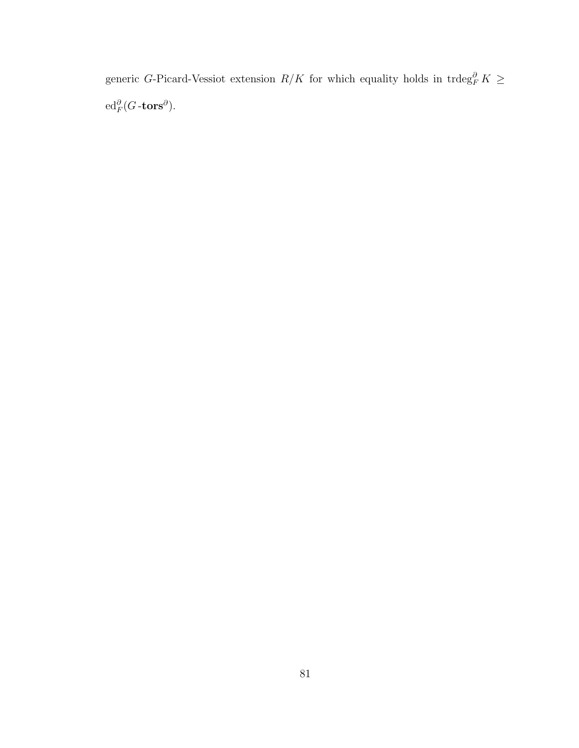generic $G$-Picard-Vessiot extension $R/K$ for which equality holds in $\operatorname{trdeg}_F^{\partial} K \geq \operatorname{ed}_F^{\partial}(G\text{-}\mathbf{tors}^{\partial})$.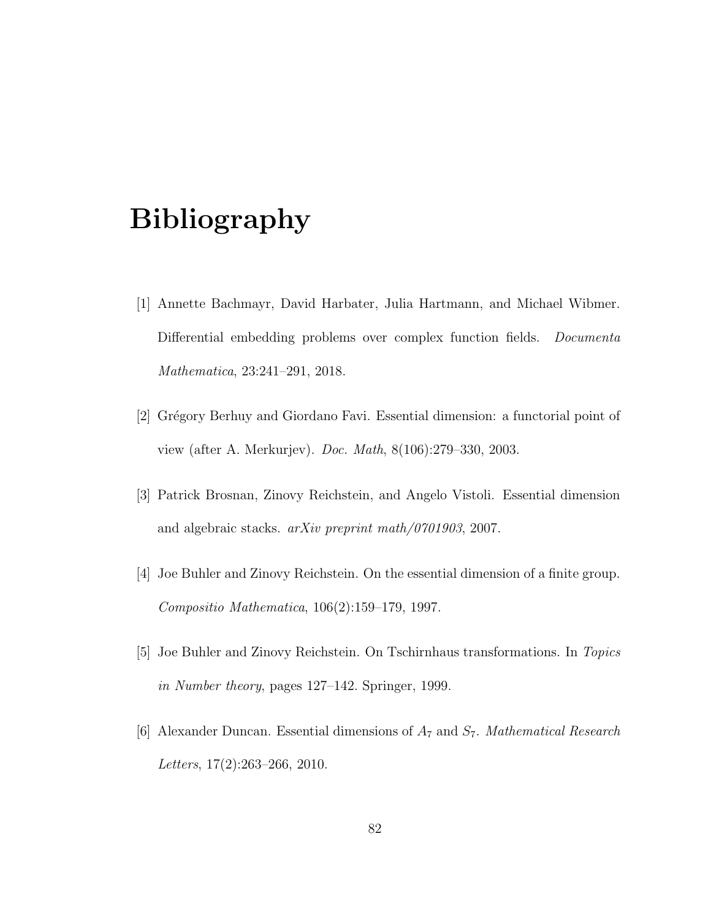# Bibliography

[1] Annette Bachmayr, David Harbater, Julia Hartmann, and Michael Wibmer. Differential embedding problems over complex function fields. *Documenta Mathematica*, 23:241–291, 2018.

[2] Grégory Berhuy and Giordano Favi. Essential dimension: a functorial point of view (after A. Merkurjev). *Doc. Math*, 8(106):279–330, 2003.

[3] Patrick Brosnan, Zinovy Reichstein, and Angelo Vistoli. Essential dimension and algebraic stacks. *arXiv preprint math/0701903*, 2007.

[4] Joe Buhler and Zinovy Reichstein. On the essential dimension of a finite group. *Compositio Mathematica*, 106(2):159–179, 1997.

[5] Joe Buhler and Zinovy Reichstein. On Tschirnhaus transformations. In *Topics in Number theory*, pages 127–142. Springer, 1999.

[6] Alexander Duncan. Essential dimensions of $A_7$ and $S_7$. *Mathematical Research Letters*, 17(2):263–266, 2010.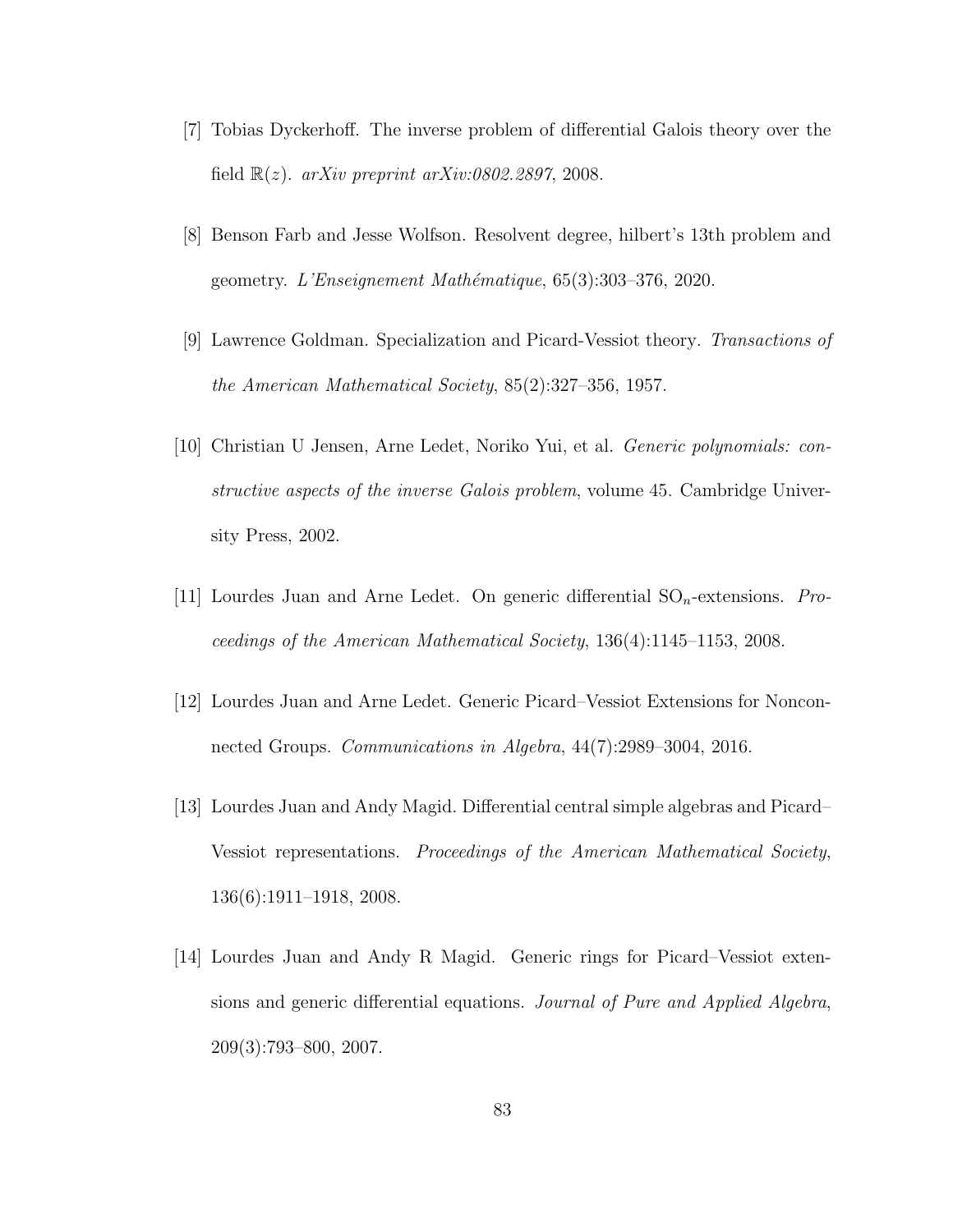[7] Tobias Dyckerhoff. The inverse problem of differential Galois theory over the field $\mathbb{R}(z)$. *arXiv preprint arXiv:0802.2897*, 2008.

[8] Benson Farb and Jesse Wolfson. Resolvent degree, hilbert's 13th problem and geometry. *L'Enseignement Mathématique*, 65(3):303–376, 2020.

[9] Lawrence Goldman. Specialization and Picard-Vessiot theory. *Transactions of the American Mathematical Society*, 85(2):327–356, 1957.

[10] Christian U Jensen, Arne Ledet, Noriko Yui, et al. *Generic polynomials: constructive aspects of the inverse Galois problem*, volume 45. Cambridge University Press, 2002.

[11] Lourdes Juan and Arne Ledet. On generic differential $\mathrm{SO}_n$-extensions. *Proceedings of the American Mathematical Society*, 136(4):1145–1153, 2008.

[12] Lourdes Juan and Arne Ledet. Generic Picard–Vessiot Extensions for Nonconnected Groups. *Communications in Algebra*, 44(7):2989–3004, 2016.

[13] Lourdes Juan and Andy Magid. Differential central simple algebras and Picard–Vessiot representations. *Proceedings of the American Mathematical Society*, 136(6):1911–1918, 2008.

[14] Lourdes Juan and Andy R Magid. Generic rings for Picard–Vessiot extensions and generic differential equations. *Journal of Pure and Applied Algebra*, 209(3):793–800, 2007.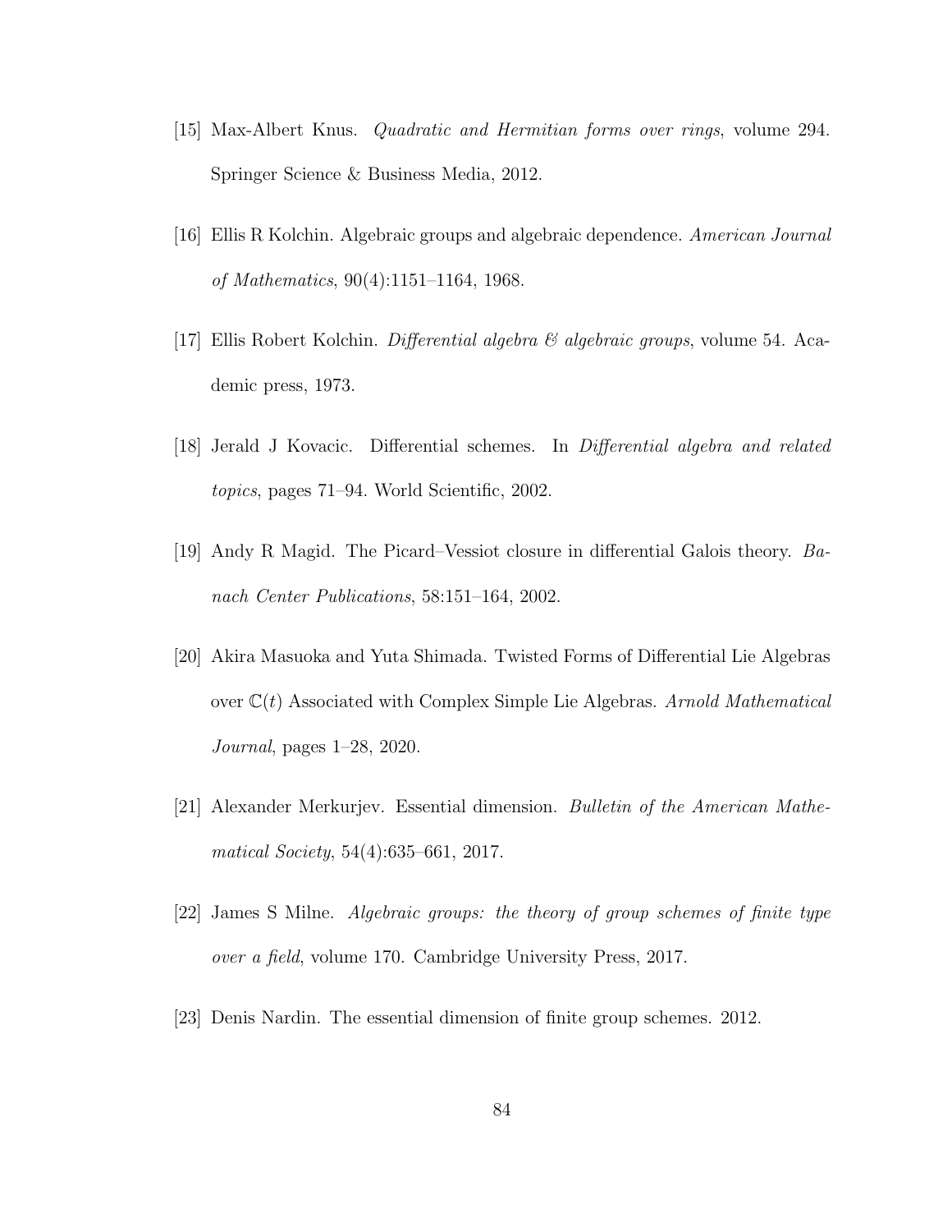[15] Max-Albert Knus. *Quadratic and Hermitian forms over rings*, volume 294. Springer Science & Business Media, 2012.

[16] Ellis R Kolchin. Algebraic groups and algebraic dependence. *American Journal of Mathematics*, 90(4):1151–1164, 1968.

[17] Ellis Robert Kolchin. *Differential algebra & algebraic groups*, volume 54. Academic press, 1973.

[18] Jerald J Kovacic. Differential schemes. In *Differential algebra and related topics*, pages 71–94. World Scientific, 2002.

[19] Andy R Magid. The Picard–Vessiot closure in differential Galois theory. *Banach Center Publications*, 58:151–164, 2002.

[20] Akira Masuoka and Yuta Shimada. Twisted Forms of Differential Lie Algebras over $\mathbb{C}(t)$ Associated with Complex Simple Lie Algebras. *Arnold Mathematical Journal*, pages 1–28, 2020.

[21] Alexander Merkurjev. Essential dimension. *Bulletin of the American Mathematical Society*, 54(4):635–661, 2017.

[22] James S Milne. *Algebraic groups: the theory of group schemes of finite type over a field*, volume 170. Cambridge University Press, 2017.

[23] Denis Nardin. The essential dimension of finite group schemes. 2012.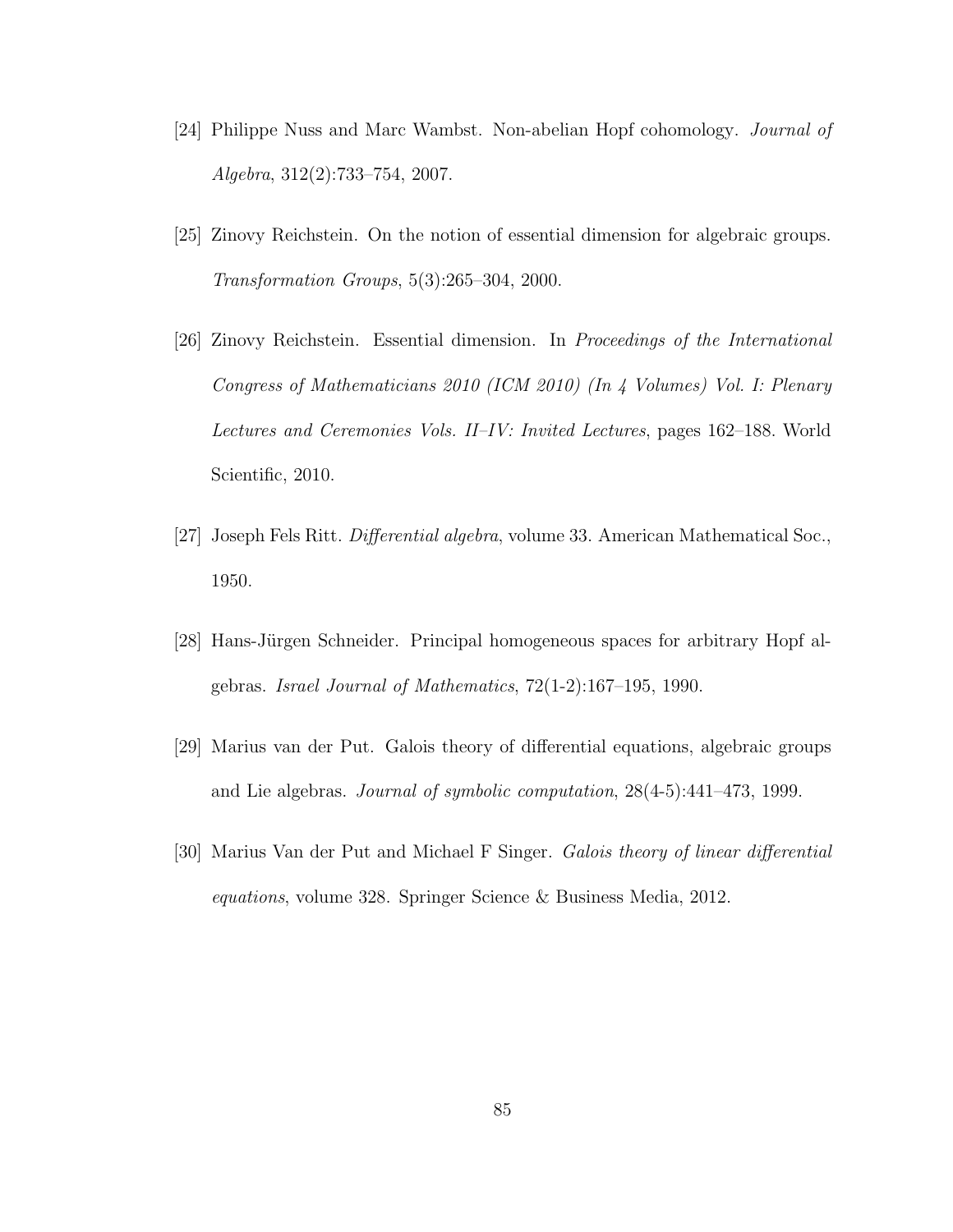[24] Philippe Nuss and Marc Wambst. Non-abelian Hopf cohomology. *Journal of Algebra*, 312(2):733–754, 2007.

[25] Zinovy Reichstein. On the notion of essential dimension for algebraic groups. *Transformation Groups*, 5(3):265–304, 2000.

[26] Zinovy Reichstein. Essential dimension. In *Proceedings of the International Congress of Mathematicians 2010 (ICM 2010) (In 4 Volumes) Vol. I: Plenary Lectures and Ceremonies Vols. II–IV: Invited Lectures*, pages 162–188. World Scientific, 2010.

[27] Joseph Fels Ritt. *Differential algebra*, volume 33. American Mathematical Soc., 1950.

[28] Hans-Jürgen Schneider. Principal homogeneous spaces for arbitrary Hopf algebras. *Israel Journal of Mathematics*, 72(1-2):167–195, 1990.

[29] Marius van der Put. Galois theory of differential equations, algebraic groups and Lie algebras. *Journal of symbolic computation*, 28(4-5):441–473, 1999.

[30] Marius Van der Put and Michael F Singer. *Galois theory of linear differential equations*, volume 328. Springer Science & Business Media, 2012.